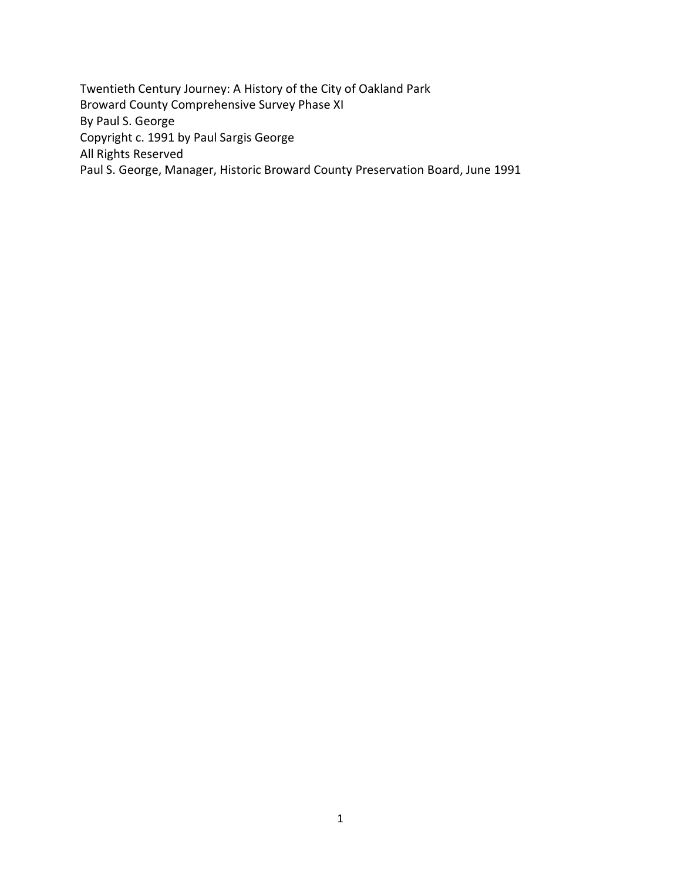Twentieth Century Journey: A History of the City of Oakland Park
Broward County Comprehensive Survey Phase XI
By Paul S. George
Copyright c. 1991 by Paul Sargis George
All Rights Reserved
Paul S. George, Manager, Historic Broward County Preservation Board, June 1991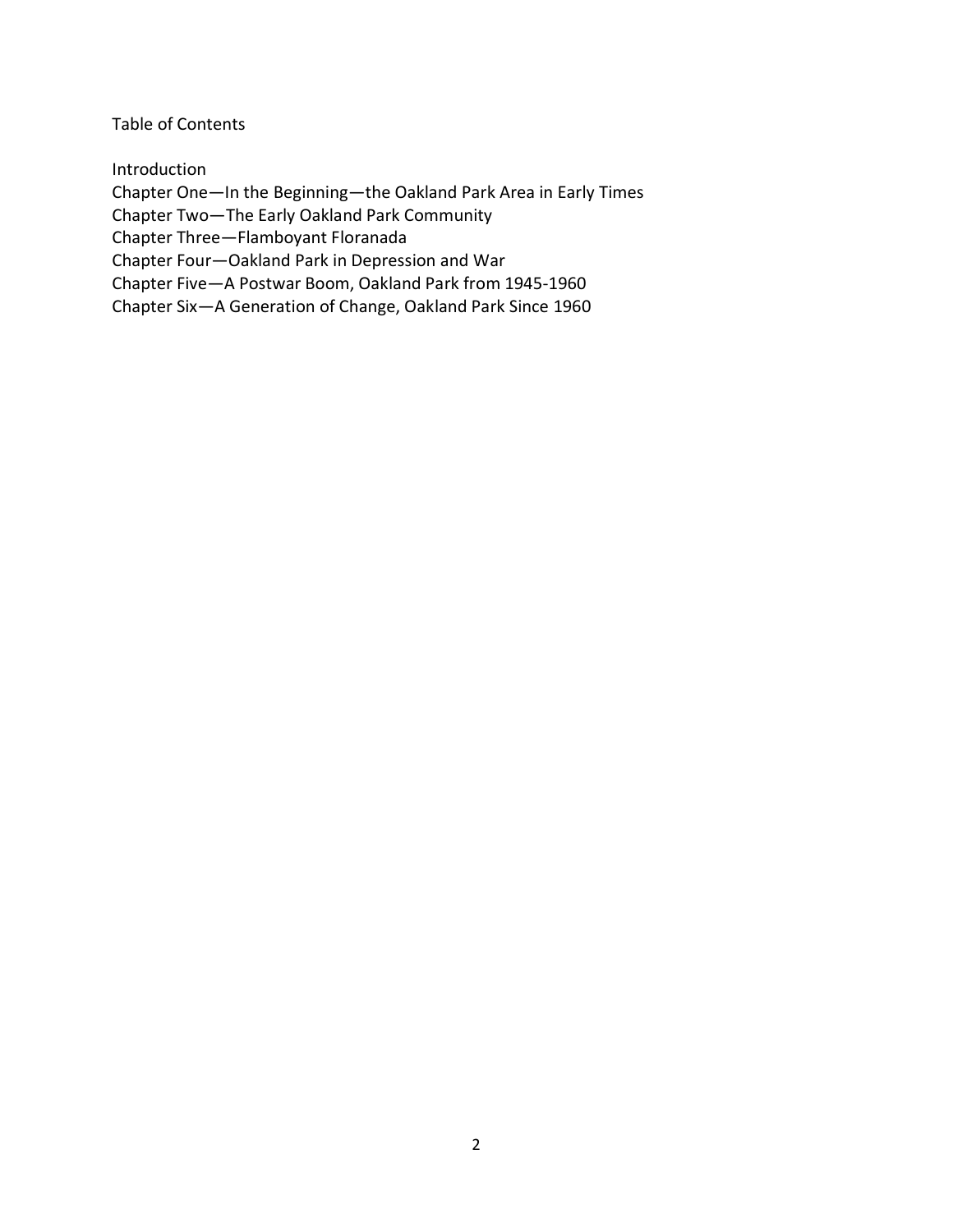# Table of Contents

Introduction
Chapter One—In the Beginning—the Oakland Park Area in Early Times
Chapter Two—The Early Oakland Park Community
Chapter Three—Flamboyant Floranada
Chapter Four—Oakland Park in Depression and War
Chapter Five—A Postwar Boom, Oakland Park from 1945-1960
Chapter Six—A Generation of Change, Oakland Park Since 1960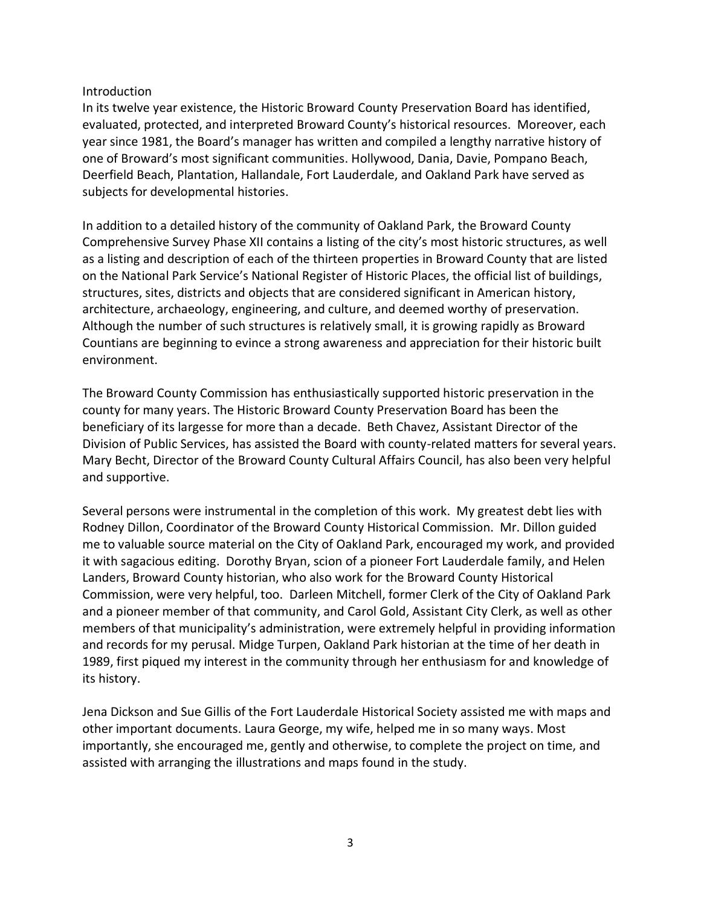# Introduction

In its twelve year existence, the Historic Broward County Preservation Board has identified, evaluated, protected, and interpreted Broward County's historical resources. Moreover, each year since 1981, the Board's manager has written and compiled a lengthy narrative history of one of Broward's most significant communities. Hollywood, Dania, Davie, Pompano Beach, Deerfield Beach, Plantation, Hallandale, Fort Lauderdale, and Oakland Park have served as subjects for developmental histories.

In addition to a detailed history of the community of Oakland Park, the Broward County Comprehensive Survey Phase XII contains a listing of the city's most historic structures, as well as a listing and description of each of the thirteen properties in Broward County that are listed on the National Park Service's National Register of Historic Places, the official list of buildings, structures, sites, districts and objects that are considered significant in American history, architecture, archaeology, engineering, and culture, and deemed worthy of preservation. Although the number of such structures is relatively small, it is growing rapidly as Broward Countians are beginning to evince a strong awareness and appreciation for their historic built environment.

The Broward County Commission has enthusiastically supported historic preservation in the county for many years. The Historic Broward County Preservation Board has been the beneficiary of its largesse for more than a decade. Beth Chavez, Assistant Director of the Division of Public Services, has assisted the Board with county-related matters for several years. Mary Becht, Director of the Broward County Cultural Affairs Council, has also been very helpful and supportive.

Several persons were instrumental in the completion of this work. My greatest debt lies with Rodney Dillon, Coordinator of the Broward County Historical Commission. Mr. Dillon guided me to valuable source material on the City of Oakland Park, encouraged my work, and provided it with sagacious editing. Dorothy Bryan, scion of a pioneer Fort Lauderdale family, and Helen Landers, Broward County historian, who also work for the Broward County Historical Commission, were very helpful, too. Darleen Mitchell, former Clerk of the City of Oakland Park and a pioneer member of that community, and Carol Gold, Assistant City Clerk, as well as other members of that municipality's administration, were extremely helpful in providing information and records for my perusal. Midge Turpen, Oakland Park historian at the time of her death in 1989, first piqued my interest in the community through her enthusiasm for and knowledge of its history.

Jena Dickson and Sue Gillis of the Fort Lauderdale Historical Society assisted me with maps and other important documents. Laura George, my wife, helped me in so many ways. Most importantly, she encouraged me, gently and otherwise, to complete the project on time, and assisted with arranging the illustrations and maps found in the study.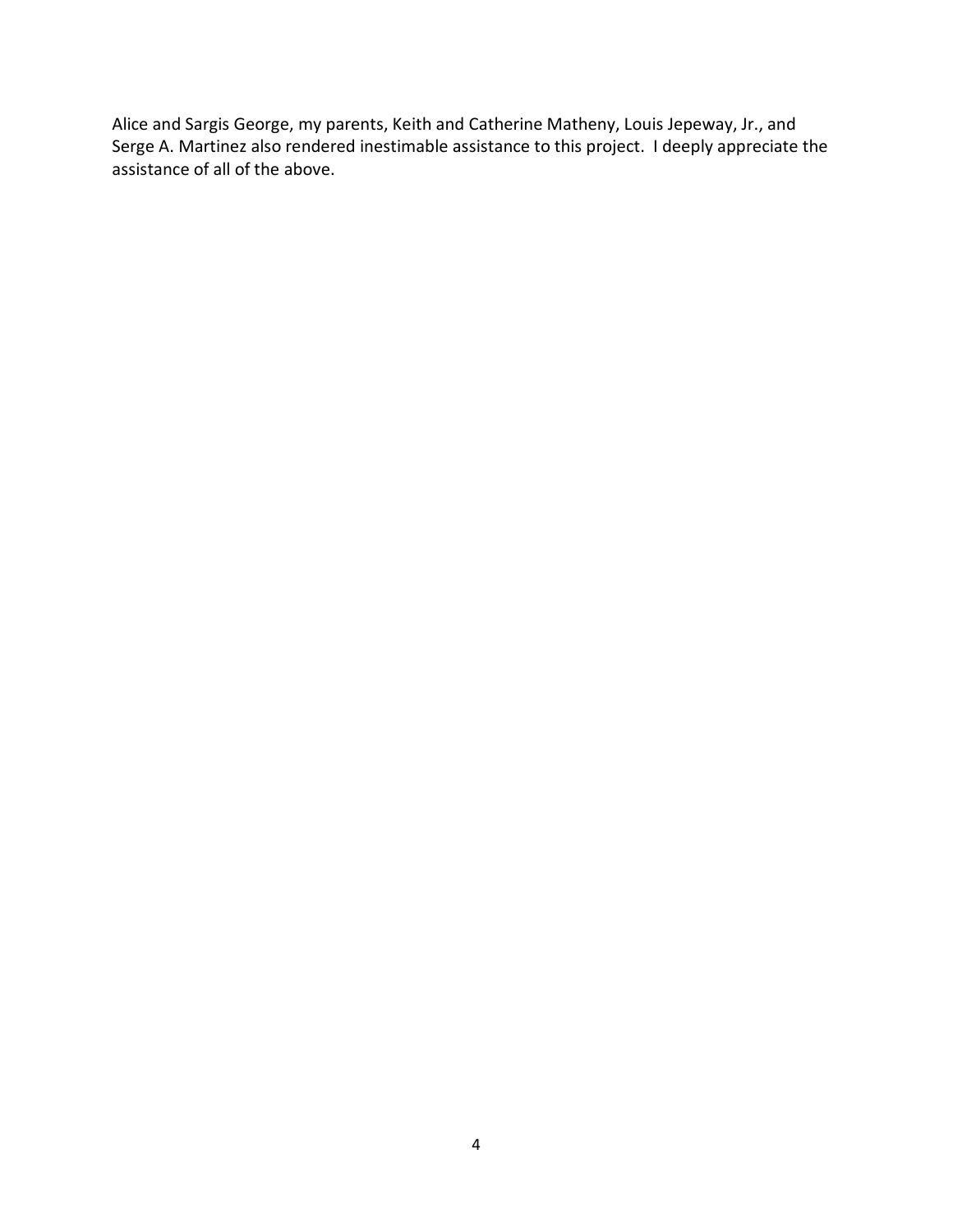Alice and Sargis George, my parents, Keith and Catherine Matheny, Louis Jepeway, Jr., and Serge A. Martinez also rendered inestimable assistance to this project. I deeply appreciate the assistance of all of the above.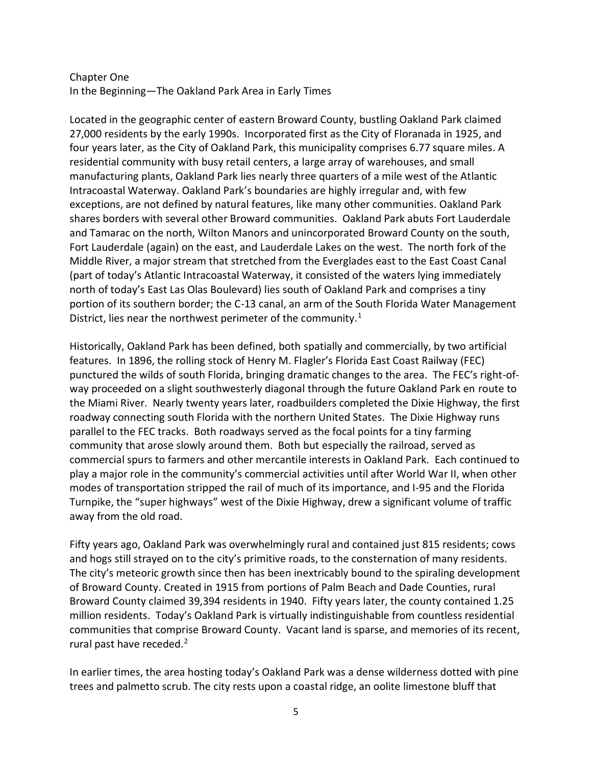# Chapter One
## In the Beginning—The Oakland Park Area in Early Times

Located in the geographic center of eastern Broward County, bustling Oakland Park claimed 27,000 residents by the early 1990s. Incorporated first as the City of Floranada in 1925, and four years later, as the City of Oakland Park, this municipality comprises 6.77 square miles. A residential community with busy retail centers, a large array of warehouses, and small manufacturing plants, Oakland Park lies nearly three quarters of a mile west of the Atlantic Intracoastal Waterway. Oakland Park's boundaries are highly irregular and, with few exceptions, are not defined by natural features, like many other communities. Oakland Park shares borders with several other Broward communities. Oakland Park abuts Fort Lauderdale and Tamarac on the north, Wilton Manors and unincorporated Broward County on the south, Fort Lauderdale (again) on the east, and Lauderdale Lakes on the west. The north fork of the Middle River, a major stream that stretched from the Everglades east to the East Coast Canal (part of today's Atlantic Intracoastal Waterway, it consisted of the waters lying immediately north of today's East Las Olas Boulevard) lies south of Oakland Park and comprises a tiny portion of its southern border; the C-13 canal, an arm of the South Florida Water Management District, lies near the northwest perimeter of the community.[1]

Historically, Oakland Park has been defined, both spatially and commercially, by two artificial features. In 1896, the rolling stock of Henry M. Flagler's Florida East Coast Railway (FEC) punctured the wilds of south Florida, bringing dramatic changes to the area. The FEC's right-of-way proceeded on a slight southwesterly diagonal through the future Oakland Park en route to the Miami River. Nearly twenty years later, roadbuilders completed the Dixie Highway, the first roadway connecting south Florida with the northern United States. The Dixie Highway runs parallel to the FEC tracks. Both roadways served as the focal points for a tiny farming community that arose slowly around them. Both but especially the railroad, served as commercial spurs to farmers and other mercantile interests in Oakland Park. Each continued to play a major role in the community's commercial activities until after World War II, when other modes of transportation stripped the rail of much of its importance, and I-95 and the Florida Turnpike, the "super highways" west of the Dixie Highway, drew a significant volume of traffic away from the old road.

Fifty years ago, Oakland Park was overwhelmingly rural and contained just 815 residents; cows and hogs still strayed on to the city's primitive roads, to the consternation of many residents. The city's meteoric growth since then has been inextricably bound to the spiraling development of Broward County. Created in 1915 from portions of Palm Beach and Dade Counties, rural Broward County claimed 39,394 residents in 1940. Fifty years later, the county contained 1.25 million residents. Today's Oakland Park is virtually indistinguishable from countless residential communities that comprise Broward County. Vacant land is sparse, and memories of its recent, rural past have receded.[2]

In earlier times, the area hosting today's Oakland Park was a dense wilderness dotted with pine trees and palmetto scrub. The city rests upon a coastal ridge, an oolite limestone bluff that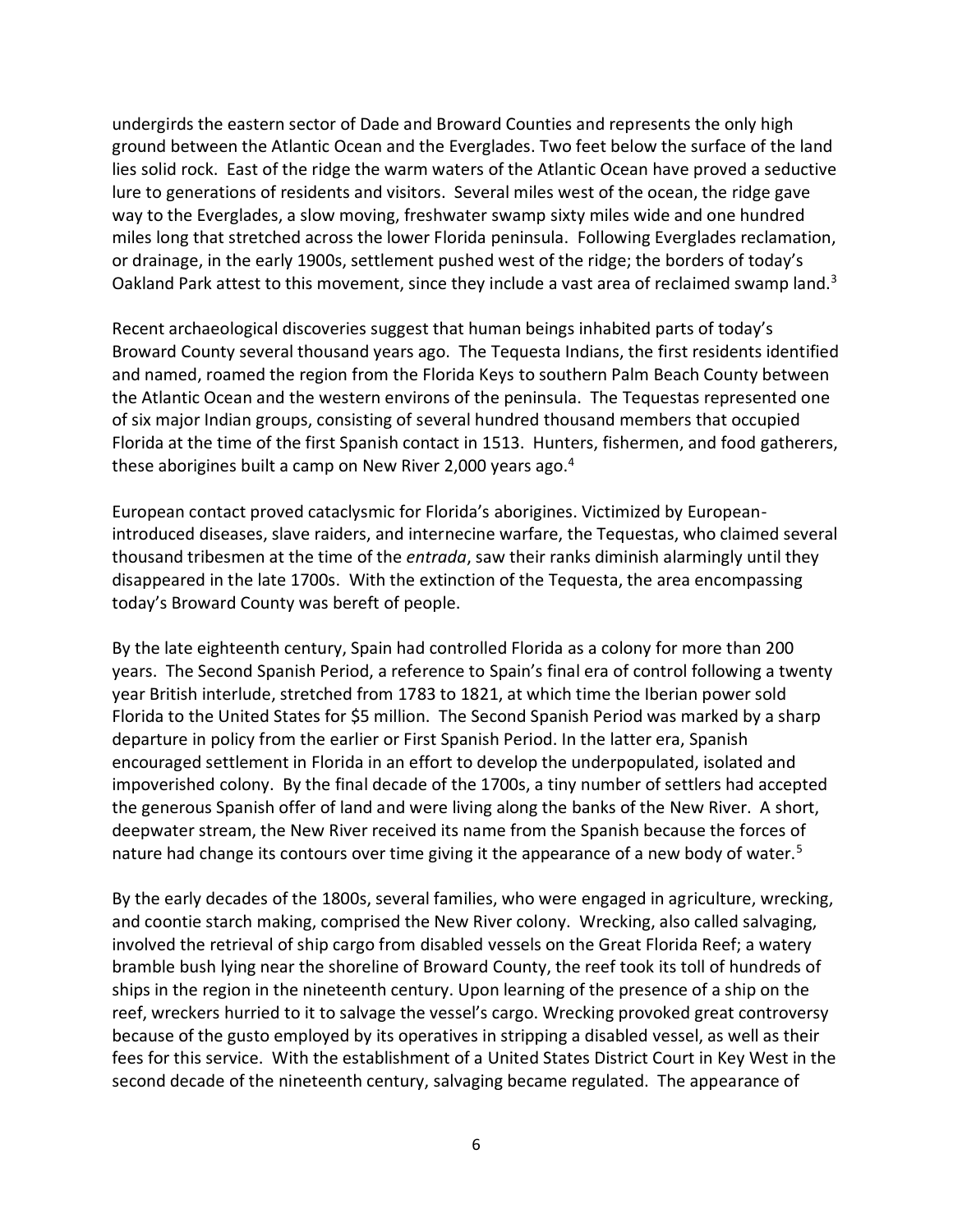undergirds the eastern sector of Dade and Broward Counties and represents the only high ground between the Atlantic Ocean and the Everglades. Two feet below the surface of the land lies solid rock. East of the ridge the warm waters of the Atlantic Ocean have proved a seductive lure to generations of residents and visitors. Several miles west of the ocean, the ridge gave way to the Everglades, a slow moving, freshwater swamp sixty miles wide and one hundred miles long that stretched across the lower Florida peninsula. Following Everglades reclamation, or drainage, in the early 1900s, settlement pushed west of the ridge; the borders of today's Oakland Park attest to this movement, since they include a vast area of reclaimed swamp land.[3]

Recent archaeological discoveries suggest that human beings inhabited parts of today's Broward County several thousand years ago. The Tequesta Indians, the first residents identified and named, roamed the region from the Florida Keys to southern Palm Beach County between the Atlantic Ocean and the western environs of the peninsula. The Tequestas represented one of six major Indian groups, consisting of several hundred thousand members that occupied Florida at the time of the first Spanish contact in 1513. Hunters, fishermen, and food gatherers, these aborigines built a camp on New River 2,000 years ago.[4]

European contact proved cataclysmic for Florida's aborigines. Victimized by European-introduced diseases, slave raiders, and internecine warfare, the Tequestas, who claimed several thousand tribesmen at the time of the *entrada*, saw their ranks diminish alarmingly until they disappeared in the late 1700s. With the extinction of the Tequesta, the area encompassing today's Broward County was bereft of people.

By the late eighteenth century, Spain had controlled Florida as a colony for more than 200 years. The Second Spanish Period, a reference to Spain's final era of control following a twenty year British interlude, stretched from 1783 to 1821, at which time the Iberian power sold Florida to the United States for $5 million. The Second Spanish Period was marked by a sharp departure in policy from the earlier or First Spanish Period. In the latter era, Spanish encouraged settlement in Florida in an effort to develop the underpopulated, isolated and impoverished colony. By the final decade of the 1700s, a tiny number of settlers had accepted the generous Spanish offer of land and were living along the banks of the New River. A short, deepwater stream, the New River received its name from the Spanish because the forces of nature had change its contours over time giving it the appearance of a new body of water.[5]

By the early decades of the 1800s, several families, who were engaged in agriculture, wrecking, and coontie starch making, comprised the New River colony. Wrecking, also called salvaging, involved the retrieval of ship cargo from disabled vessels on the Great Florida Reef; a watery bramble bush lying near the shoreline of Broward County, the reef took its toll of hundreds of ships in the region in the nineteenth century. Upon learning of the presence of a ship on the reef, wreckers hurried to it to salvage the vessel's cargo. Wrecking provoked great controversy because of the gusto employed by its operatives in stripping a disabled vessel, as well as their fees for this service. With the establishment of a United States District Court in Key West in the second decade of the nineteenth century, salvaging became regulated. The appearance of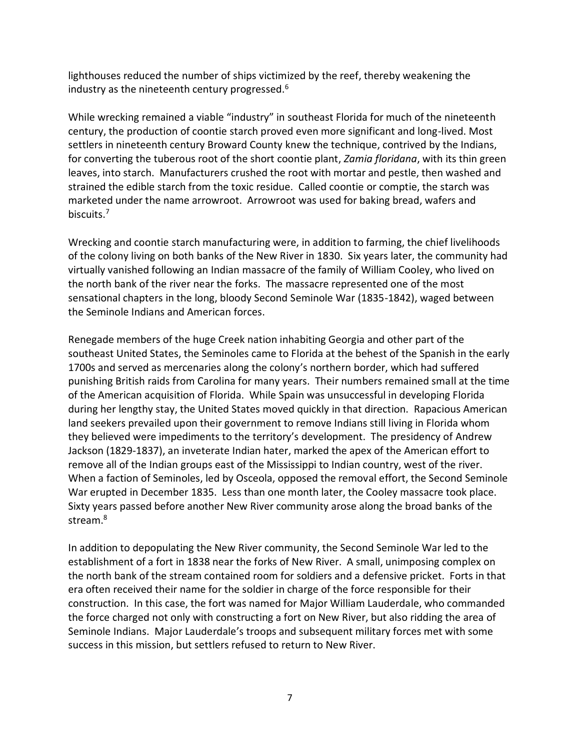lighthouses reduced the number of ships victimized by the reef, thereby weakening the industry as the nineteenth century progressed.[6]

While wrecking remained a viable "industry" in southeast Florida for much of the nineteenth century, the production of coontie starch proved even more significant and long-lived. Most settlers in nineteenth century Broward County knew the technique, contrived by the Indians, for converting the tuberous root of the short coontie plant, *Zamia floridana*, with its thin green leaves, into starch. Manufacturers crushed the root with mortar and pestle, then washed and strained the edible starch from the toxic residue. Called coontie or comptie, the starch was marketed under the name arrowroot. Arrowroot was used for baking bread, wafers and biscuits.[7]

Wrecking and coontie starch manufacturing were, in addition to farming, the chief livelihoods of the colony living on both banks of the New River in 1830. Six years later, the community had virtually vanished following an Indian massacre of the family of William Cooley, who lived on the north bank of the river near the forks. The massacre represented one of the most sensational chapters in the long, bloody Second Seminole War (1835-1842), waged between the Seminole Indians and American forces.

Renegade members of the huge Creek nation inhabiting Georgia and other part of the southeast United States, the Seminoles came to Florida at the behest of the Spanish in the early 1700s and served as mercenaries along the colony's northern border, which had suffered punishing British raids from Carolina for many years. Their numbers remained small at the time of the American acquisition of Florida. While Spain was unsuccessful in developing Florida during her lengthy stay, the United States moved quickly in that direction. Rapacious American land seekers prevailed upon their government to remove Indians still living in Florida whom they believed were impediments to the territory's development. The presidency of Andrew Jackson (1829-1837), an inveterate Indian hater, marked the apex of the American effort to remove all of the Indian groups east of the Mississippi to Indian country, west of the river. When a faction of Seminoles, led by Osceola, opposed the removal effort, the Second Seminole War erupted in December 1835. Less than one month later, the Cooley massacre took place. Sixty years passed before another New River community arose along the broad banks of the stream.[8]

In addition to depopulating the New River community, the Second Seminole War led to the establishment of a fort in 1838 near the forks of New River. A small, unimposing complex on the north bank of the stream contained room for soldiers and a defensive pricket. Forts in that era often received their name for the soldier in charge of the force responsible for their construction. In this case, the fort was named for Major William Lauderdale, who commanded the force charged not only with constructing a fort on New River, but also ridding the area of Seminole Indians. Major Lauderdale's troops and subsequent military forces met with some success in this mission, but settlers refused to return to New River.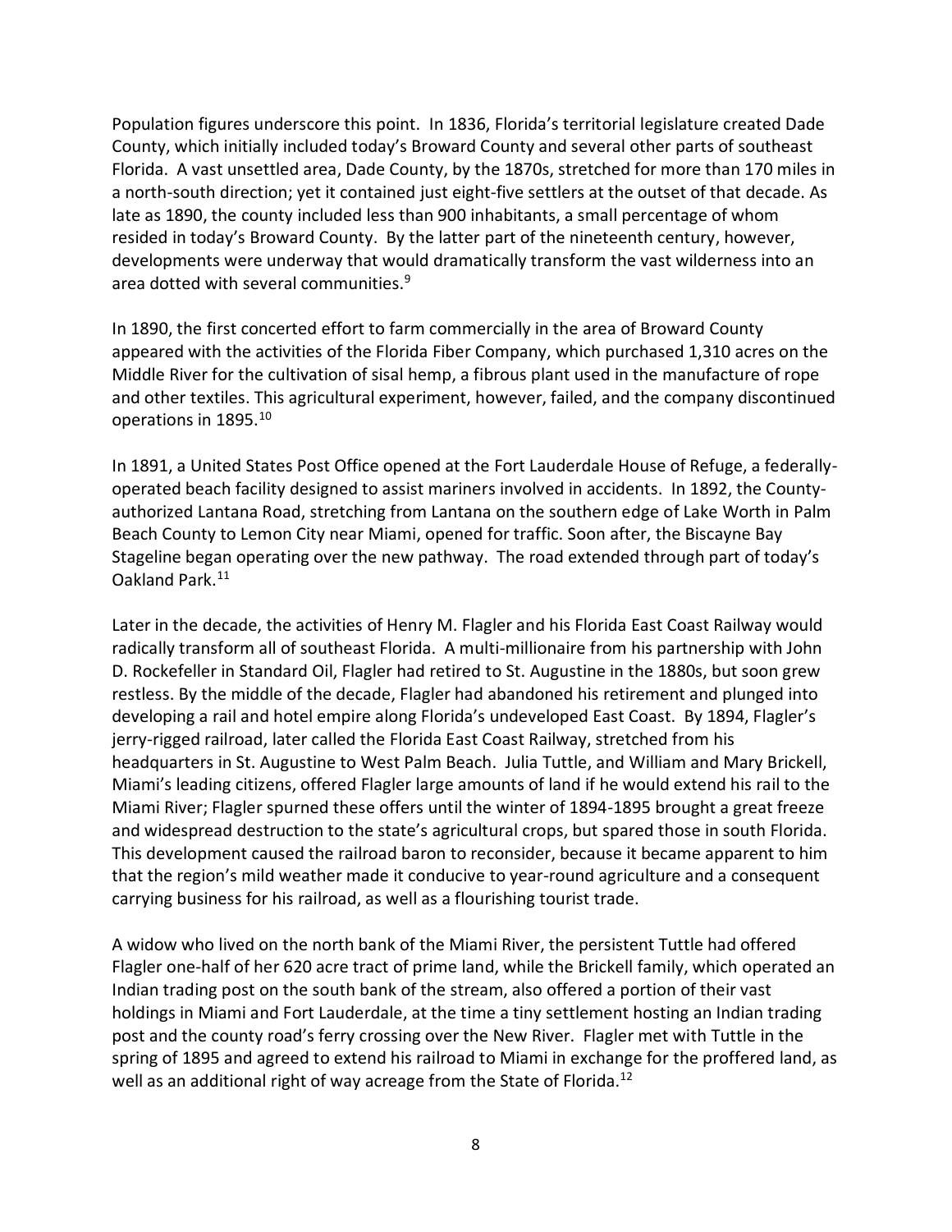Population figures underscore this point. In 1836, Florida's territorial legislature created Dade County, which initially included today's Broward County and several other parts of southeast Florida. A vast unsettled area, Dade County, by the 1870s, stretched for more than 170 miles in a north-south direction; yet it contained just eight-five settlers at the outset of that decade. As late as 1890, the county included less than 900 inhabitants, a small percentage of whom resided in today's Broward County. By the latter part of the nineteenth century, however, developments were underway that would dramatically transform the vast wilderness into an area dotted with several communities.[9]

In 1890, the first concerted effort to farm commercially in the area of Broward County appeared with the activities of the Florida Fiber Company, which purchased 1,310 acres on the Middle River for the cultivation of sisal hemp, a fibrous plant used in the manufacture of rope and other textiles. This agricultural experiment, however, failed, and the company discontinued operations in 1895.[10]

In 1891, a United States Post Office opened at the Fort Lauderdale House of Refuge, a federally-operated beach facility designed to assist mariners involved in accidents. In 1892, the County-authorized Lantana Road, stretching from Lantana on the southern edge of Lake Worth in Palm Beach County to Lemon City near Miami, opened for traffic. Soon after, the Biscayne Bay Stageline began operating over the new pathway. The road extended through part of today's Oakland Park.[11]

Later in the decade, the activities of Henry M. Flagler and his Florida East Coast Railway would radically transform all of southeast Florida. A multi-millionaire from his partnership with John D. Rockefeller in Standard Oil, Flagler had retired to St. Augustine in the 1880s, but soon grew restless. By the middle of the decade, Flagler had abandoned his retirement and plunged into developing a rail and hotel empire along Florida's undeveloped East Coast. By 1894, Flagler's jerry-rigged railroad, later called the Florida East Coast Railway, stretched from his headquarters in St. Augustine to West Palm Beach. Julia Tuttle, and William and Mary Brickell, Miami's leading citizens, offered Flagler large amounts of land if he would extend his rail to the Miami River; Flagler spurned these offers until the winter of 1894-1895 brought a great freeze and widespread destruction to the state's agricultural crops, but spared those in south Florida. This development caused the railroad baron to reconsider, because it became apparent to him that the region's mild weather made it conducive to year-round agriculture and a consequent carrying business for his railroad, as well as a flourishing tourist trade.

A widow who lived on the north bank of the Miami River, the persistent Tuttle had offered Flagler one-half of her 620 acre tract of prime land, while the Brickell family, which operated an Indian trading post on the south bank of the stream, also offered a portion of their vast holdings in Miami and Fort Lauderdale, at the time a tiny settlement hosting an Indian trading post and the county road's ferry crossing over the New River. Flagler met with Tuttle in the spring of 1895 and agreed to extend his railroad to Miami in exchange for the proffered land, as well as an additional right of way acreage from the State of Florida.[12]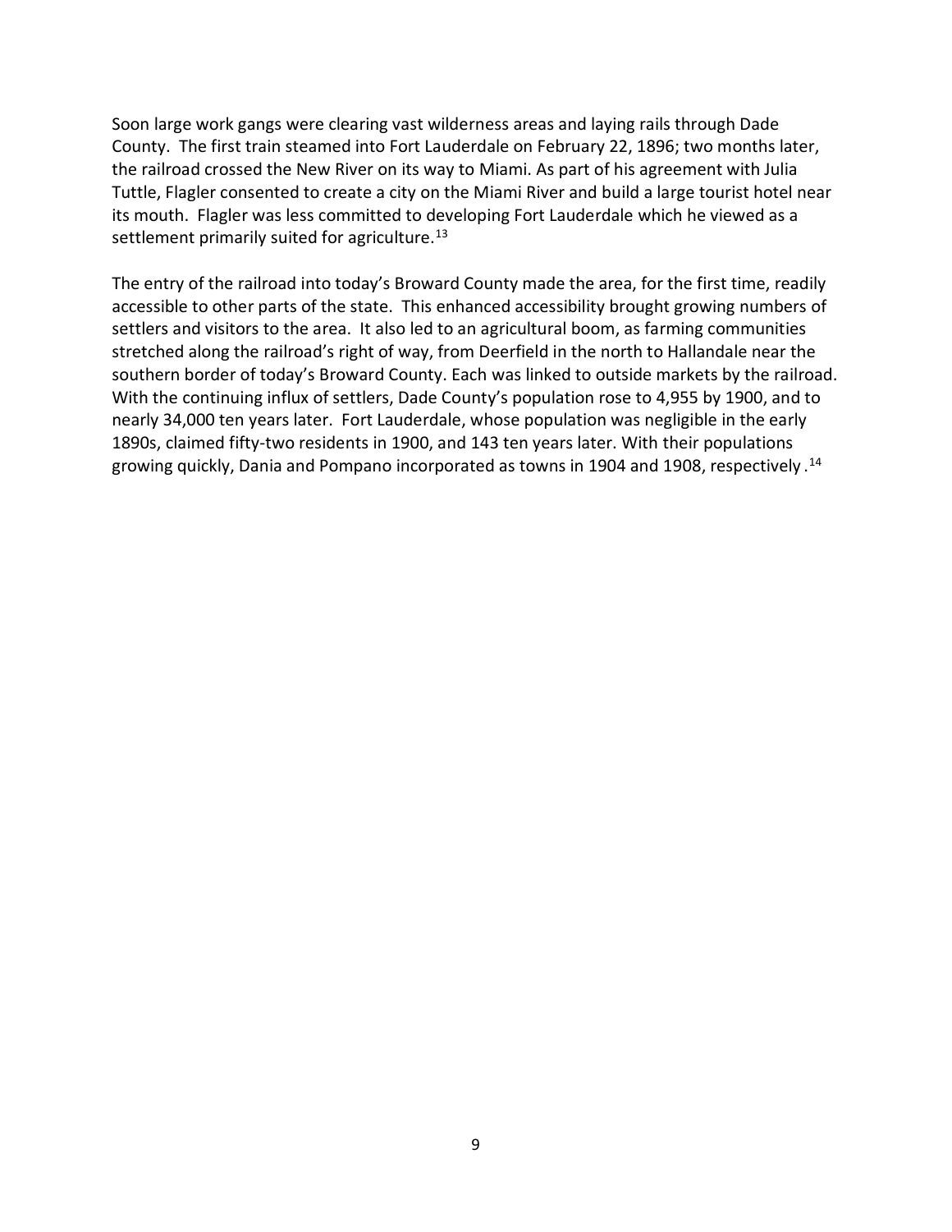Soon large work gangs were clearing vast wilderness areas and laying rails through Dade County. The first train steamed into Fort Lauderdale on February 22, 1896; two months later, the railroad crossed the New River on its way to Miami. As part of his agreement with Julia Tuttle, Flagler consented to create a city on the Miami River and build a large tourist hotel near its mouth. Flagler was less committed to developing Fort Lauderdale which he viewed as a settlement primarily suited for agriculture.[13]

The entry of the railroad into today's Broward County made the area, for the first time, readily accessible to other parts of the state. This enhanced accessibility brought growing numbers of settlers and visitors to the area. It also led to an agricultural boom, as farming communities stretched along the railroad's right of way, from Deerfield in the north to Hallandale near the southern border of today's Broward County. Each was linked to outside markets by the railroad. With the continuing influx of settlers, Dade County's population rose to 4,955 by 1900, and to nearly 34,000 ten years later. Fort Lauderdale, whose population was negligible in the early 1890s, claimed fifty-two residents in 1900, and 143 ten years later. With their populations growing quickly, Dania and Pompano incorporated as towns in 1904 and 1908, respectively.[14]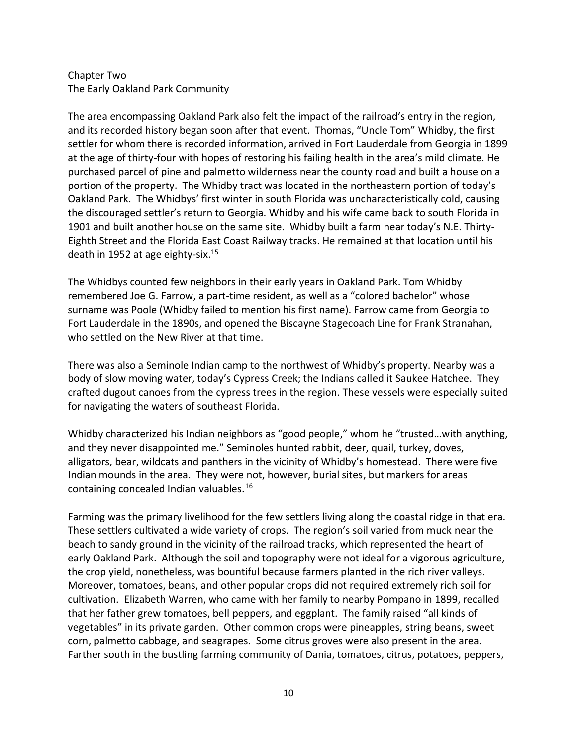# Chapter Two
## The Early Oakland Park Community

The area encompassing Oakland Park also felt the impact of the railroad's entry in the region, and its recorded history began soon after that event. Thomas, "Uncle Tom" Whidby, the first settler for whom there is recorded information, arrived in Fort Lauderdale from Georgia in 1899 at the age of thirty-four with hopes of restoring his failing health in the area's mild climate. He purchased parcel of pine and palmetto wilderness near the county road and built a house on a portion of the property. The Whidby tract was located in the northeastern portion of today's Oakland Park. The Whidbys' first winter in south Florida was uncharacteristically cold, causing the discouraged settler's return to Georgia. Whidby and his wife came back to south Florida in 1901 and built another house on the same site. Whidby built a farm near today's N.E. Thirty-Eighth Street and the Florida East Coast Railway tracks. He remained at that location until his death in 1952 at age eighty-six.[15]

The Whidbys counted few neighbors in their early years in Oakland Park. Tom Whidby remembered Joe G. Farrow, a part-time resident, as well as a "colored bachelor" whose surname was Poole (Whidby failed to mention his first name). Farrow came from Georgia to Fort Lauderdale in the 1890s, and opened the Biscayne Stagecoach Line for Frank Stranahan, who settled on the New River at that time.

There was also a Seminole Indian camp to the northwest of Whidby's property. Nearby was a body of slow moving water, today's Cypress Creek; the Indians called it Saukee Hatchee. They crafted dugout canoes from the cypress trees in the region. These vessels were especially suited for navigating the waters of southeast Florida.

Whidby characterized his Indian neighbors as "good people," whom he "trusted…with anything, and they never disappointed me." Seminoles hunted rabbit, deer, quail, turkey, doves, alligators, bear, wildcats and panthers in the vicinity of Whidby's homestead. There were five Indian mounds in the area. They were not, however, burial sites, but markers for areas containing concealed Indian valuables.[16]

Farming was the primary livelihood for the few settlers living along the coastal ridge in that era. These settlers cultivated a wide variety of crops. The region's soil varied from muck near the beach to sandy ground in the vicinity of the railroad tracks, which represented the heart of early Oakland Park. Although the soil and topography were not ideal for a vigorous agriculture, the crop yield, nonetheless, was bountiful because farmers planted in the rich river valleys. Moreover, tomatoes, beans, and other popular crops did not required extremely rich soil for cultivation. Elizabeth Warren, who came with her family to nearby Pompano in 1899, recalled that her father grew tomatoes, bell peppers, and eggplant. The family raised "all kinds of vegetables" in its private garden. Other common crops were pineapples, string beans, sweet corn, palmetto cabbage, and seagrapes. Some citrus groves were also present in the area. Farther south in the bustling farming community of Dania, tomatoes, citrus, potatoes, peppers,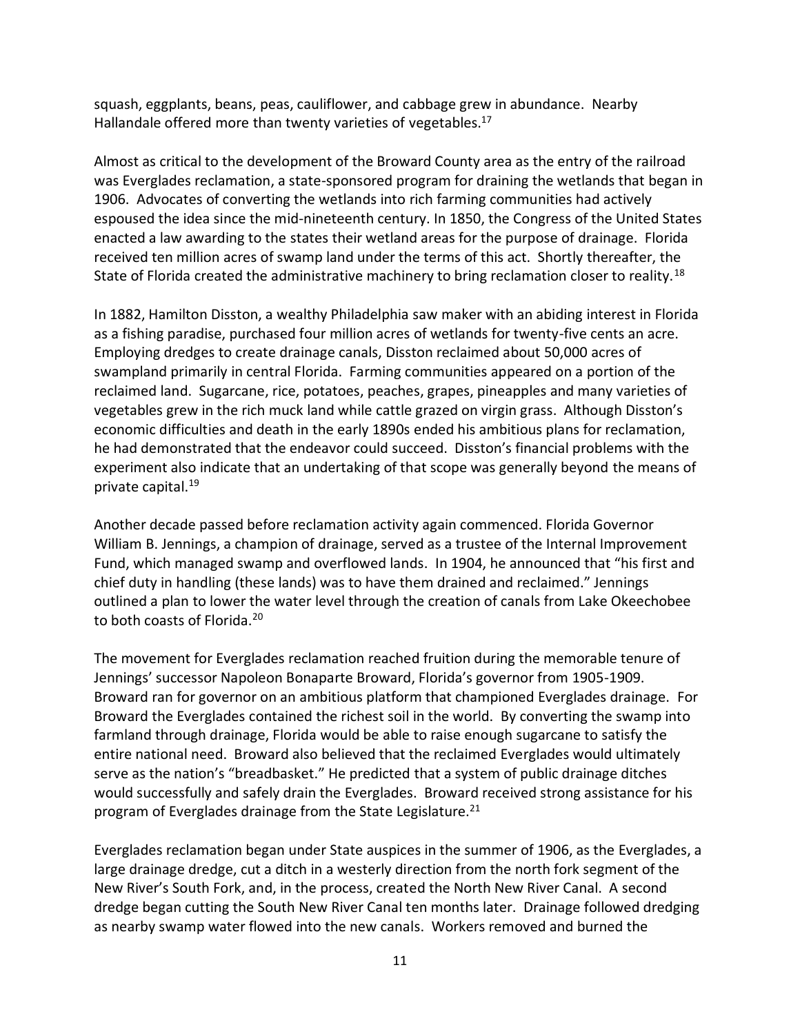squash, eggplants, beans, peas, cauliflower, and cabbage grew in abundance. Nearby Hallandale offered more than twenty varieties of vegetables.[17]

Almost as critical to the development of the Broward County area as the entry of the railroad was Everglades reclamation, a state-sponsored program for draining the wetlands that began in 1906. Advocates of converting the wetlands into rich farming communities had actively espoused the idea since the mid-nineteenth century. In 1850, the Congress of the United States enacted a law awarding to the states their wetland areas for the purpose of drainage. Florida received ten million acres of swamp land under the terms of this act. Shortly thereafter, the State of Florida created the administrative machinery to bring reclamation closer to reality.[18]

In 1882, Hamilton Disston, a wealthy Philadelphia saw maker with an abiding interest in Florida as a fishing paradise, purchased four million acres of wetlands for twenty-five cents an acre. Employing dredges to create drainage canals, Disston reclaimed about 50,000 acres of swampland primarily in central Florida. Farming communities appeared on a portion of the reclaimed land. Sugarcane, rice, potatoes, peaches, grapes, pineapples and many varieties of vegetables grew in the rich muck land while cattle grazed on virgin grass. Although Disston's economic difficulties and death in the early 1890s ended his ambitious plans for reclamation, he had demonstrated that the endeavor could succeed. Disston's financial problems with the experiment also indicate that an undertaking of that scope was generally beyond the means of private capital.[19]

Another decade passed before reclamation activity again commenced. Florida Governor William B. Jennings, a champion of drainage, served as a trustee of the Internal Improvement Fund, which managed swamp and overflowed lands. In 1904, he announced that "his first and chief duty in handling (these lands) was to have them drained and reclaimed." Jennings outlined a plan to lower the water level through the creation of canals from Lake Okeechobee to both coasts of Florida.[20]

The movement for Everglades reclamation reached fruition during the memorable tenure of Jennings' successor Napoleon Bonaparte Broward, Florida's governor from 1905-1909. Broward ran for governor on an ambitious platform that championed Everglades drainage. For Broward the Everglades contained the richest soil in the world. By converting the swamp into farmland through drainage, Florida would be able to raise enough sugarcane to satisfy the entire national need. Broward also believed that the reclaimed Everglades would ultimately serve as the nation's "breadbasket." He predicted that a system of public drainage ditches would successfully and safely drain the Everglades. Broward received strong assistance for his program of Everglades drainage from the State Legislature.[21]

Everglades reclamation began under State auspices in the summer of 1906, as the Everglades, a large drainage dredge, cut a ditch in a westerly direction from the north fork segment of the New River's South Fork, and, in the process, created the North New River Canal. A second dredge began cutting the South New River Canal ten months later. Drainage followed dredging as nearby swamp water flowed into the new canals. Workers removed and burned the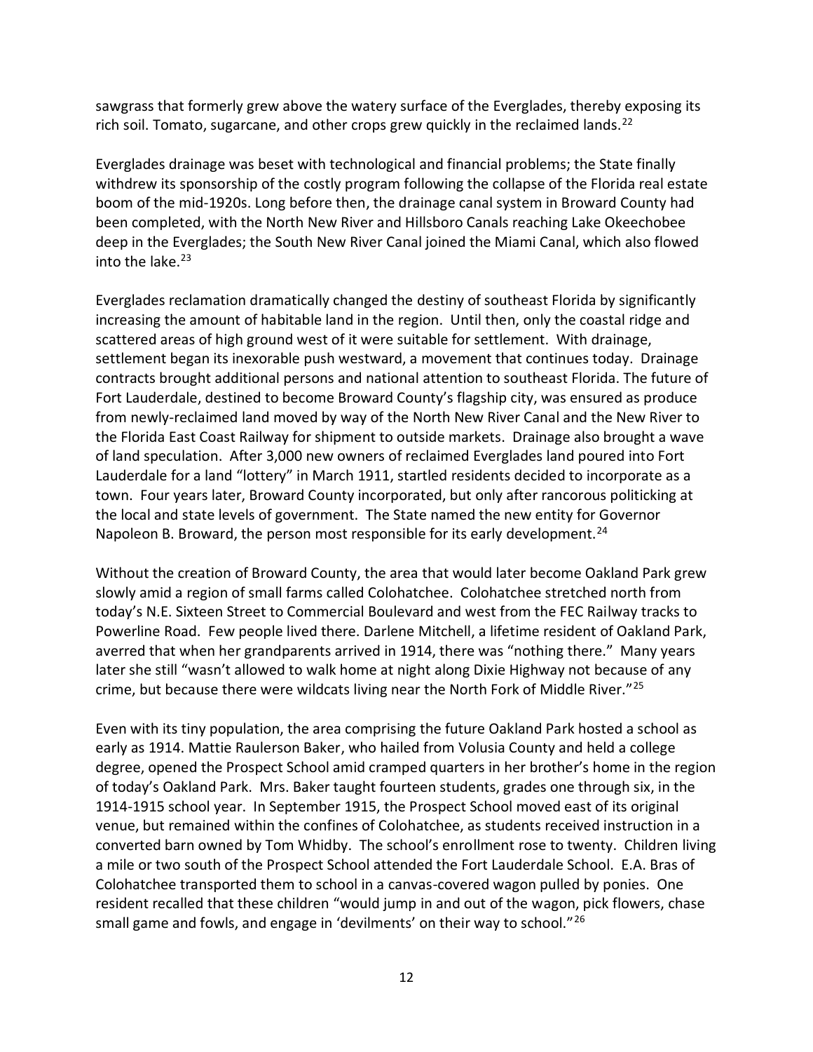sawgrass that formerly grew above the watery surface of the Everglades, thereby exposing its rich soil. Tomato, sugarcane, and other crops grew quickly in the reclaimed lands.[22]

Everglades drainage was beset with technological and financial problems; the State finally withdrew its sponsorship of the costly program following the collapse of the Florida real estate boom of the mid-1920s. Long before then, the drainage canal system in Broward County had been completed, with the North New River and Hillsboro Canals reaching Lake Okeechobee deep in the Everglades; the South New River Canal joined the Miami Canal, which also flowed into the lake.[23]

Everglades reclamation dramatically changed the destiny of southeast Florida by significantly increasing the amount of habitable land in the region. Until then, only the coastal ridge and scattered areas of high ground west of it were suitable for settlement. With drainage, settlement began its inexorable push westward, a movement that continues today. Drainage contracts brought additional persons and national attention to southeast Florida. The future of Fort Lauderdale, destined to become Broward County's flagship city, was ensured as produce from newly-reclaimed land moved by way of the North New River Canal and the New River to the Florida East Coast Railway for shipment to outside markets. Drainage also brought a wave of land speculation. After 3,000 new owners of reclaimed Everglades land poured into Fort Lauderdale for a land "lottery" in March 1911, startled residents decided to incorporate as a town. Four years later, Broward County incorporated, but only after rancorous politicking at the local and state levels of government. The State named the new entity for Governor Napoleon B. Broward, the person most responsible for its early development.[24]

Without the creation of Broward County, the area that would later become Oakland Park grew slowly amid a region of small farms called Colohatchee. Colohatchee stretched north from today's N.E. Sixteen Street to Commercial Boulevard and west from the FEC Railway tracks to Powerline Road. Few people lived there. Darlene Mitchell, a lifetime resident of Oakland Park, averred that when her grandparents arrived in 1914, there was "nothing there." Many years later she still "wasn't allowed to walk home at night along Dixie Highway not because of any crime, but because there were wildcats living near the North Fork of Middle River."[25]

Even with its tiny population, the area comprising the future Oakland Park hosted a school as early as 1914. Mattie Raulerson Baker, who hailed from Volusia County and held a college degree, opened the Prospect School amid cramped quarters in her brother's home in the region of today's Oakland Park. Mrs. Baker taught fourteen students, grades one through six, in the 1914-1915 school year. In September 1915, the Prospect School moved east of its original venue, but remained within the confines of Colohatchee, as students received instruction in a converted barn owned by Tom Whidby. The school's enrollment rose to twenty. Children living a mile or two south of the Prospect School attended the Fort Lauderdale School. E.A. Bras of Colohatchee transported them to school in a canvas-covered wagon pulled by ponies. One resident recalled that these children "would jump in and out of the wagon, pick flowers, chase small game and fowls, and engage in 'devilments' on their way to school."[26]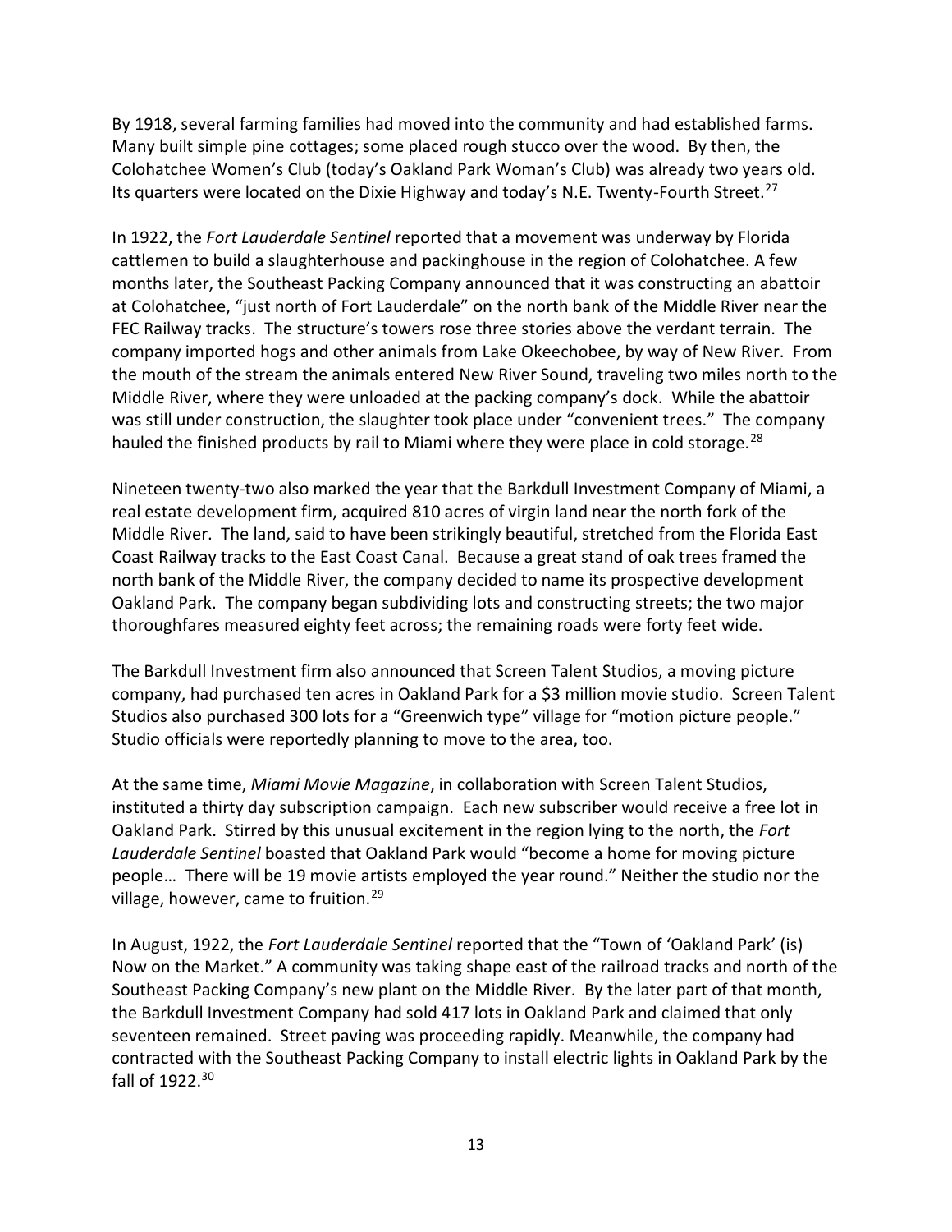By 1918, several farming families had moved into the community and had established farms. Many built simple pine cottages; some placed rough stucco over the wood. By then, the Colohatchee Women's Club (today's Oakland Park Woman's Club) was already two years old. Its quarters were located on the Dixie Highway and today's N.E. Twenty-Fourth Street.[27]

In 1922, the *Fort Lauderdale Sentinel* reported that a movement was underway by Florida cattlemen to build a slaughterhouse and packinghouse in the region of Colohatchee. A few months later, the Southeast Packing Company announced that it was constructing an abattoir at Colohatchee, "just north of Fort Lauderdale" on the north bank of the Middle River near the FEC Railway tracks. The structure's towers rose three stories above the verdant terrain. The company imported hogs and other animals from Lake Okeechobee, by way of New River. From the mouth of the stream the animals entered New River Sound, traveling two miles north to the Middle River, where they were unloaded at the packing company's dock. While the abattoir was still under construction, the slaughter took place under "convenient trees." The company hauled the finished products by rail to Miami where they were place in cold storage.[28]

Nineteen twenty-two also marked the year that the Barkdull Investment Company of Miami, a real estate development firm, acquired 810 acres of virgin land near the north fork of the Middle River. The land, said to have been strikingly beautiful, stretched from the Florida East Coast Railway tracks to the East Coast Canal. Because a great stand of oak trees framed the north bank of the Middle River, the company decided to name its prospective development Oakland Park. The company began subdividing lots and constructing streets; the two major thoroughfares measured eighty feet across; the remaining roads were forty feet wide.

The Barkdull Investment firm also announced that Screen Talent Studios, a moving picture company, had purchased ten acres in Oakland Park for a $3 million movie studio. Screen Talent Studios also purchased 300 lots for a "Greenwich type" village for "motion picture people." Studio officials were reportedly planning to move to the area, too.

At the same time, *Miami Movie Magazine*, in collaboration with Screen Talent Studios, instituted a thirty day subscription campaign. Each new subscriber would receive a free lot in Oakland Park. Stirred by this unusual excitement in the region lying to the north, the *Fort Lauderdale Sentinel* boasted that Oakland Park would "become a home for moving picture people… There will be 19 movie artists employed the year round." Neither the studio nor the village, however, came to fruition.[29]

In August, 1922, the *Fort Lauderdale Sentinel* reported that the "Town of 'Oakland Park' (is) Now on the Market." A community was taking shape east of the railroad tracks and north of the Southeast Packing Company's new plant on the Middle River. By the later part of that month, the Barkdull Investment Company had sold 417 lots in Oakland Park and claimed that only seventeen remained. Street paving was proceeding rapidly. Meanwhile, the company had contracted with the Southeast Packing Company to install electric lights in Oakland Park by the fall of 1922.[30]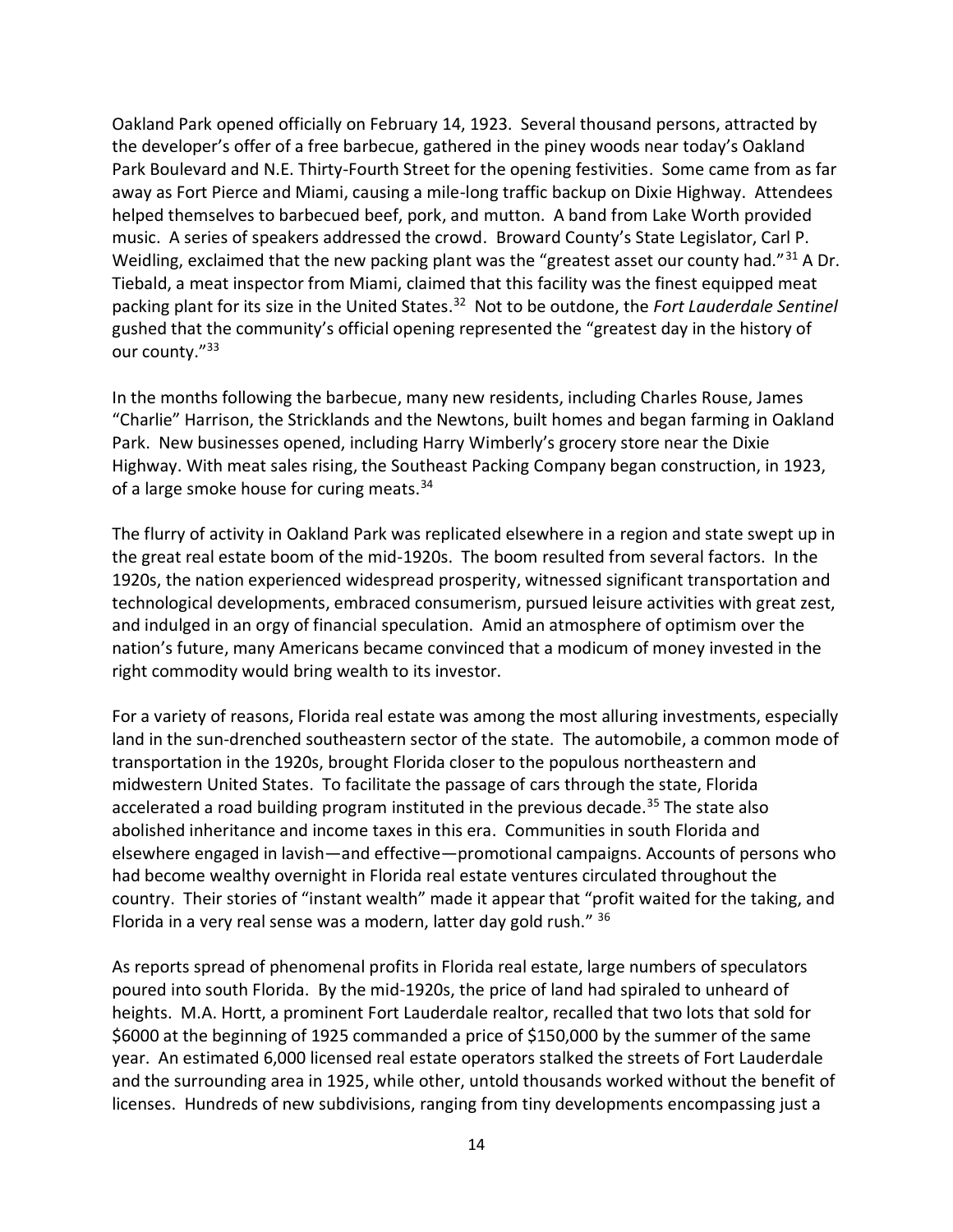Oakland Park opened officially on February 14, 1923. Several thousand persons, attracted by the developer's offer of a free barbecue, gathered in the piney woods near today's Oakland Park Boulevard and N.E. Thirty-Fourth Street for the opening festivities. Some came from as far away as Fort Pierce and Miami, causing a mile-long traffic backup on Dixie Highway. Attendees helped themselves to barbecued beef, pork, and mutton. A band from Lake Worth provided music. A series of speakers addressed the crowd. Broward County's State Legislator, Carl P. Weidling, exclaimed that the new packing plant was the "greatest asset our county had."[31] A Dr. Tiebald, a meat inspector from Miami, claimed that this facility was the finest equipped meat packing plant for its size in the United States.[32] Not to be outdone, the *Fort Lauderdale Sentinel* gushed that the community's official opening represented the "greatest day in the history of our county."[33]

In the months following the barbecue, many new residents, including Charles Rouse, James "Charlie" Harrison, the Stricklands and the Newtons, built homes and began farming in Oakland Park. New businesses opened, including Harry Wimberly's grocery store near the Dixie Highway. With meat sales rising, the Southeast Packing Company began construction, in 1923, of a large smoke house for curing meats.[34]

The flurry of activity in Oakland Park was replicated elsewhere in a region and state swept up in the great real estate boom of the mid-1920s. The boom resulted from several factors. In the 1920s, the nation experienced widespread prosperity, witnessed significant transportation and technological developments, embraced consumerism, pursued leisure activities with great zest, and indulged in an orgy of financial speculation. Amid an atmosphere of optimism over the nation's future, many Americans became convinced that a modicum of money invested in the right commodity would bring wealth to its investor.

For a variety of reasons, Florida real estate was among the most alluring investments, especially land in the sun-drenched southeastern sector of the state. The automobile, a common mode of transportation in the 1920s, brought Florida closer to the populous northeastern and midwestern United States. To facilitate the passage of cars through the state, Florida accelerated a road building program instituted in the previous decade.[35] The state also abolished inheritance and income taxes in this era. Communities in south Florida and elsewhere engaged in lavish—and effective—promotional campaigns. Accounts of persons who had become wealthy overnight in Florida real estate ventures circulated throughout the country. Their stories of "instant wealth" made it appear that "profit waited for the taking, and Florida in a very real sense was a modern, latter day gold rush." [36]

As reports spread of phenomenal profits in Florida real estate, large numbers of speculators poured into south Florida. By the mid-1920s, the price of land had spiraled to unheard of heights. M.A. Hortt, a prominent Fort Lauderdale realtor, recalled that two lots that sold for $6000 at the beginning of 1925 commanded a price of $150,000 by the summer of the same year. An estimated 6,000 licensed real estate operators stalked the streets of Fort Lauderdale and the surrounding area in 1925, while other, untold thousands worked without the benefit of licenses. Hundreds of new subdivisions, ranging from tiny developments encompassing just a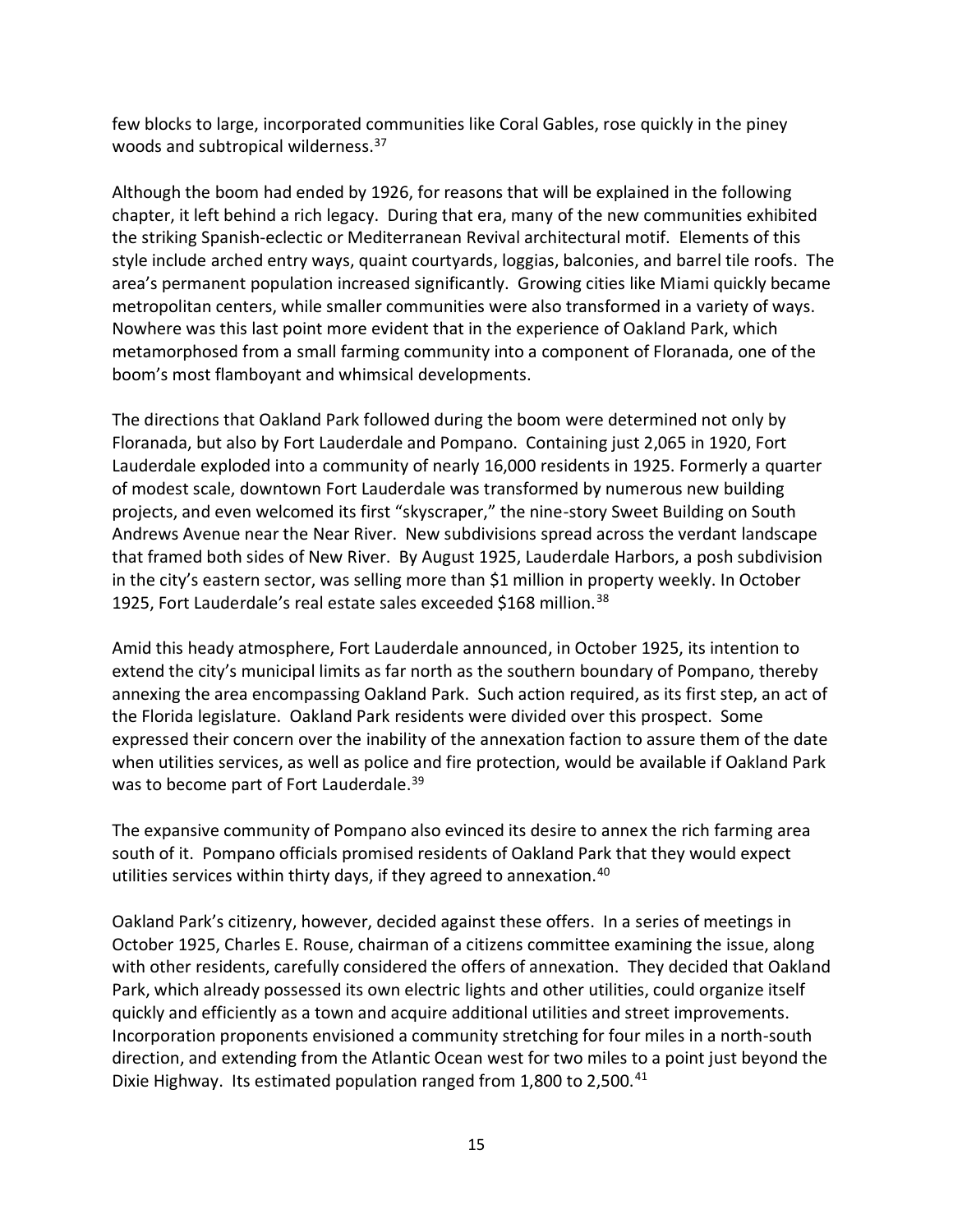few blocks to large, incorporated communities like Coral Gables, rose quickly in the piney woods and subtropical wilderness.[37]

Although the boom had ended by 1926, for reasons that will be explained in the following chapter, it left behind a rich legacy. During that era, many of the new communities exhibited the striking Spanish-eclectic or Mediterranean Revival architectural motif. Elements of this style include arched entry ways, quaint courtyards, loggias, balconies, and barrel tile roofs. The area's permanent population increased significantly. Growing cities like Miami quickly became metropolitan centers, while smaller communities were also transformed in a variety of ways. Nowhere was this last point more evident that in the experience of Oakland Park, which metamorphosed from a small farming community into a component of Floranada, one of the boom's most flamboyant and whimsical developments.

The directions that Oakland Park followed during the boom were determined not only by Floranada, but also by Fort Lauderdale and Pompano. Containing just 2,065 in 1920, Fort Lauderdale exploded into a community of nearly 16,000 residents in 1925. Formerly a quarter of modest scale, downtown Fort Lauderdale was transformed by numerous new building projects, and even welcomed its first "skyscraper," the nine-story Sweet Building on South Andrews Avenue near the Near River. New subdivisions spread across the verdant landscape that framed both sides of New River. By August 1925, Lauderdale Harbors, a posh subdivision in the city's eastern sector, was selling more than $1 million in property weekly. In October 1925, Fort Lauderdale's real estate sales exceeded $168 million.[38]

Amid this heady atmosphere, Fort Lauderdale announced, in October 1925, its intention to extend the city's municipal limits as far north as the southern boundary of Pompano, thereby annexing the area encompassing Oakland Park. Such action required, as its first step, an act of the Florida legislature. Oakland Park residents were divided over this prospect. Some expressed their concern over the inability of the annexation faction to assure them of the date when utilities services, as well as police and fire protection, would be available if Oakland Park was to become part of Fort Lauderdale.[39]

The expansive community of Pompano also evinced its desire to annex the rich farming area south of it. Pompano officials promised residents of Oakland Park that they would expect utilities services within thirty days, if they agreed to annexation.[40]

Oakland Park's citizenry, however, decided against these offers. In a series of meetings in October 1925, Charles E. Rouse, chairman of a citizens committee examining the issue, along with other residents, carefully considered the offers of annexation. They decided that Oakland Park, which already possessed its own electric lights and other utilities, could organize itself quickly and efficiently as a town and acquire additional utilities and street improvements. Incorporation proponents envisioned a community stretching for four miles in a north-south direction, and extending from the Atlantic Ocean west for two miles to a point just beyond the Dixie Highway. Its estimated population ranged from 1,800 to 2,500.[41]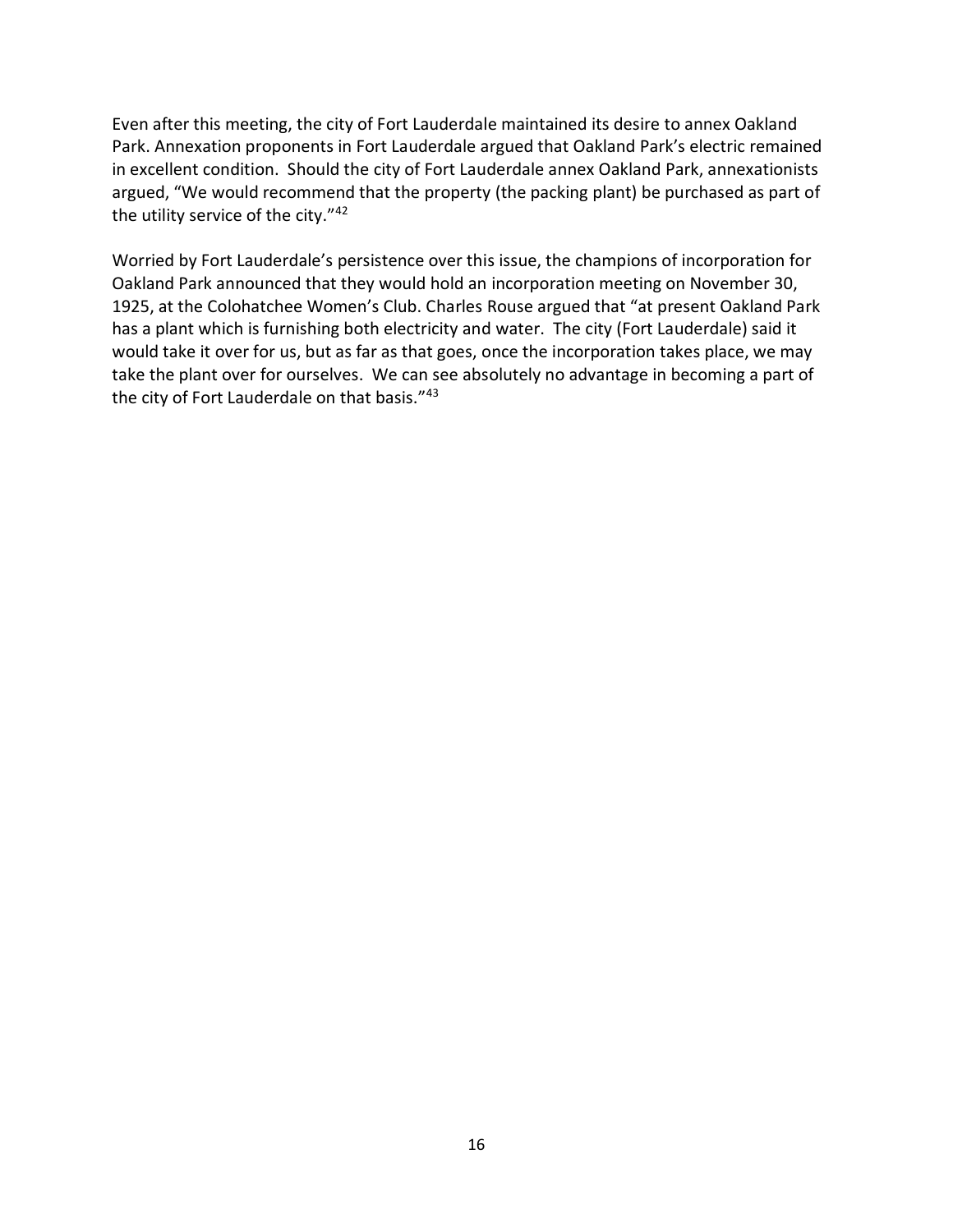Even after this meeting, the city of Fort Lauderdale maintained its desire to annex Oakland Park. Annexation proponents in Fort Lauderdale argued that Oakland Park's electric remained in excellent condition. Should the city of Fort Lauderdale annex Oakland Park, annexationists argued, "We would recommend that the property (the packing plant) be purchased as part of the utility service of the city."[42]

Worried by Fort Lauderdale's persistence over this issue, the champions of incorporation for Oakland Park announced that they would hold an incorporation meeting on November 30, 1925, at the Colohatchee Women's Club. Charles Rouse argued that "at present Oakland Park has a plant which is furnishing both electricity and water. The city (Fort Lauderdale) said it would take it over for us, but as far as that goes, once the incorporation takes place, we may take the plant over for ourselves. We can see absolutely no advantage in becoming a part of the city of Fort Lauderdale on that basis."[43]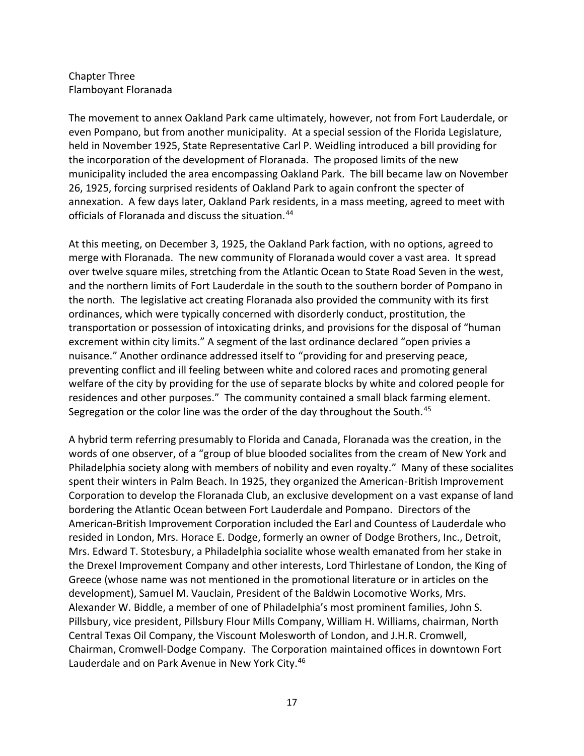## Chapter Three
## Flamboyant Floranada

The movement to annex Oakland Park came ultimately, however, not from Fort Lauderdale, or even Pompano, but from another municipality. At a special session of the Florida Legislature, held in November 1925, State Representative Carl P. Weidling introduced a bill providing for the incorporation of the development of Floranada. The proposed limits of the new municipality included the area encompassing Oakland Park. The bill became law on November 26, 1925, forcing surprised residents of Oakland Park to again confront the specter of annexation. A few days later, Oakland Park residents, in a mass meeting, agreed to meet with officials of Floranada and discuss the situation.[44]

At this meeting, on December 3, 1925, the Oakland Park faction, with no options, agreed to merge with Floranada. The new community of Floranada would cover a vast area. It spread over twelve square miles, stretching from the Atlantic Ocean to State Road Seven in the west, and the northern limits of Fort Lauderdale in the south to the southern border of Pompano in the north. The legislative act creating Floranada also provided the community with its first ordinances, which were typically concerned with disorderly conduct, prostitution, the transportation or possession of intoxicating drinks, and provisions for the disposal of "human excrement within city limits." A segment of the last ordinance declared "open privies a nuisance." Another ordinance addressed itself to "providing for and preserving peace, preventing conflict and ill feeling between white and colored races and promoting general welfare of the city by providing for the use of separate blocks by white and colored people for residences and other purposes." The community contained a small black farming element. Segregation or the color line was the order of the day throughout the South.[45]

A hybrid term referring presumably to Florida and Canada, Floranada was the creation, in the words of one observer, of a "group of blue blooded socialites from the cream of New York and Philadelphia society along with members of nobility and even royalty." Many of these socialites spent their winters in Palm Beach. In 1925, they organized the American-British Improvement Corporation to develop the Floranada Club, an exclusive development on a vast expanse of land bordering the Atlantic Ocean between Fort Lauderdale and Pompano. Directors of the American-British Improvement Corporation included the Earl and Countess of Lauderdale who resided in London, Mrs. Horace E. Dodge, formerly an owner of Dodge Brothers, Inc., Detroit, Mrs. Edward T. Stotesbury, a Philadelphia socialite whose wealth emanated from her stake in the Drexel Improvement Company and other interests, Lord Thirlestane of London, the King of Greece (whose name was not mentioned in the promotional literature or in articles on the development), Samuel M. Vauclain, President of the Baldwin Locomotive Works, Mrs. Alexander W. Biddle, a member of one of Philadelphia's most prominent families, John S. Pillsbury, vice president, Pillsbury Flour Mills Company, William H. Williams, chairman, North Central Texas Oil Company, the Viscount Molesworth of London, and J.H.R. Cromwell, Chairman, Cromwell-Dodge Company. The Corporation maintained offices in downtown Fort Lauderdale and on Park Avenue in New York City.[46]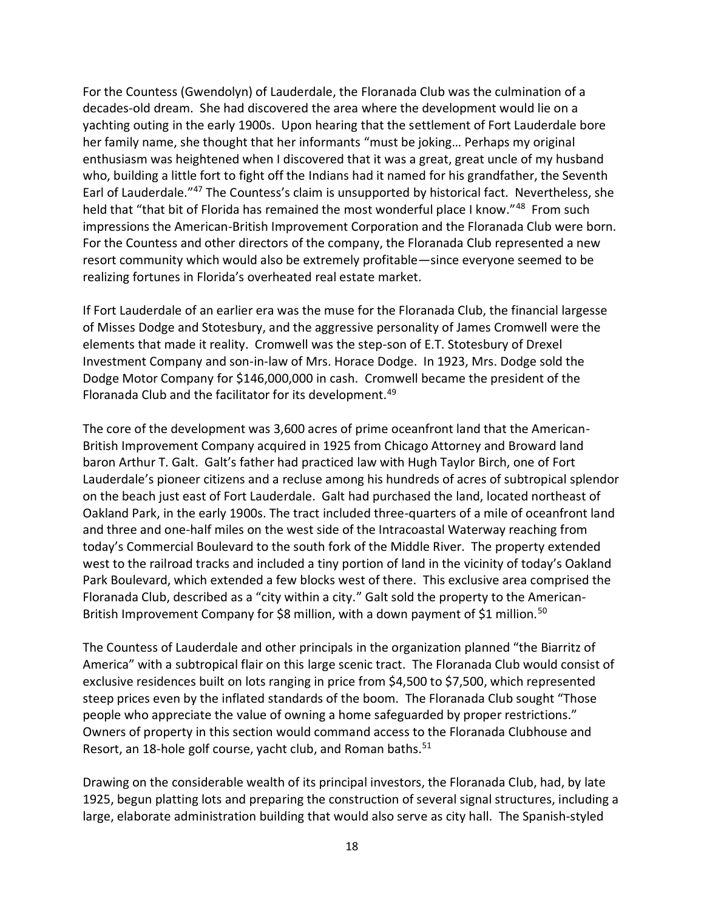For the Countess (Gwendolyn) of Lauderdale, the Floranada Club was the culmination of a decades-old dream. She had discovered the area where the development would lie on a yachting outing in the early 1900s. Upon hearing that the settlement of Fort Lauderdale bore her family name, she thought that her informants "must be joking… Perhaps my original enthusiasm was heightened when I discovered that it was a great, great uncle of my husband who, building a little fort to fight off the Indians had it named for his grandfather, the Seventh Earl of Lauderdale."[47] The Countess's claim is unsupported by historical fact. Nevertheless, she held that "that bit of Florida has remained the most wonderful place I know."[48] From such impressions the American-British Improvement Corporation and the Floranada Club were born. For the Countess and other directors of the company, the Floranada Club represented a new resort community which would also be extremely profitable—since everyone seemed to be realizing fortunes in Florida's overheated real estate market.

If Fort Lauderdale of an earlier era was the muse for the Floranada Club, the financial largesse of Misses Dodge and Stotesbury, and the aggressive personality of James Cromwell were the elements that made it reality. Cromwell was the step-son of E.T. Stotesbury of Drexel Investment Company and son-in-law of Mrs. Horace Dodge. In 1923, Mrs. Dodge sold the Dodge Motor Company for $146,000,000 in cash. Cromwell became the president of the Floranada Club and the facilitator for its development.[49]

The core of the development was 3,600 acres of prime oceanfront land that the American-British Improvement Company acquired in 1925 from Chicago Attorney and Broward land baron Arthur T. Galt. Galt's father had practiced law with Hugh Taylor Birch, one of Fort Lauderdale's pioneer citizens and a recluse among his hundreds of acres of subtropical splendor on the beach just east of Fort Lauderdale. Galt had purchased the land, located northeast of Oakland Park, in the early 1900s. The tract included three-quarters of a mile of oceanfront land and three and one-half miles on the west side of the Intracoastal Waterway reaching from today's Commercial Boulevard to the south fork of the Middle River. The property extended west to the railroad tracks and included a tiny portion of land in the vicinity of today's Oakland Park Boulevard, which extended a few blocks west of there. This exclusive area comprised the Floranada Club, described as a "city within a city." Galt sold the property to the American-British Improvement Company for $8 million, with a down payment of $1 million.[50]

The Countess of Lauderdale and other principals in the organization planned "the Biarritz of America" with a subtropical flair on this large scenic tract. The Floranada Club would consist of exclusive residences built on lots ranging in price from $4,500 to $7,500, which represented steep prices even by the inflated standards of the boom. The Floranada Club sought "Those people who appreciate the value of owning a home safeguarded by proper restrictions." Owners of property in this section would command access to the Floranada Clubhouse and Resort, an 18-hole golf course, yacht club, and Roman baths.[51]

Drawing on the considerable wealth of its principal investors, the Floranada Club, had, by late 1925, begun platting lots and preparing the construction of several signal structures, including a large, elaborate administration building that would also serve as city hall. The Spanish-styled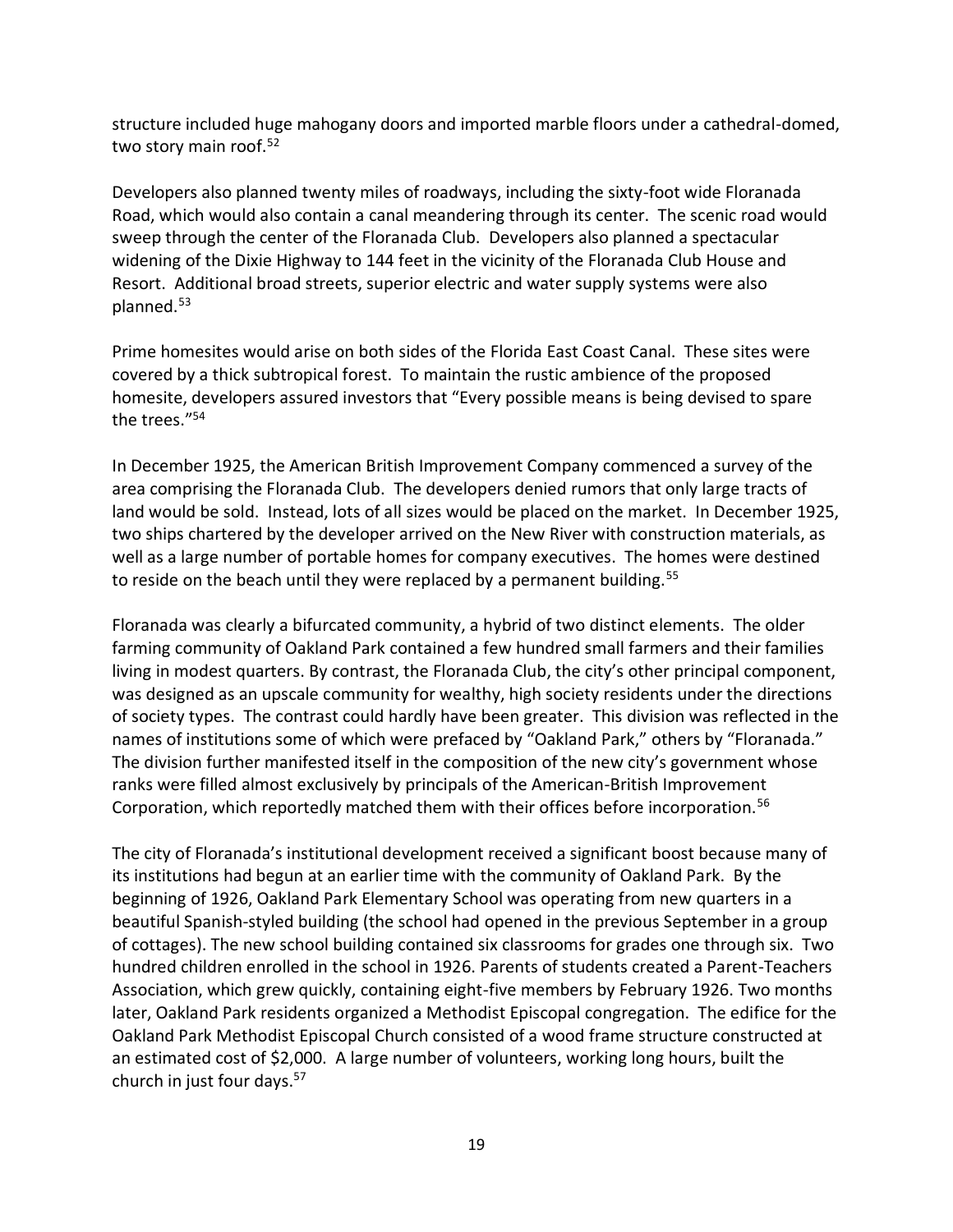structure included huge mahogany doors and imported marble floors under a cathedral-domed, two story main roof.[52]

Developers also planned twenty miles of roadways, including the sixty-foot wide Floranada Road, which would also contain a canal meandering through its center. The scenic road would sweep through the center of the Floranada Club. Developers also planned a spectacular widening of the Dixie Highway to 144 feet in the vicinity of the Floranada Club House and Resort. Additional broad streets, superior electric and water supply systems were also planned.[53]

Prime homesites would arise on both sides of the Florida East Coast Canal. These sites were covered by a thick subtropical forest. To maintain the rustic ambience of the proposed homesite, developers assured investors that "Every possible means is being devised to spare the trees."[54]

In December 1925, the American British Improvement Company commenced a survey of the area comprising the Floranada Club. The developers denied rumors that only large tracts of land would be sold. Instead, lots of all sizes would be placed on the market. In December 1925, two ships chartered by the developer arrived on the New River with construction materials, as well as a large number of portable homes for company executives. The homes were destined to reside on the beach until they were replaced by a permanent building.[55]

Floranada was clearly a bifurcated community, a hybrid of two distinct elements. The older farming community of Oakland Park contained a few hundred small farmers and their families living in modest quarters. By contrast, the Floranada Club, the city's other principal component, was designed as an upscale community for wealthy, high society residents under the directions of society types. The contrast could hardly have been greater. This division was reflected in the names of institutions some of which were prefaced by "Oakland Park," others by "Floranada." The division further manifested itself in the composition of the new city's government whose ranks were filled almost exclusively by principals of the American-British Improvement Corporation, which reportedly matched them with their offices before incorporation.[56]

The city of Floranada's institutional development received a significant boost because many of its institutions had begun at an earlier time with the community of Oakland Park. By the beginning of 1926, Oakland Park Elementary School was operating from new quarters in a beautiful Spanish-styled building (the school had opened in the previous September in a group of cottages). The new school building contained six classrooms for grades one through six. Two hundred children enrolled in the school in 1926. Parents of students created a Parent-Teachers Association, which grew quickly, containing eight-five members by February 1926. Two months later, Oakland Park residents organized a Methodist Episcopal congregation. The edifice for the Oakland Park Methodist Episcopal Church consisted of a wood frame structure constructed at an estimated cost of $2,000. A large number of volunteers, working long hours, built the church in just four days.[57]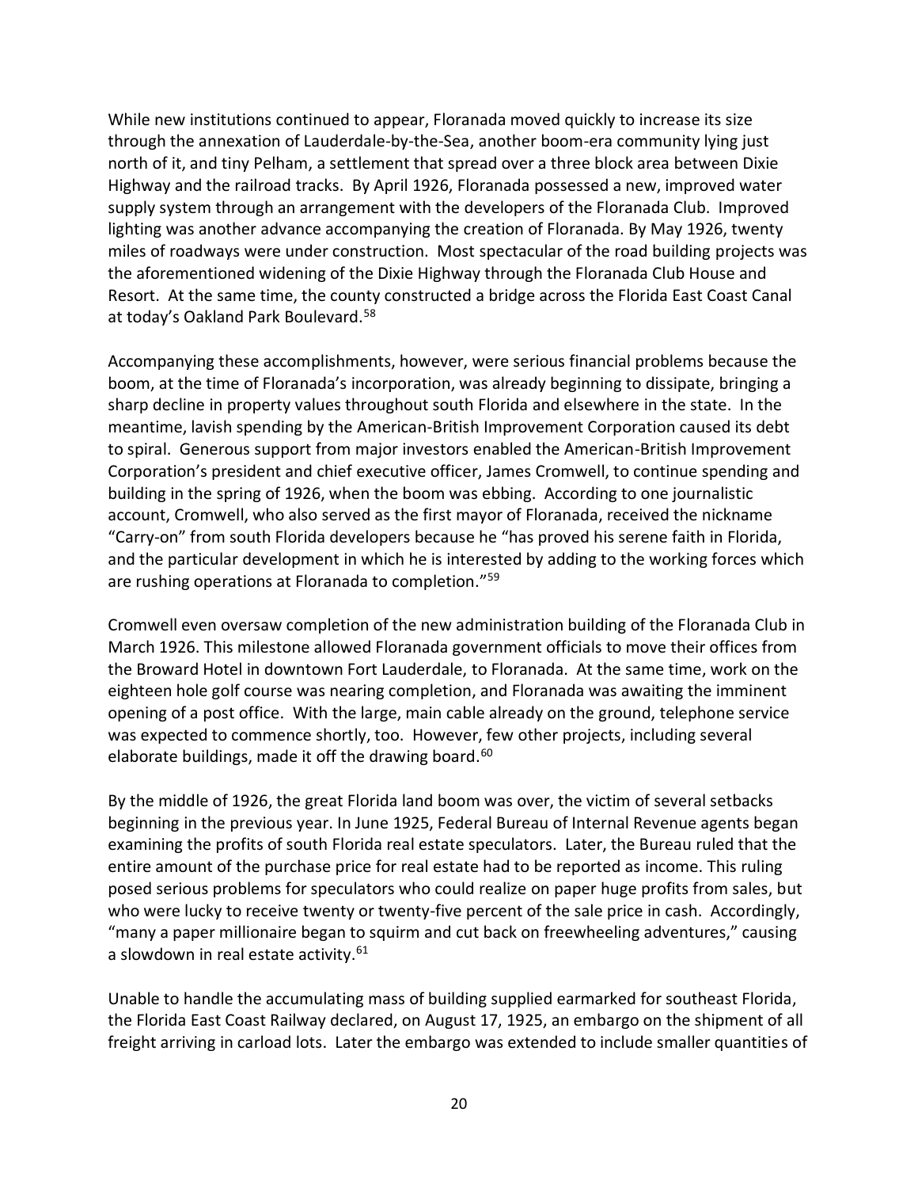While new institutions continued to appear, Floranada moved quickly to increase its size through the annexation of Lauderdale-by-the-Sea, another boom-era community lying just north of it, and tiny Pelham, a settlement that spread over a three block area between Dixie Highway and the railroad tracks. By April 1926, Floranada possessed a new, improved water supply system through an arrangement with the developers of the Floranada Club. Improved lighting was another advance accompanying the creation of Floranada. By May 1926, twenty miles of roadways were under construction. Most spectacular of the road building projects was the aforementioned widening of the Dixie Highway through the Floranada Club House and Resort. At the same time, the county constructed a bridge across the Florida East Coast Canal at today's Oakland Park Boulevard.[58]

Accompanying these accomplishments, however, were serious financial problems because the boom, at the time of Floranada's incorporation, was already beginning to dissipate, bringing a sharp decline in property values throughout south Florida and elsewhere in the state. In the meantime, lavish spending by the American-British Improvement Corporation caused its debt to spiral. Generous support from major investors enabled the American-British Improvement Corporation's president and chief executive officer, James Cromwell, to continue spending and building in the spring of 1926, when the boom was ebbing. According to one journalistic account, Cromwell, who also served as the first mayor of Floranada, received the nickname "Carry-on" from south Florida developers because he "has proved his serene faith in Florida, and the particular development in which he is interested by adding to the working forces which are rushing operations at Floranada to completion."[59]

Cromwell even oversaw completion of the new administration building of the Floranada Club in March 1926. This milestone allowed Floranada government officials to move their offices from the Broward Hotel in downtown Fort Lauderdale, to Floranada. At the same time, work on the eighteen hole golf course was nearing completion, and Floranada was awaiting the imminent opening of a post office. With the large, main cable already on the ground, telephone service was expected to commence shortly, too. However, few other projects, including several elaborate buildings, made it off the drawing board.[60]

By the middle of 1926, the great Florida land boom was over, the victim of several setbacks beginning in the previous year. In June 1925, Federal Bureau of Internal Revenue agents began examining the profits of south Florida real estate speculators. Later, the Bureau ruled that the entire amount of the purchase price for real estate had to be reported as income. This ruling posed serious problems for speculators who could realize on paper huge profits from sales, but who were lucky to receive twenty or twenty-five percent of the sale price in cash. Accordingly, "many a paper millionaire began to squirm and cut back on freewheeling adventures," causing a slowdown in real estate activity.[61]

Unable to handle the accumulating mass of building supplied earmarked for southeast Florida, the Florida East Coast Railway declared, on August 17, 1925, an embargo on the shipment of all freight arriving in carload lots. Later the embargo was extended to include smaller quantities of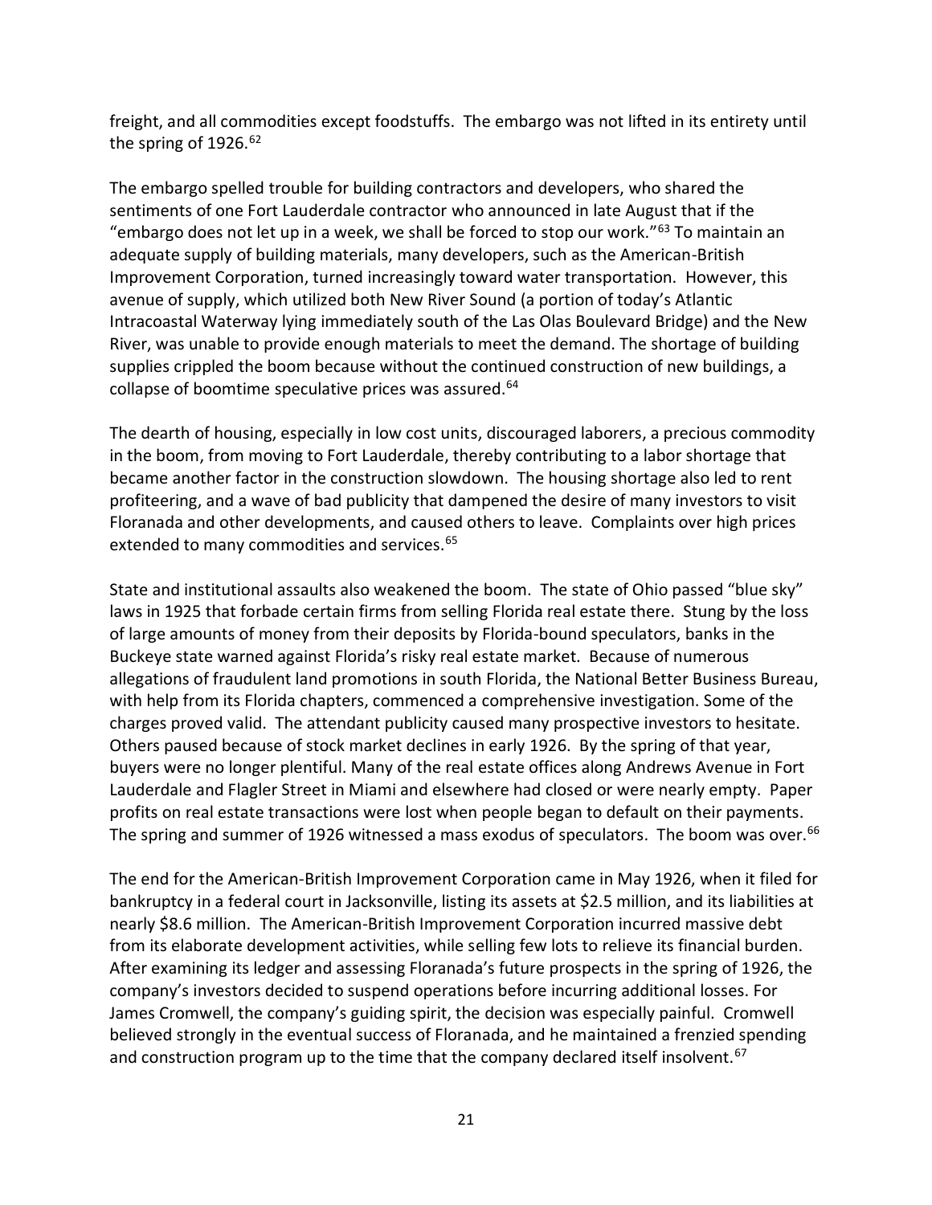freight, and all commodities except foodstuffs. The embargo was not lifted in its entirety until the spring of 1926.[62]

The embargo spelled trouble for building contractors and developers, who shared the sentiments of one Fort Lauderdale contractor who announced in late August that if the "embargo does not let up in a week, we shall be forced to stop our work."[63] To maintain an adequate supply of building materials, many developers, such as the American-British Improvement Corporation, turned increasingly toward water transportation. However, this avenue of supply, which utilized both New River Sound (a portion of today's Atlantic Intracoastal Waterway lying immediately south of the Las Olas Boulevard Bridge) and the New River, was unable to provide enough materials to meet the demand. The shortage of building supplies crippled the boom because without the continued construction of new buildings, a collapse of boomtime speculative prices was assured.[64]

The dearth of housing, especially in low cost units, discouraged laborers, a precious commodity in the boom, from moving to Fort Lauderdale, thereby contributing to a labor shortage that became another factor in the construction slowdown. The housing shortage also led to rent profiteering, and a wave of bad publicity that dampened the desire of many investors to visit Floranada and other developments, and caused others to leave. Complaints over high prices extended to many commodities and services.[65]

State and institutional assaults also weakened the boom. The state of Ohio passed "blue sky" laws in 1925 that forbade certain firms from selling Florida real estate there. Stung by the loss of large amounts of money from their deposits by Florida-bound speculators, banks in the Buckeye state warned against Florida's risky real estate market. Because of numerous allegations of fraudulent land promotions in south Florida, the National Better Business Bureau, with help from its Florida chapters, commenced a comprehensive investigation. Some of the charges proved valid. The attendant publicity caused many prospective investors to hesitate. Others paused because of stock market declines in early 1926. By the spring of that year, buyers were no longer plentiful. Many of the real estate offices along Andrews Avenue in Fort Lauderdale and Flagler Street in Miami and elsewhere had closed or were nearly empty. Paper profits on real estate transactions were lost when people began to default on their payments. The spring and summer of 1926 witnessed a mass exodus of speculators. The boom was over.[66]

The end for the American-British Improvement Corporation came in May 1926, when it filed for bankruptcy in a federal court in Jacksonville, listing its assets at $2.5 million, and its liabilities at nearly $8.6 million. The American-British Improvement Corporation incurred massive debt from its elaborate development activities, while selling few lots to relieve its financial burden. After examining its ledger and assessing Floranada's future prospects in the spring of 1926, the company's investors decided to suspend operations before incurring additional losses. For James Cromwell, the company's guiding spirit, the decision was especially painful. Cromwell believed strongly in the eventual success of Floranada, and he maintained a frenzied spending and construction program up to the time that the company declared itself insolvent.[67]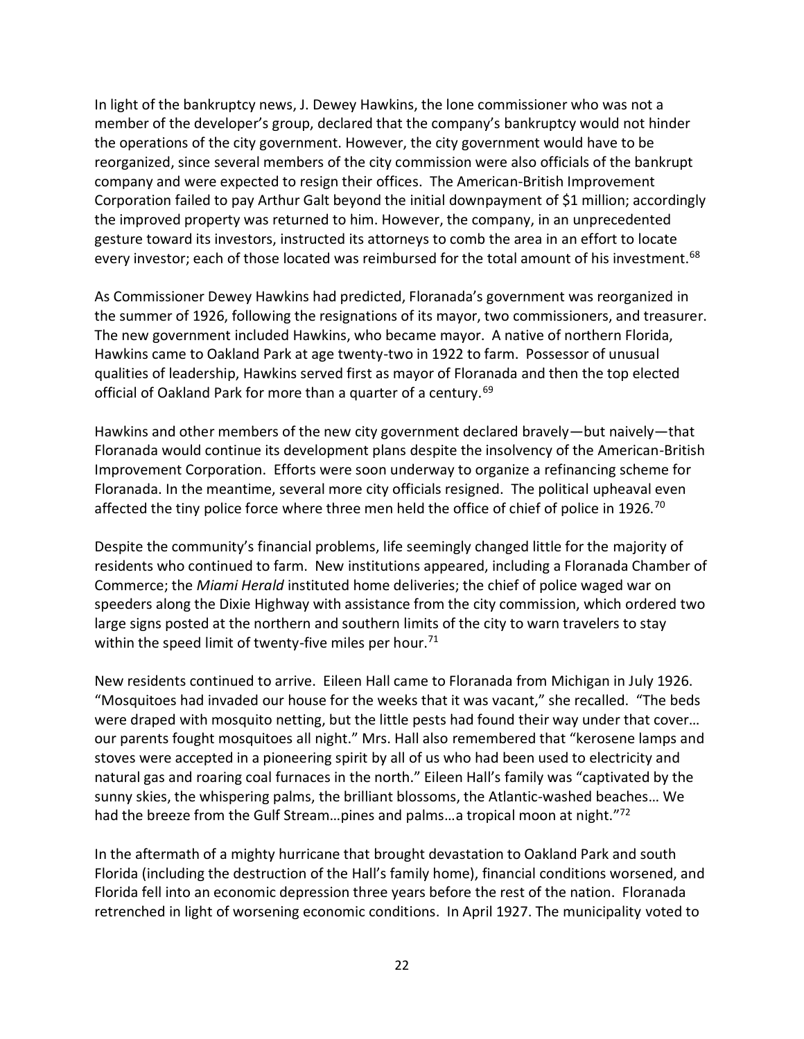In light of the bankruptcy news, J. Dewey Hawkins, the lone commissioner who was not a member of the developer's group, declared that the company's bankruptcy would not hinder the operations of the city government. However, the city government would have to be reorganized, since several members of the city commission were also officials of the bankrupt company and were expected to resign their offices. The American-British Improvement Corporation failed to pay Arthur Galt beyond the initial downpayment of $1 million; accordingly the improved property was returned to him. However, the company, in an unprecedented gesture toward its investors, instructed its attorneys to comb the area in an effort to locate every investor; each of those located was reimbursed for the total amount of his investment.[68]

As Commissioner Dewey Hawkins had predicted, Floranada's government was reorganized in the summer of 1926, following the resignations of its mayor, two commissioners, and treasurer. The new government included Hawkins, who became mayor. A native of northern Florida, Hawkins came to Oakland Park at age twenty-two in 1922 to farm. Possessor of unusual qualities of leadership, Hawkins served first as mayor of Floranada and then the top elected official of Oakland Park for more than a quarter of a century.[69]

Hawkins and other members of the new city government declared bravely—but naively—that Floranada would continue its development plans despite the insolvency of the American-British Improvement Corporation. Efforts were soon underway to organize a refinancing scheme for Floranada. In the meantime, several more city officials resigned. The political upheaval even affected the tiny police force where three men held the office of chief of police in 1926.[70]

Despite the community's financial problems, life seemingly changed little for the majority of residents who continued to farm. New institutions appeared, including a Floranada Chamber of Commerce; the *Miami Herald* instituted home deliveries; the chief of police waged war on speeders along the Dixie Highway with assistance from the city commission, which ordered two large signs posted at the northern and southern limits of the city to warn travelers to stay within the speed limit of twenty-five miles per hour.[71]

New residents continued to arrive. Eileen Hall came to Floranada from Michigan in July 1926. "Mosquitoes had invaded our house for the weeks that it was vacant," she recalled. "The beds were draped with mosquito netting, but the little pests had found their way under that cover… our parents fought mosquitoes all night." Mrs. Hall also remembered that "kerosene lamps and stoves were accepted in a pioneering spirit by all of us who had been used to electricity and natural gas and roaring coal furnaces in the north." Eileen Hall's family was "captivated by the sunny skies, the whispering palms, the brilliant blossoms, the Atlantic-washed beaches… We had the breeze from the Gulf Stream…pines and palms…a tropical moon at night."[72]

In the aftermath of a mighty hurricane that brought devastation to Oakland Park and south Florida (including the destruction of the Hall's family home), financial conditions worsened, and Florida fell into an economic depression three years before the rest of the nation. Floranada retrenched in light of worsening economic conditions. In April 1927. The municipality voted to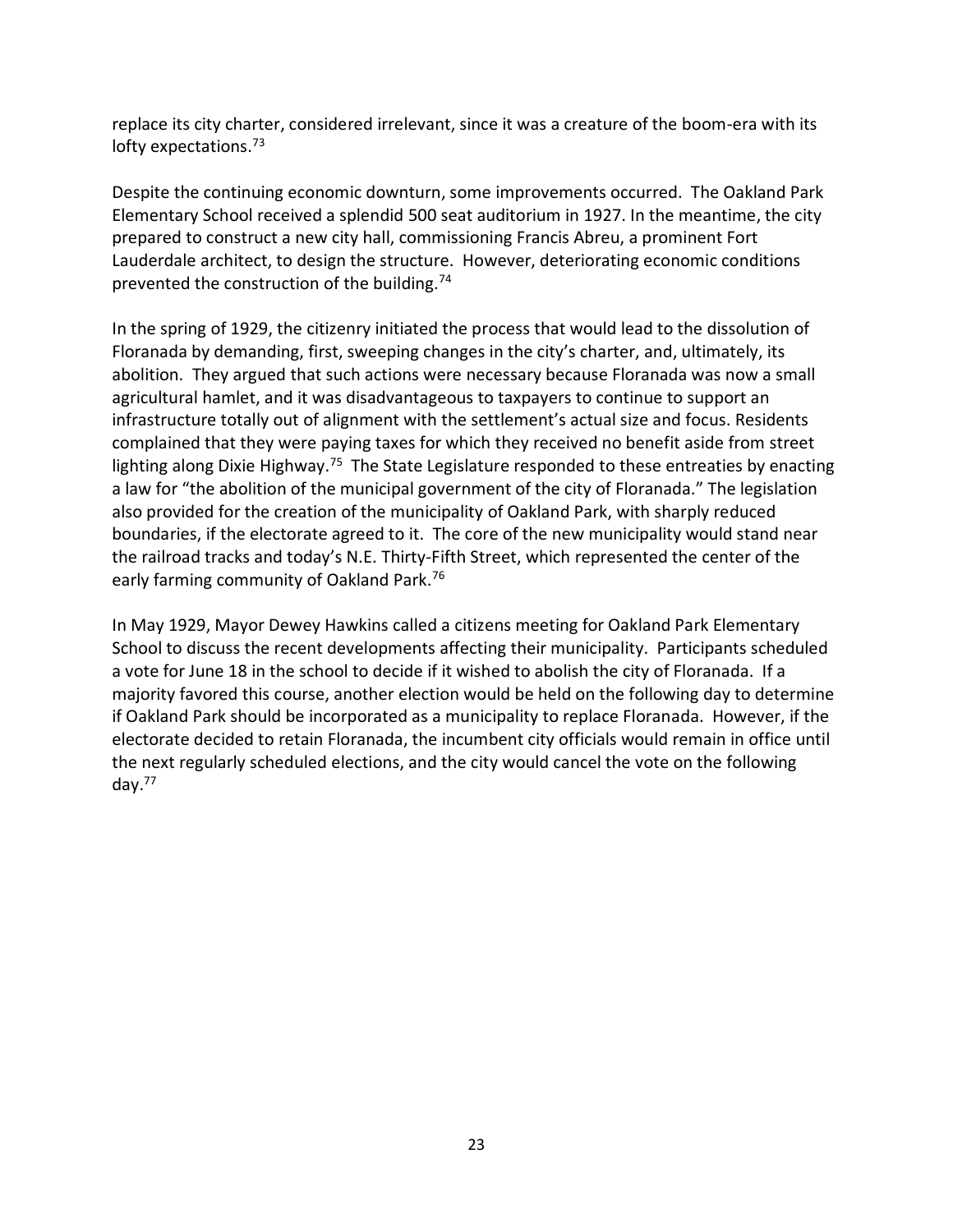replace its city charter, considered irrelevant, since it was a creature of the boom-era with its lofty expectations.[73]

Despite the continuing economic downturn, some improvements occurred. The Oakland Park Elementary School received a splendid 500 seat auditorium in 1927. In the meantime, the city prepared to construct a new city hall, commissioning Francis Abreu, a prominent Fort Lauderdale architect, to design the structure. However, deteriorating economic conditions prevented the construction of the building.[74]

In the spring of 1929, the citizenry initiated the process that would lead to the dissolution of Floranada by demanding, first, sweeping changes in the city's charter, and, ultimately, its abolition. They argued that such actions were necessary because Floranada was now a small agricultural hamlet, and it was disadvantageous to taxpayers to continue to support an infrastructure totally out of alignment with the settlement's actual size and focus. Residents complained that they were paying taxes for which they received no benefit aside from street lighting along Dixie Highway.[75] The State Legislature responded to these entreaties by enacting a law for "the abolition of the municipal government of the city of Floranada." The legislation also provided for the creation of the municipality of Oakland Park, with sharply reduced boundaries, if the electorate agreed to it. The core of the new municipality would stand near the railroad tracks and today's N.E. Thirty-Fifth Street, which represented the center of the early farming community of Oakland Park.[76]

In May 1929, Mayor Dewey Hawkins called a citizens meeting for Oakland Park Elementary School to discuss the recent developments affecting their municipality. Participants scheduled a vote for June 18 in the school to decide if it wished to abolish the city of Floranada. If a majority favored this course, another election would be held on the following day to determine if Oakland Park should be incorporated as a municipality to replace Floranada. However, if the electorate decided to retain Floranada, the incumbent city officials would remain in office until the next regularly scheduled elections, and the city would cancel the vote on the following day.[77]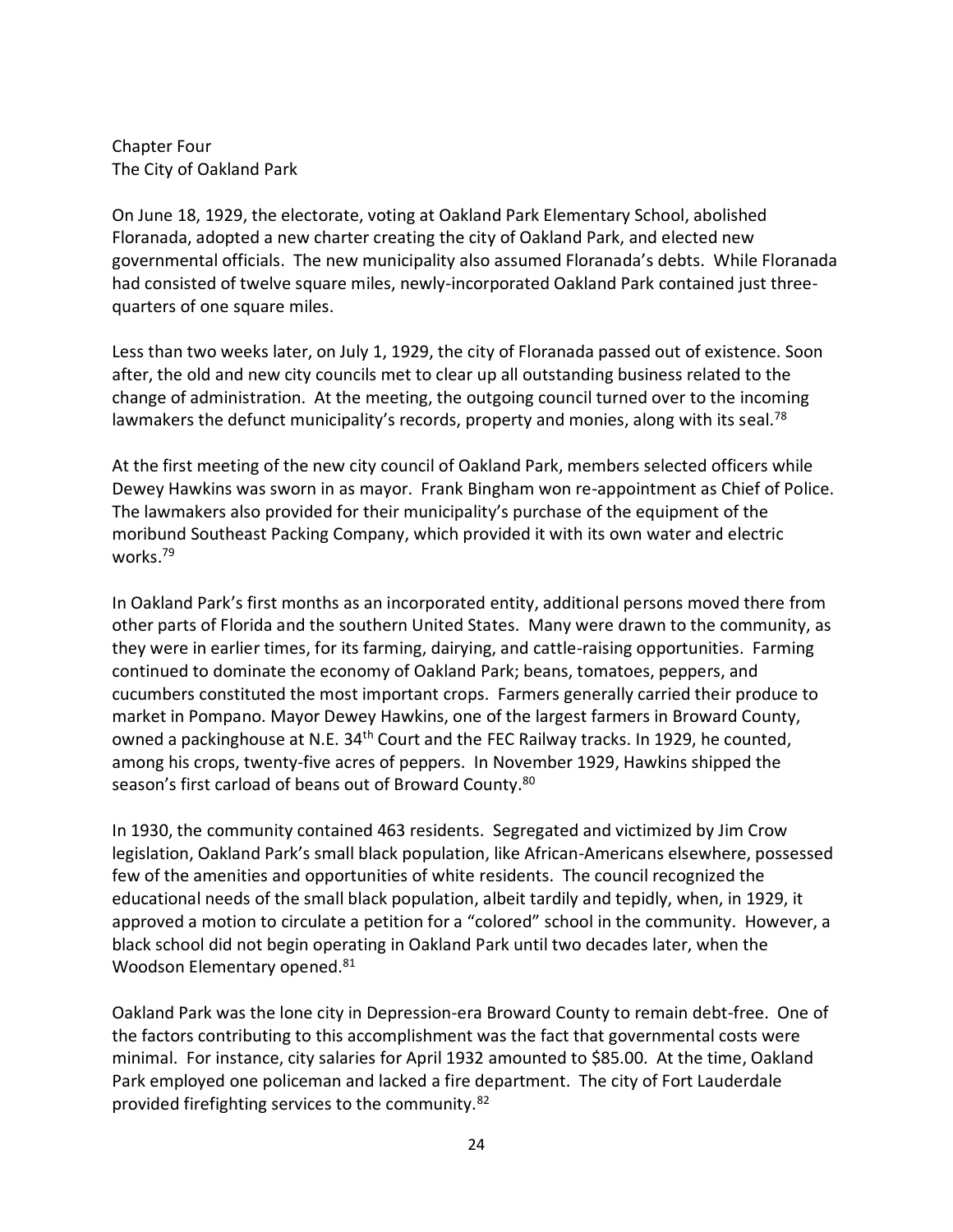Chapter Four
The City of Oakland Park

On June 18, 1929, the electorate, voting at Oakland Park Elementary School, abolished Floranada, adopted a new charter creating the city of Oakland Park, and elected new governmental officials. The new municipality also assumed Floranada's debts. While Floranada had consisted of twelve square miles, newly-incorporated Oakland Park contained just three-quarters of one square miles.

Less than two weeks later, on July 1, 1929, the city of Floranada passed out of existence. Soon after, the old and new city councils met to clear up all outstanding business related to the change of administration. At the meeting, the outgoing council turned over to the incoming lawmakers the defunct municipality's records, property and monies, along with its seal.[78]

At the first meeting of the new city council of Oakland Park, members selected officers while Dewey Hawkins was sworn in as mayor. Frank Bingham won re-appointment as Chief of Police. The lawmakers also provided for their municipality's purchase of the equipment of the moribund Southeast Packing Company, which provided it with its own water and electric works.[79]

In Oakland Park's first months as an incorporated entity, additional persons moved there from other parts of Florida and the southern United States. Many were drawn to the community, as they were in earlier times, for its farming, dairying, and cattle-raising opportunities. Farming continued to dominate the economy of Oakland Park; beans, tomatoes, peppers, and cucumbers constituted the most important crops. Farmers generally carried their produce to market in Pompano. Mayor Dewey Hawkins, one of the largest farmers in Broward County, owned a packinghouse at N.E. 34th Court and the FEC Railway tracks. In 1929, he counted, among his crops, twenty-five acres of peppers. In November 1929, Hawkins shipped the season's first carload of beans out of Broward County.[80]

In 1930, the community contained 463 residents. Segregated and victimized by Jim Crow legislation, Oakland Park's small black population, like African-Americans elsewhere, possessed few of the amenities and opportunities of white residents. The council recognized the educational needs of the small black population, albeit tardily and tepidly, when, in 1929, it approved a motion to circulate a petition for a "colored" school in the community. However, a black school did not begin operating in Oakland Park until two decades later, when the Woodson Elementary opened.[81]

Oakland Park was the lone city in Depression-era Broward County to remain debt-free. One of the factors contributing to this accomplishment was the fact that governmental costs were minimal. For instance, city salaries for April 1932 amounted to $85.00. At the time, Oakland Park employed one policeman and lacked a fire department. The city of Fort Lauderdale provided firefighting services to the community.[82]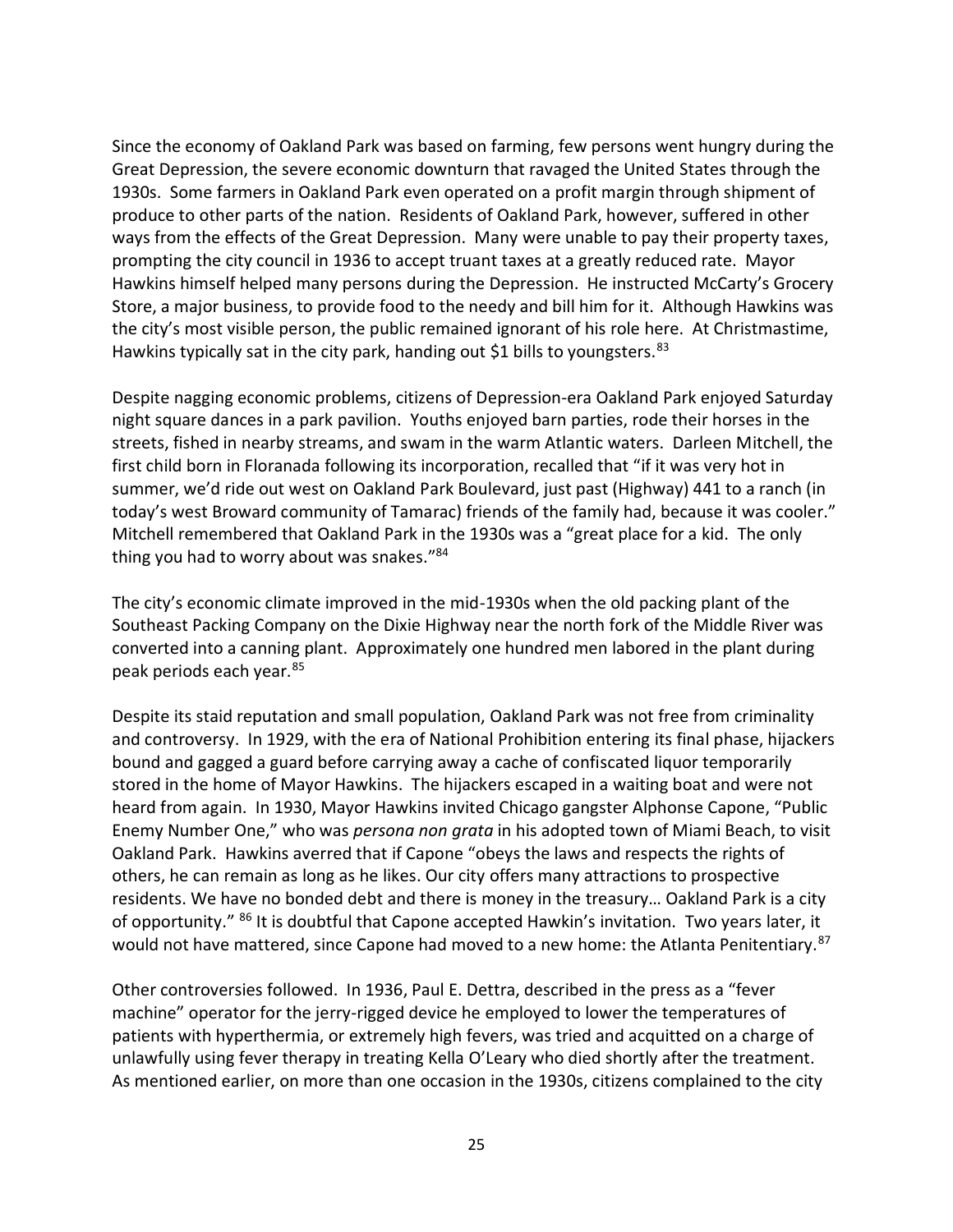Since the economy of Oakland Park was based on farming, few persons went hungry during the Great Depression, the severe economic downturn that ravaged the United States through the 1930s. Some farmers in Oakland Park even operated on a profit margin through shipment of produce to other parts of the nation. Residents of Oakland Park, however, suffered in other ways from the effects of the Great Depression. Many were unable to pay their property taxes, prompting the city council in 1936 to accept truant taxes at a greatly reduced rate. Mayor Hawkins himself helped many persons during the Depression. He instructed McCarty's Grocery Store, a major business, to provide food to the needy and bill him for it. Although Hawkins was the city's most visible person, the public remained ignorant of his role here. At Christmastime, Hawkins typically sat in the city park, handing out $1 bills to youngsters.[83]

Despite nagging economic problems, citizens of Depression-era Oakland Park enjoyed Saturday night square dances in a park pavilion. Youths enjoyed barn parties, rode their horses in the streets, fished in nearby streams, and swam in the warm Atlantic waters. Darleen Mitchell, the first child born in Floranada following its incorporation, recalled that "if it was very hot in summer, we'd ride out west on Oakland Park Boulevard, just past (Highway) 441 to a ranch (in today's west Broward community of Tamarac) friends of the family had, because it was cooler." Mitchell remembered that Oakland Park in the 1930s was a "great place for a kid. The only thing you had to worry about was snakes."[84]

The city's economic climate improved in the mid-1930s when the old packing plant of the Southeast Packing Company on the Dixie Highway near the north fork of the Middle River was converted into a canning plant. Approximately one hundred men labored in the plant during peak periods each year.[85]

Despite its staid reputation and small population, Oakland Park was not free from criminality and controversy. In 1929, with the era of National Prohibition entering its final phase, hijackers bound and gagged a guard before carrying away a cache of confiscated liquor temporarily stored in the home of Mayor Hawkins. The hijackers escaped in a waiting boat and were not heard from again. In 1930, Mayor Hawkins invited Chicago gangster Alphonse Capone, "Public Enemy Number One," who was *persona non grata* in his adopted town of Miami Beach, to visit Oakland Park. Hawkins averred that if Capone "obeys the laws and respects the rights of others, he can remain as long as he likes. Our city offers many attractions to prospective residents. We have no bonded debt and there is money in the treasury… Oakland Park is a city of opportunity." [86] It is doubtful that Capone accepted Hawkin's invitation. Two years later, it would not have mattered, since Capone had moved to a new home: the Atlanta Penitentiary.[87]

Other controversies followed. In 1936, Paul E. Dettra, described in the press as a "fever machine" operator for the jerry-rigged device he employed to lower the temperatures of patients with hyperthermia, or extremely high fevers, was tried and acquitted on a charge of unlawfully using fever therapy in treating Kella O'Leary who died shortly after the treatment. As mentioned earlier, on more than one occasion in the 1930s, citizens complained to the city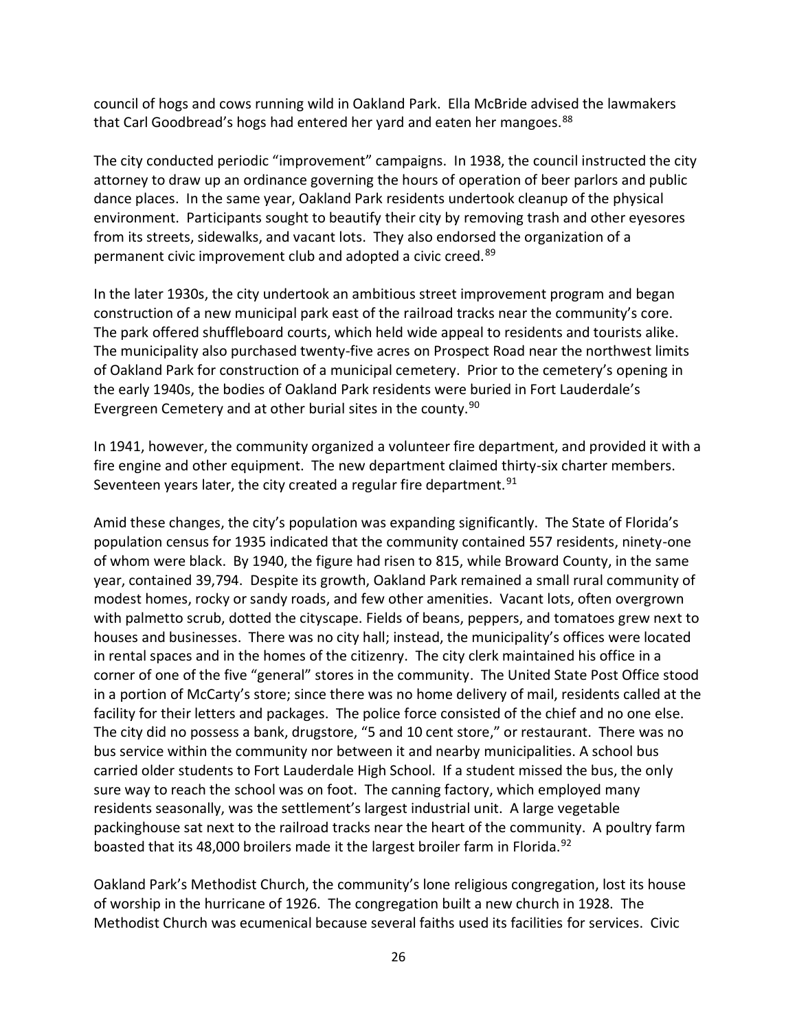council of hogs and cows running wild in Oakland Park. Ella McBride advised the lawmakers that Carl Goodbread's hogs had entered her yard and eaten her mangoes.[88]

The city conducted periodic "improvement" campaigns. In 1938, the council instructed the city attorney to draw up an ordinance governing the hours of operation of beer parlors and public dance places. In the same year, Oakland Park residents undertook cleanup of the physical environment. Participants sought to beautify their city by removing trash and other eyesores from its streets, sidewalks, and vacant lots. They also endorsed the organization of a permanent civic improvement club and adopted a civic creed.[89]

In the later 1930s, the city undertook an ambitious street improvement program and began construction of a new municipal park east of the railroad tracks near the community's core. The park offered shuffleboard courts, which held wide appeal to residents and tourists alike. The municipality also purchased twenty-five acres on Prospect Road near the northwest limits of Oakland Park for construction of a municipal cemetery. Prior to the cemetery's opening in the early 1940s, the bodies of Oakland Park residents were buried in Fort Lauderdale's Evergreen Cemetery and at other burial sites in the county.[90]

In 1941, however, the community organized a volunteer fire department, and provided it with a fire engine and other equipment. The new department claimed thirty-six charter members. Seventeen years later, the city created a regular fire department.[91]

Amid these changes, the city's population was expanding significantly. The State of Florida's population census for 1935 indicated that the community contained 557 residents, ninety-one of whom were black. By 1940, the figure had risen to 815, while Broward County, in the same year, contained 39,794. Despite its growth, Oakland Park remained a small rural community of modest homes, rocky or sandy roads, and few other amenities. Vacant lots, often overgrown with palmetto scrub, dotted the cityscape. Fields of beans, peppers, and tomatoes grew next to houses and businesses. There was no city hall; instead, the municipality's offices were located in rental spaces and in the homes of the citizenry. The city clerk maintained his office in a corner of one of the five "general" stores in the community. The United State Post Office stood in a portion of McCarty's store; since there was no home delivery of mail, residents called at the facility for their letters and packages. The police force consisted of the chief and no one else. The city did no possess a bank, drugstore, "5 and 10 cent store," or restaurant. There was no bus service within the community nor between it and nearby municipalities. A school bus carried older students to Fort Lauderdale High School. If a student missed the bus, the only sure way to reach the school was on foot. The canning factory, which employed many residents seasonally, was the settlement's largest industrial unit. A large vegetable packinghouse sat next to the railroad tracks near the heart of the community. A poultry farm boasted that its 48,000 broilers made it the largest broiler farm in Florida.[92]

Oakland Park's Methodist Church, the community's lone religious congregation, lost its house of worship in the hurricane of 1926. The congregation built a new church in 1928. The Methodist Church was ecumenical because several faiths used its facilities for services. Civic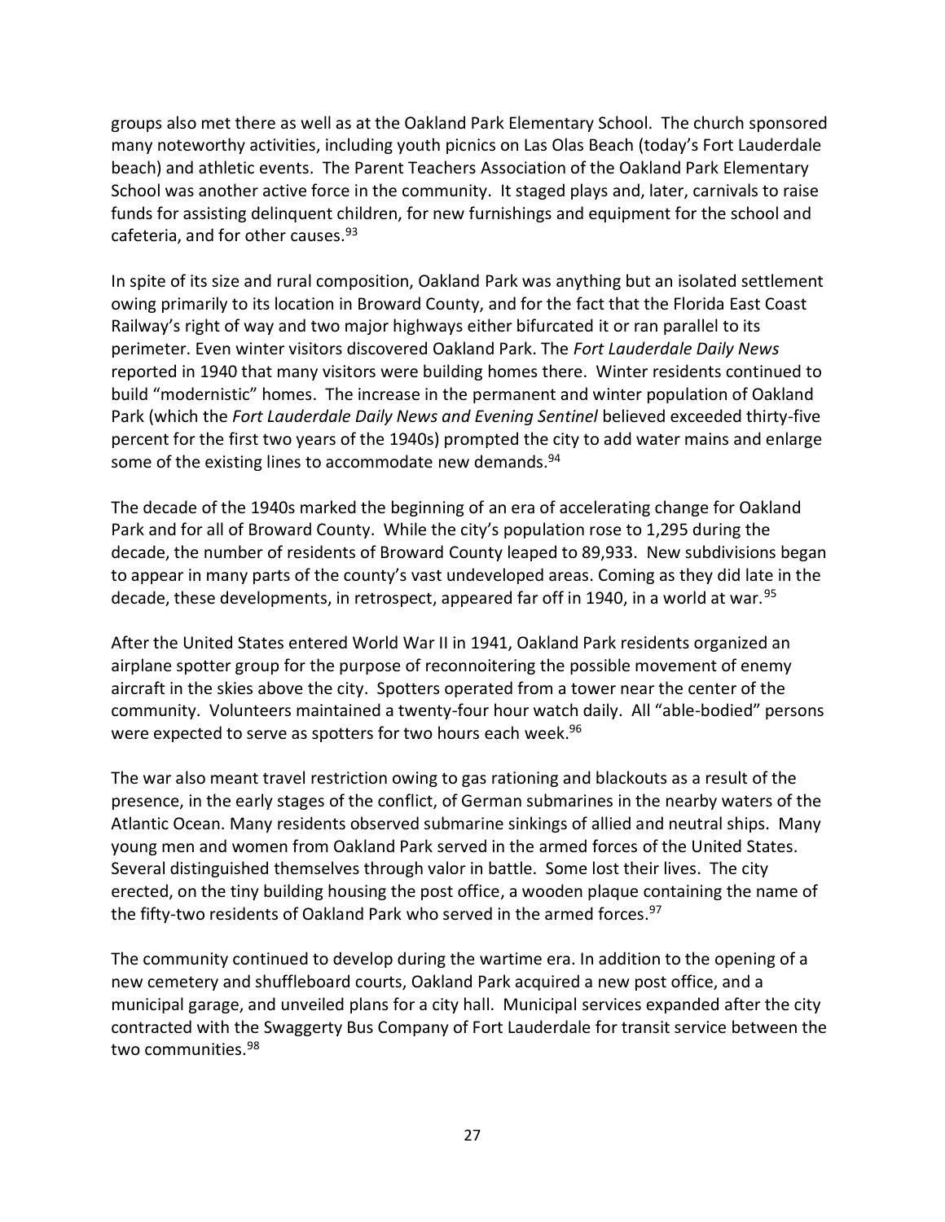groups also met there as well as at the Oakland Park Elementary School. The church sponsored many noteworthy activities, including youth picnics on Las Olas Beach (today's Fort Lauderdale beach) and athletic events. The Parent Teachers Association of the Oakland Park Elementary School was another active force in the community. It staged plays and, later, carnivals to raise funds for assisting delinquent children, for new furnishings and equipment for the school and cafeteria, and for other causes.[93]

In spite of its size and rural composition, Oakland Park was anything but an isolated settlement owing primarily to its location in Broward County, and for the fact that the Florida East Coast Railway's right of way and two major highways either bifurcated it or ran parallel to its perimeter. Even winter visitors discovered Oakland Park. The *Fort Lauderdale Daily News* reported in 1940 that many visitors were building homes there. Winter residents continued to build "modernistic" homes. The increase in the permanent and winter population of Oakland Park (which the *Fort Lauderdale Daily News and Evening Sentinel* believed exceeded thirty-five percent for the first two years of the 1940s) prompted the city to add water mains and enlarge some of the existing lines to accommodate new demands.[94]

The decade of the 1940s marked the beginning of an era of accelerating change for Oakland Park and for all of Broward County. While the city's population rose to 1,295 during the decade, the number of residents of Broward County leaped to 89,933. New subdivisions began to appear in many parts of the county's vast undeveloped areas. Coming as they did late in the decade, these developments, in retrospect, appeared far off in 1940, in a world at war.[95]

After the United States entered World War II in 1941, Oakland Park residents organized an airplane spotter group for the purpose of reconnoitering the possible movement of enemy aircraft in the skies above the city. Spotters operated from a tower near the center of the community. Volunteers maintained a twenty-four hour watch daily. All "able-bodied" persons were expected to serve as spotters for two hours each week.[96]

The war also meant travel restriction owing to gas rationing and blackouts as a result of the presence, in the early stages of the conflict, of German submarines in the nearby waters of the Atlantic Ocean. Many residents observed submarine sinkings of allied and neutral ships. Many young men and women from Oakland Park served in the armed forces of the United States. Several distinguished themselves through valor in battle. Some lost their lives. The city erected, on the tiny building housing the post office, a wooden plaque containing the name of the fifty-two residents of Oakland Park who served in the armed forces.[97]

The community continued to develop during the wartime era. In addition to the opening of a new cemetery and shuffleboard courts, Oakland Park acquired a new post office, and a municipal garage, and unveiled plans for a city hall. Municipal services expanded after the city contracted with the Swaggerty Bus Company of Fort Lauderdale for transit service between the two communities.[98]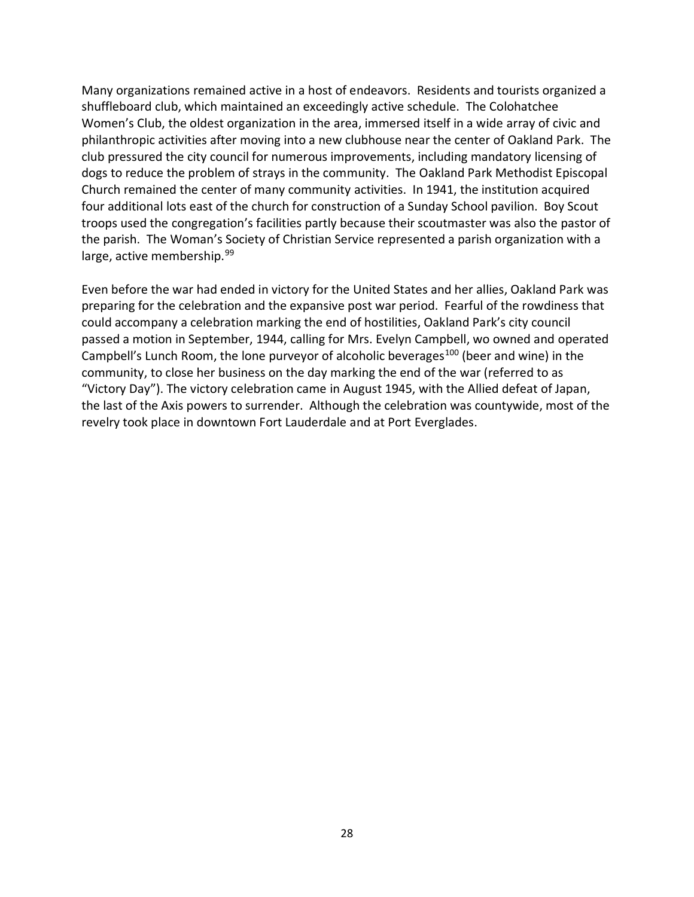Many organizations remained active in a host of endeavors. Residents and tourists organized a shuffleboard club, which maintained an exceedingly active schedule. The Colohatchee Women's Club, the oldest organization in the area, immersed itself in a wide array of civic and philanthropic activities after moving into a new clubhouse near the center of Oakland Park. The club pressured the city council for numerous improvements, including mandatory licensing of dogs to reduce the problem of strays in the community. The Oakland Park Methodist Episcopal Church remained the center of many community activities. In 1941, the institution acquired four additional lots east of the church for construction of a Sunday School pavilion. Boy Scout troops used the congregation's facilities partly because their scoutmaster was also the pastor of the parish. The Woman's Society of Christian Service represented a parish organization with a large, active membership.[99]

Even before the war had ended in victory for the United States and her allies, Oakland Park was preparing for the celebration and the expansive post war period. Fearful of the rowdiness that could accompany a celebration marking the end of hostilities, Oakland Park's city council passed a motion in September, 1944, calling for Mrs. Evelyn Campbell, wo owned and operated Campbell's Lunch Room, the lone purveyor of alcoholic beverages[100] (beer and wine) in the community, to close her business on the day marking the end of the war (referred to as "Victory Day"). The victory celebration came in August 1945, with the Allied defeat of Japan, the last of the Axis powers to surrender. Although the celebration was countywide, most of the revelry took place in downtown Fort Lauderdale and at Port Everglades.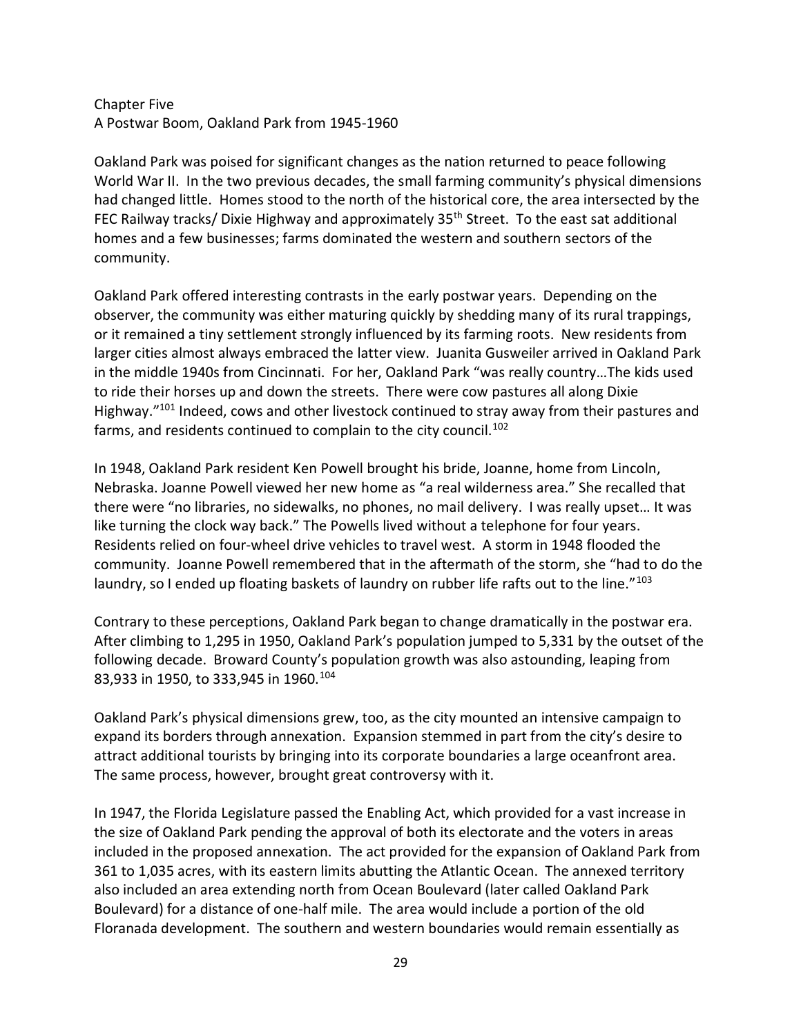## Chapter Five
## A Postwar Boom, Oakland Park from 1945-1960

Oakland Park was poised for significant changes as the nation returned to peace following World War II. In the two previous decades, the small farming community's physical dimensions had changed little. Homes stood to the north of the historical core, the area intersected by the FEC Railway tracks/ Dixie Highway and approximately 35th Street. To the east sat additional homes and a few businesses; farms dominated the western and southern sectors of the community.

Oakland Park offered interesting contrasts in the early postwar years. Depending on the observer, the community was either maturing quickly by shedding many of its rural trappings, or it remained a tiny settlement strongly influenced by its farming roots. New residents from larger cities almost always embraced the latter view. Juanita Gusweiler arrived in Oakland Park in the middle 1940s from Cincinnati. For her, Oakland Park "was really country…The kids used to ride their horses up and down the streets. There were cow pastures all along Dixie Highway."[101] Indeed, cows and other livestock continued to stray away from their pastures and farms, and residents continued to complain to the city council.[102]

In 1948, Oakland Park resident Ken Powell brought his bride, Joanne, home from Lincoln, Nebraska. Joanne Powell viewed her new home as "a real wilderness area." She recalled that there were "no libraries, no sidewalks, no phones, no mail delivery. I was really upset… It was like turning the clock way back." The Powells lived without a telephone for four years. Residents relied on four-wheel drive vehicles to travel west. A storm in 1948 flooded the community. Joanne Powell remembered that in the aftermath of the storm, she "had to do the laundry, so I ended up floating baskets of laundry on rubber life rafts out to the line."[103]

Contrary to these perceptions, Oakland Park began to change dramatically in the postwar era. After climbing to 1,295 in 1950, Oakland Park's population jumped to 5,331 by the outset of the following decade. Broward County's population growth was also astounding, leaping from 83,933 in 1950, to 333,945 in 1960.[104]

Oakland Park's physical dimensions grew, too, as the city mounted an intensive campaign to expand its borders through annexation. Expansion stemmed in part from the city's desire to attract additional tourists by bringing into its corporate boundaries a large oceanfront area. The same process, however, brought great controversy with it.

In 1947, the Florida Legislature passed the Enabling Act, which provided for a vast increase in the size of Oakland Park pending the approval of both its electorate and the voters in areas included in the proposed annexation. The act provided for the expansion of Oakland Park from 361 to 1,035 acres, with its eastern limits abutting the Atlantic Ocean. The annexed territory also included an area extending north from Ocean Boulevard (later called Oakland Park Boulevard) for a distance of one-half mile. The area would include a portion of the old Floranada development. The southern and western boundaries would remain essentially as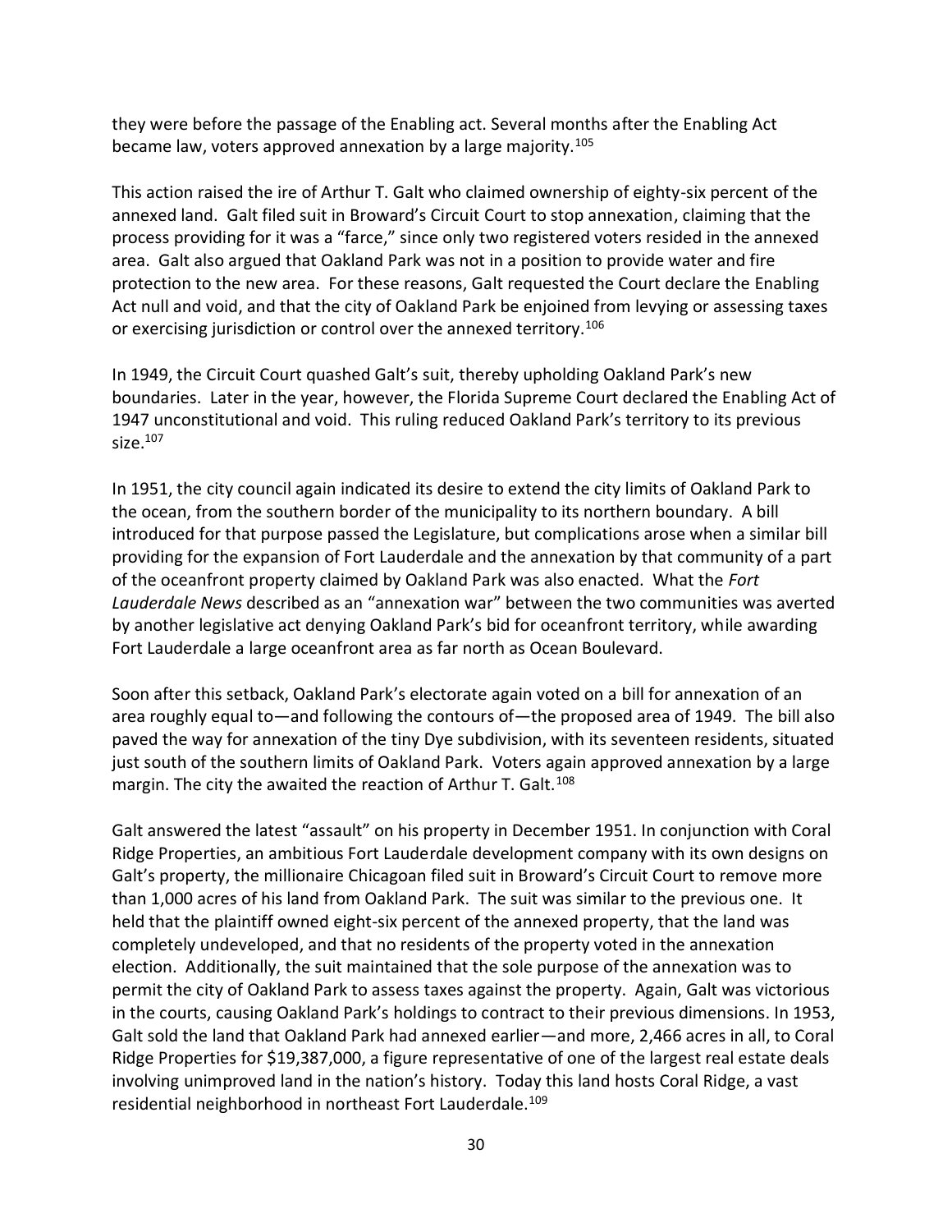they were before the passage of the Enabling act. Several months after the Enabling Act became law, voters approved annexation by a large majority.[105]

This action raised the ire of Arthur T. Galt who claimed ownership of eighty-six percent of the annexed land. Galt filed suit in Broward's Circuit Court to stop annexation, claiming that the process providing for it was a "farce," since only two registered voters resided in the annexed area. Galt also argued that Oakland Park was not in a position to provide water and fire protection to the new area. For these reasons, Galt requested the Court declare the Enabling Act null and void, and that the city of Oakland Park be enjoined from levying or assessing taxes or exercising jurisdiction or control over the annexed territory.[106]

In 1949, the Circuit Court quashed Galt's suit, thereby upholding Oakland Park's new boundaries. Later in the year, however, the Florida Supreme Court declared the Enabling Act of 1947 unconstitutional and void. This ruling reduced Oakland Park's territory to its previous size.[107]

In 1951, the city council again indicated its desire to extend the city limits of Oakland Park to the ocean, from the southern border of the municipality to its northern boundary. A bill introduced for that purpose passed the Legislature, but complications arose when a similar bill providing for the expansion of Fort Lauderdale and the annexation by that community of a part of the oceanfront property claimed by Oakland Park was also enacted. What the *Fort Lauderdale News* described as an "annexation war" between the two communities was averted by another legislative act denying Oakland Park's bid for oceanfront territory, while awarding Fort Lauderdale a large oceanfront area as far north as Ocean Boulevard.

Soon after this setback, Oakland Park's electorate again voted on a bill for annexation of an area roughly equal to—and following the contours of—the proposed area of 1949. The bill also paved the way for annexation of the tiny Dye subdivision, with its seventeen residents, situated just south of the southern limits of Oakland Park. Voters again approved annexation by a large margin. The city the awaited the reaction of Arthur T. Galt.[108]

Galt answered the latest "assault" on his property in December 1951. In conjunction with Coral Ridge Properties, an ambitious Fort Lauderdale development company with its own designs on Galt's property, the millionaire Chicagoan filed suit in Broward's Circuit Court to remove more than 1,000 acres of his land from Oakland Park. The suit was similar to the previous one. It held that the plaintiff owned eight-six percent of the annexed property, that the land was completely undeveloped, and that no residents of the property voted in the annexation election. Additionally, the suit maintained that the sole purpose of the annexation was to permit the city of Oakland Park to assess taxes against the property. Again, Galt was victorious in the courts, causing Oakland Park's holdings to contract to their previous dimensions. In 1953, Galt sold the land that Oakland Park had annexed earlier—and more, 2,466 acres in all, to Coral Ridge Properties for $19,387,000, a figure representative of one of the largest real estate deals involving unimproved land in the nation's history. Today this land hosts Coral Ridge, a vast residential neighborhood in northeast Fort Lauderdale.[109]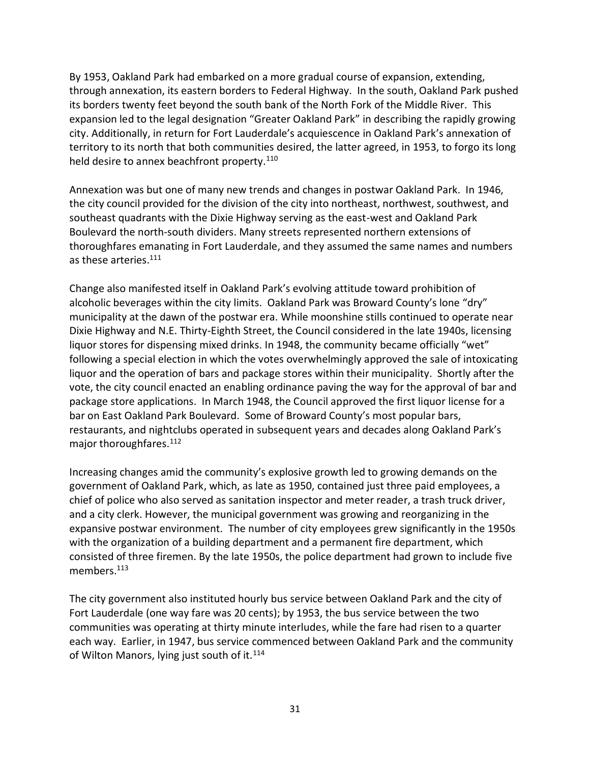By 1953, Oakland Park had embarked on a more gradual course of expansion, extending, through annexation, its eastern borders to Federal Highway. In the south, Oakland Park pushed its borders twenty feet beyond the south bank of the North Fork of the Middle River. This expansion led to the legal designation "Greater Oakland Park" in describing the rapidly growing city. Additionally, in return for Fort Lauderdale's acquiescence in Oakland Park's annexation of territory to its north that both communities desired, the latter agreed, in 1953, to forgo its long held desire to annex beachfront property.[110]

Annexation was but one of many new trends and changes in postwar Oakland Park. In 1946, the city council provided for the division of the city into northeast, northwest, southwest, and southeast quadrants with the Dixie Highway serving as the east-west and Oakland Park Boulevard the north-south dividers. Many streets represented northern extensions of thoroughfares emanating in Fort Lauderdale, and they assumed the same names and numbers as these arteries.[111]

Change also manifested itself in Oakland Park's evolving attitude toward prohibition of alcoholic beverages within the city limits. Oakland Park was Broward County's lone "dry" municipality at the dawn of the postwar era. While moonshine stills continued to operate near Dixie Highway and N.E. Thirty-Eighth Street, the Council considered in the late 1940s, licensing liquor stores for dispensing mixed drinks. In 1948, the community became officially "wet" following a special election in which the votes overwhelmingly approved the sale of intoxicating liquor and the operation of bars and package stores within their municipality. Shortly after the vote, the city council enacted an enabling ordinance paving the way for the approval of bar and package store applications. In March 1948, the Council approved the first liquor license for a bar on East Oakland Park Boulevard. Some of Broward County's most popular bars, restaurants, and nightclubs operated in subsequent years and decades along Oakland Park's major thoroughfares.[112]

Increasing changes amid the community's explosive growth led to growing demands on the government of Oakland Park, which, as late as 1950, contained just three paid employees, a chief of police who also served as sanitation inspector and meter reader, a trash truck driver, and a city clerk. However, the municipal government was growing and reorganizing in the expansive postwar environment. The number of city employees grew significantly in the 1950s with the organization of a building department and a permanent fire department, which consisted of three firemen. By the late 1950s, the police department had grown to include five members.[113]

The city government also instituted hourly bus service between Oakland Park and the city of Fort Lauderdale (one way fare was 20 cents); by 1953, the bus service between the two communities was operating at thirty minute interludes, while the fare had risen to a quarter each way. Earlier, in 1947, bus service commenced between Oakland Park and the community of Wilton Manors, lying just south of it.[114]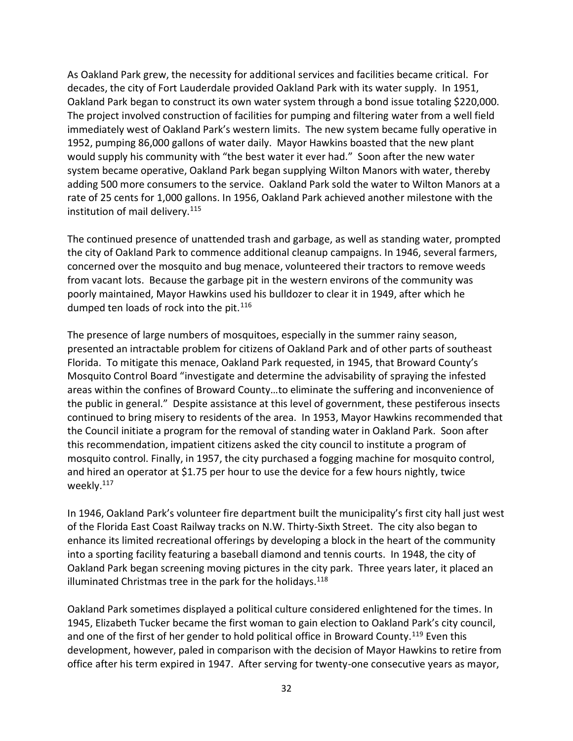As Oakland Park grew, the necessity for additional services and facilities became critical. For decades, the city of Fort Lauderdale provided Oakland Park with its water supply. In 1951, Oakland Park began to construct its own water system through a bond issue totaling $220,000. The project involved construction of facilities for pumping and filtering water from a well field immediately west of Oakland Park's western limits. The new system became fully operative in 1952, pumping 86,000 gallons of water daily. Mayor Hawkins boasted that the new plant would supply his community with "the best water it ever had." Soon after the new water system became operative, Oakland Park began supplying Wilton Manors with water, thereby adding 500 more consumers to the service. Oakland Park sold the water to Wilton Manors at a rate of 25 cents for 1,000 gallons. In 1956, Oakland Park achieved another milestone with the institution of mail delivery.[115]

The continued presence of unattended trash and garbage, as well as standing water, prompted the city of Oakland Park to commence additional cleanup campaigns. In 1946, several farmers, concerned over the mosquito and bug menace, volunteered their tractors to remove weeds from vacant lots. Because the garbage pit in the western environs of the community was poorly maintained, Mayor Hawkins used his bulldozer to clear it in 1949, after which he dumped ten loads of rock into the pit.[116]

The presence of large numbers of mosquitoes, especially in the summer rainy season, presented an intractable problem for citizens of Oakland Park and of other parts of southeast Florida. To mitigate this menace, Oakland Park requested, in 1945, that Broward County's Mosquito Control Board "investigate and determine the advisability of spraying the infested areas within the confines of Broward County…to eliminate the suffering and inconvenience of the public in general." Despite assistance at this level of government, these pestiferous insects continued to bring misery to residents of the area. In 1953, Mayor Hawkins recommended that the Council initiate a program for the removal of standing water in Oakland Park. Soon after this recommendation, impatient citizens asked the city council to institute a program of mosquito control. Finally, in 1957, the city purchased a fogging machine for mosquito control, and hired an operator at $1.75 per hour to use the device for a few hours nightly, twice weekly.[117]

In 1946, Oakland Park's volunteer fire department built the municipality's first city hall just west of the Florida East Coast Railway tracks on N.W. Thirty-Sixth Street. The city also began to enhance its limited recreational offerings by developing a block in the heart of the community into a sporting facility featuring a baseball diamond and tennis courts. In 1948, the city of Oakland Park began screening moving pictures in the city park. Three years later, it placed an illuminated Christmas tree in the park for the holidays.[118]

Oakland Park sometimes displayed a political culture considered enlightened for the times. In 1945, Elizabeth Tucker became the first woman to gain election to Oakland Park's city council, and one of the first of her gender to hold political office in Broward County.[119] Even this development, however, paled in comparison with the decision of Mayor Hawkins to retire from office after his term expired in 1947. After serving for twenty-one consecutive years as mayor,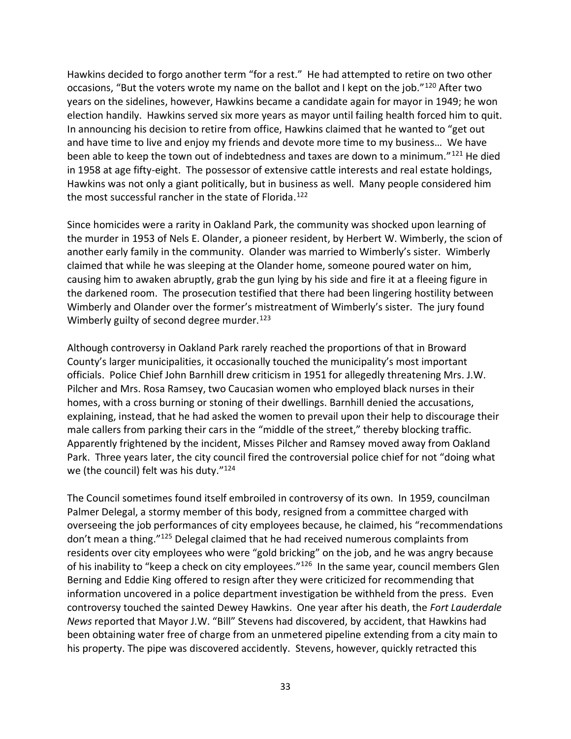Hawkins decided to forgo another term "for a rest." He had attempted to retire on two other occasions, "But the voters wrote my name on the ballot and I kept on the job."[120] After two years on the sidelines, however, Hawkins became a candidate again for mayor in 1949; he won election handily. Hawkins served six more years as mayor until failing health forced him to quit. In announcing his decision to retire from office, Hawkins claimed that he wanted to "get out and have time to live and enjoy my friends and devote more time to my business… We have been able to keep the town out of indebtedness and taxes are down to a minimum."[121] He died in 1958 at age fifty-eight. The possessor of extensive cattle interests and real estate holdings, Hawkins was not only a giant politically, but in business as well. Many people considered him the most successful rancher in the state of Florida.[122]

Since homicides were a rarity in Oakland Park, the community was shocked upon learning of the murder in 1953 of Nels E. Olander, a pioneer resident, by Herbert W. Wimberly, the scion of another early family in the community. Olander was married to Wimberly's sister. Wimberly claimed that while he was sleeping at the Olander home, someone poured water on him, causing him to awaken abruptly, grab the gun lying by his side and fire it at a fleeing figure in the darkened room. The prosecution testified that there had been lingering hostility between Wimberly and Olander over the former's mistreatment of Wimberly's sister. The jury found Wimberly guilty of second degree murder.[123]

Although controversy in Oakland Park rarely reached the proportions of that in Broward County's larger municipalities, it occasionally touched the municipality's most important officials. Police Chief John Barnhill drew criticism in 1951 for allegedly threatening Mrs. J.W. Pilcher and Mrs. Rosa Ramsey, two Caucasian women who employed black nurses in their homes, with a cross burning or stoning of their dwellings. Barnhill denied the accusations, explaining, instead, that he had asked the women to prevail upon their help to discourage their male callers from parking their cars in the "middle of the street," thereby blocking traffic. Apparently frightened by the incident, Misses Pilcher and Ramsey moved away from Oakland Park. Three years later, the city council fired the controversial police chief for not "doing what we (the council) felt was his duty."[124]

The Council sometimes found itself embroiled in controversy of its own. In 1959, councilman Palmer Delegal, a stormy member of this body, resigned from a committee charged with overseeing the job performances of city employees because, he claimed, his "recommendations don't mean a thing."[125] Delegal claimed that he had received numerous complaints from residents over city employees who were "gold bricking" on the job, and he was angry because of his inability to "keep a check on city employees."[126] In the same year, council members Glen Berning and Eddie King offered to resign after they were criticized for recommending that information uncovered in a police department investigation be withheld from the press. Even controversy touched the sainted Dewey Hawkins. One year after his death, the *Fort Lauderdale News* reported that Mayor J.W. "Bill" Stevens had discovered, by accident, that Hawkins had been obtaining water free of charge from an unmetered pipeline extending from a city main to his property. The pipe was discovered accidently. Stevens, however, quickly retracted this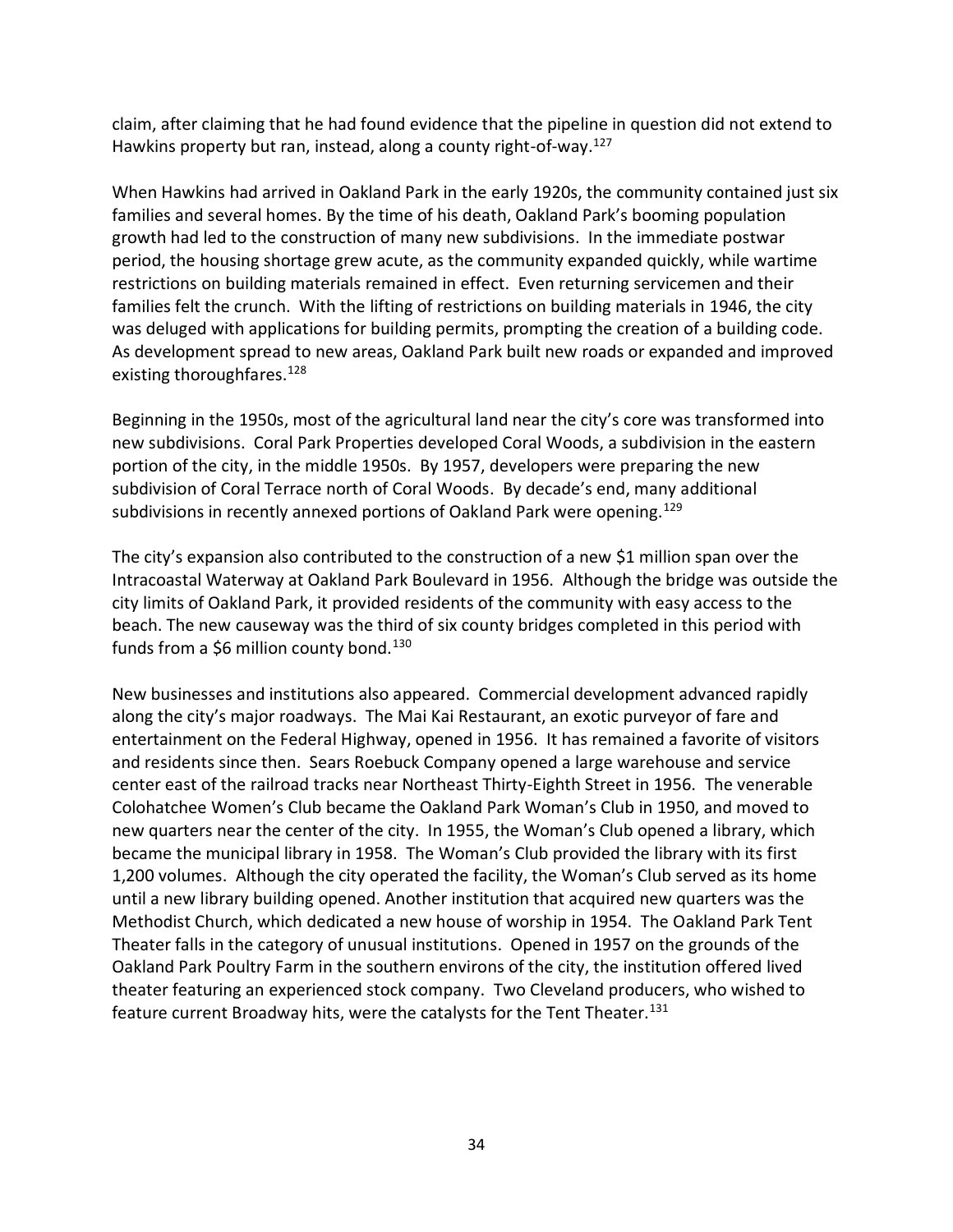claim, after claiming that he had found evidence that the pipeline in question did not extend to Hawkins property but ran, instead, along a county right-of-way.[127]

When Hawkins had arrived in Oakland Park in the early 1920s, the community contained just six families and several homes. By the time of his death, Oakland Park's booming population growth had led to the construction of many new subdivisions. In the immediate postwar period, the housing shortage grew acute, as the community expanded quickly, while wartime restrictions on building materials remained in effect. Even returning servicemen and their families felt the crunch. With the lifting of restrictions on building materials in 1946, the city was deluged with applications for building permits, prompting the creation of a building code. As development spread to new areas, Oakland Park built new roads or expanded and improved existing thoroughfares.[128]

Beginning in the 1950s, most of the agricultural land near the city's core was transformed into new subdivisions. Coral Park Properties developed Coral Woods, a subdivision in the eastern portion of the city, in the middle 1950s. By 1957, developers were preparing the new subdivision of Coral Terrace north of Coral Woods. By decade's end, many additional subdivisions in recently annexed portions of Oakland Park were opening.[129]

The city's expansion also contributed to the construction of a new $1 million span over the Intracoastal Waterway at Oakland Park Boulevard in 1956. Although the bridge was outside the city limits of Oakland Park, it provided residents of the community with easy access to the beach. The new causeway was the third of six county bridges completed in this period with funds from a $6 million county bond.[130]

New businesses and institutions also appeared. Commercial development advanced rapidly along the city's major roadways. The Mai Kai Restaurant, an exotic purveyor of fare and entertainment on the Federal Highway, opened in 1956. It has remained a favorite of visitors and residents since then. Sears Roebuck Company opened a large warehouse and service center east of the railroad tracks near Northeast Thirty-Eighth Street in 1956. The venerable Colohatchee Women's Club became the Oakland Park Woman's Club in 1950, and moved to new quarters near the center of the city. In 1955, the Woman's Club opened a library, which became the municipal library in 1958. The Woman's Club provided the library with its first 1,200 volumes. Although the city operated the facility, the Woman's Club served as its home until a new library building opened. Another institution that acquired new quarters was the Methodist Church, which dedicated a new house of worship in 1954. The Oakland Park Tent Theater falls in the category of unusual institutions. Opened in 1957 on the grounds of the Oakland Park Poultry Farm in the southern environs of the city, the institution offered lived theater featuring an experienced stock company. Two Cleveland producers, who wished to feature current Broadway hits, were the catalysts for the Tent Theater.[131]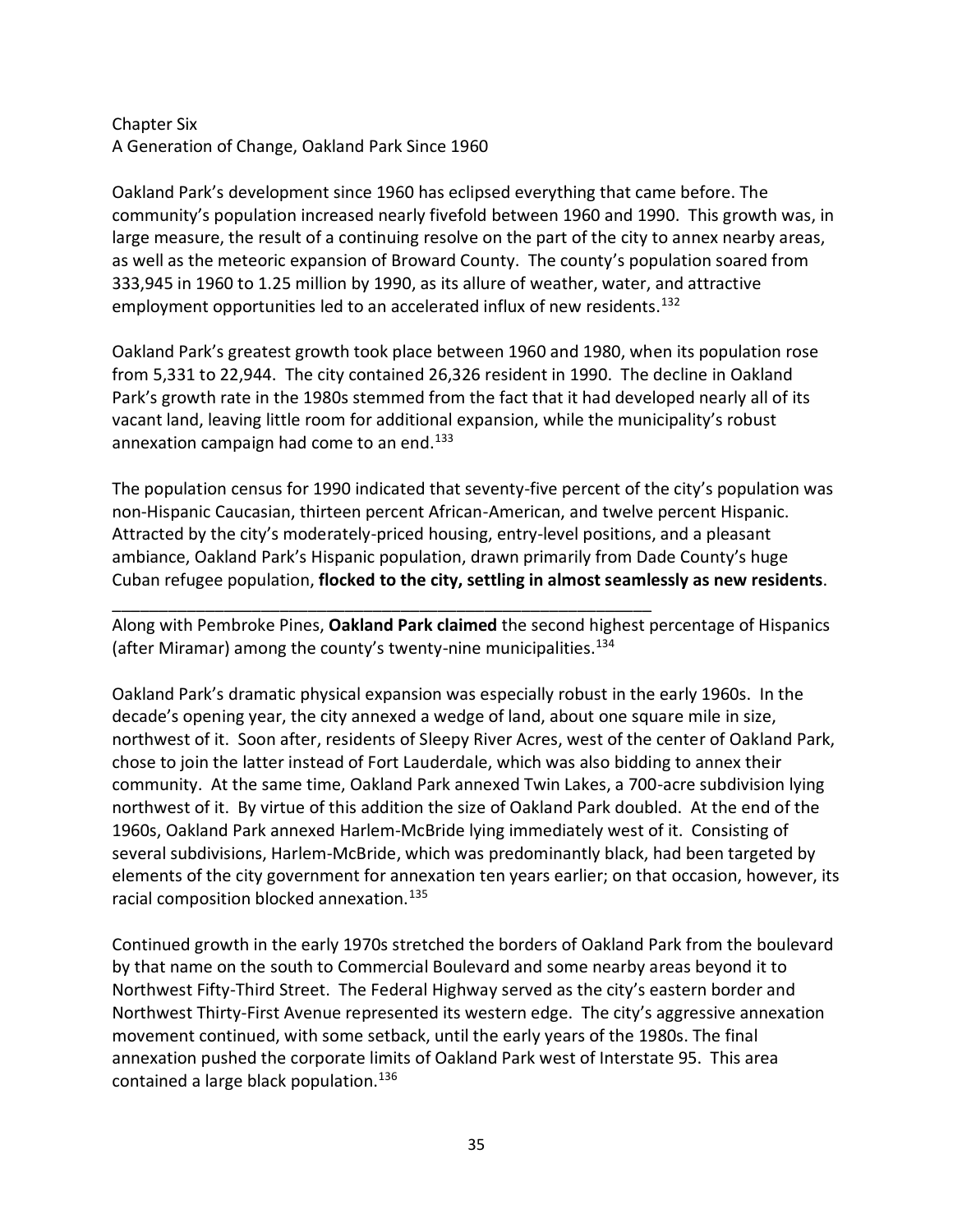Chapter Six
A Generation of Change, Oakland Park Since 1960

Oakland Park's development since 1960 has eclipsed everything that came before. The community's population increased nearly fivefold between 1960 and 1990. This growth was, in large measure, the result of a continuing resolve on the part of the city to annex nearby areas, as well as the meteoric expansion of Broward County. The county's population soared from 333,945 in 1960 to 1.25 million by 1990, as its allure of weather, water, and attractive employment opportunities led to an accelerated influx of new residents.[132]

Oakland Park's greatest growth took place between 1960 and 1980, when its population rose from 5,331 to 22,944. The city contained 26,326 resident in 1990. The decline in Oakland Park's growth rate in the 1980s stemmed from the fact that it had developed nearly all of its vacant land, leaving little room for additional expansion, while the municipality's robust annexation campaign had come to an end.[133]

The population census for 1990 indicated that seventy-five percent of the city's population was non-Hispanic Caucasian, thirteen percent African-American, and twelve percent Hispanic. Attracted by the city's moderately-priced housing, entry-level positions, and a pleasant ambiance, Oakland Park's Hispanic population, drawn primarily from Dade County's huge Cuban refugee population, **flocked to the city, settling in almost seamlessly as new residents**.

______________________________________________________________

Along with Pembroke Pines, **Oakland Park claimed** the second highest percentage of Hispanics (after Miramar) among the county's twenty-nine municipalities.[134]

Oakland Park's dramatic physical expansion was especially robust in the early 1960s. In the decade's opening year, the city annexed a wedge of land, about one square mile in size, northwest of it. Soon after, residents of Sleepy River Acres, west of the center of Oakland Park, chose to join the latter instead of Fort Lauderdale, which was also bidding to annex their community. At the same time, Oakland Park annexed Twin Lakes, a 700-acre subdivision lying northwest of it. By virtue of this addition the size of Oakland Park doubled. At the end of the 1960s, Oakland Park annexed Harlem-McBride lying immediately west of it. Consisting of several subdivisions, Harlem-McBride, which was predominantly black, had been targeted by elements of the city government for annexation ten years earlier; on that occasion, however, its racial composition blocked annexation.[135]

Continued growth in the early 1970s stretched the borders of Oakland Park from the boulevard by that name on the south to Commercial Boulevard and some nearby areas beyond it to Northwest Fifty-Third Street. The Federal Highway served as the city's eastern border and Northwest Thirty-First Avenue represented its western edge. The city's aggressive annexation movement continued, with some setback, until the early years of the 1980s. The final annexation pushed the corporate limits of Oakland Park west of Interstate 95. This area contained a large black population.[136]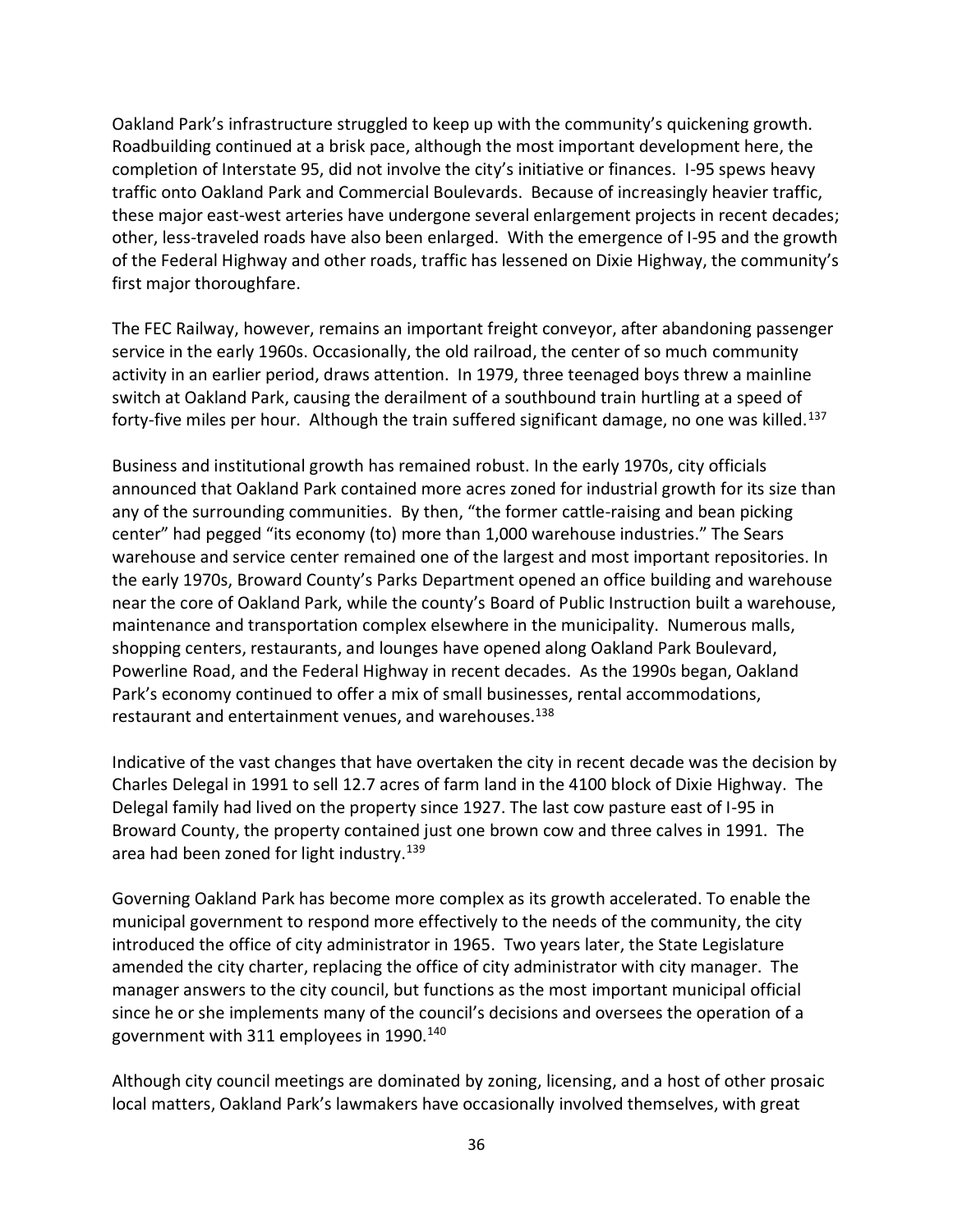Oakland Park's infrastructure struggled to keep up with the community's quickening growth. Roadbuilding continued at a brisk pace, although the most important development here, the completion of Interstate 95, did not involve the city's initiative or finances. I-95 spews heavy traffic onto Oakland Park and Commercial Boulevards. Because of increasingly heavier traffic, these major east-west arteries have undergone several enlargement projects in recent decades; other, less-traveled roads have also been enlarged. With the emergence of I-95 and the growth of the Federal Highway and other roads, traffic has lessened on Dixie Highway, the community's first major thoroughfare.

The FEC Railway, however, remains an important freight conveyor, after abandoning passenger service in the early 1960s. Occasionally, the old railroad, the center of so much community activity in an earlier period, draws attention. In 1979, three teenaged boys threw a mainline switch at Oakland Park, causing the derailment of a southbound train hurtling at a speed of forty-five miles per hour. Although the train suffered significant damage, no one was killed.[137]

Business and institutional growth has remained robust. In the early 1970s, city officials announced that Oakland Park contained more acres zoned for industrial growth for its size than any of the surrounding communities. By then, "the former cattle-raising and bean picking center" had pegged "its economy (to) more than 1,000 warehouse industries." The Sears warehouse and service center remained one of the largest and most important repositories. In the early 1970s, Broward County's Parks Department opened an office building and warehouse near the core of Oakland Park, while the county's Board of Public Instruction built a warehouse, maintenance and transportation complex elsewhere in the municipality. Numerous malls, shopping centers, restaurants, and lounges have opened along Oakland Park Boulevard, Powerline Road, and the Federal Highway in recent decades. As the 1990s began, Oakland Park's economy continued to offer a mix of small businesses, rental accommodations, restaurant and entertainment venues, and warehouses.[138]

Indicative of the vast changes that have overtaken the city in recent decade was the decision by Charles Delegal in 1991 to sell 12.7 acres of farm land in the 4100 block of Dixie Highway. The Delegal family had lived on the property since 1927. The last cow pasture east of I-95 in Broward County, the property contained just one brown cow and three calves in 1991. The area had been zoned for light industry.[139]

Governing Oakland Park has become more complex as its growth accelerated. To enable the municipal government to respond more effectively to the needs of the community, the city introduced the office of city administrator in 1965. Two years later, the State Legislature amended the city charter, replacing the office of city administrator with city manager. The manager answers to the city council, but functions as the most important municipal official since he or she implements many of the council's decisions and oversees the operation of a government with 311 employees in 1990.[140]

Although city council meetings are dominated by zoning, licensing, and a host of other prosaic local matters, Oakland Park's lawmakers have occasionally involved themselves, with great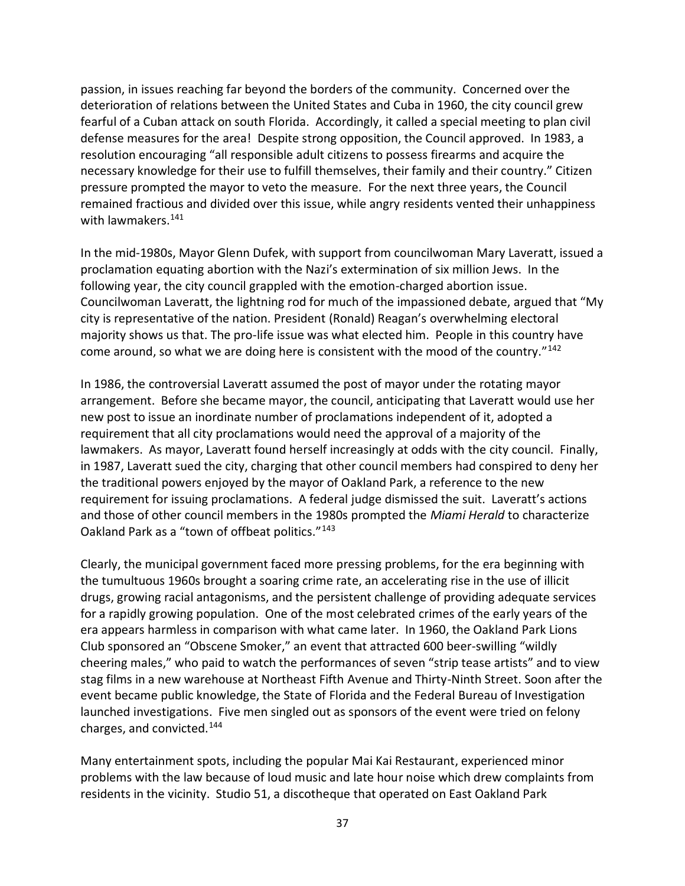passion, in issues reaching far beyond the borders of the community. Concerned over the deterioration of relations between the United States and Cuba in 1960, the city council grew fearful of a Cuban attack on south Florida. Accordingly, it called a special meeting to plan civil defense measures for the area! Despite strong opposition, the Council approved. In 1983, a resolution encouraging "all responsible adult citizens to possess firearms and acquire the necessary knowledge for their use to fulfill themselves, their family and their country." Citizen pressure prompted the mayor to veto the measure. For the next three years, the Council remained fractious and divided over this issue, while angry residents vented their unhappiness with lawmakers.[141]

In the mid-1980s, Mayor Glenn Dufek, with support from councilwoman Mary Laveratt, issued a proclamation equating abortion with the Nazi's extermination of six million Jews. In the following year, the city council grappled with the emotion-charged abortion issue. Councilwoman Laveratt, the lightning rod for much of the impassioned debate, argued that "My city is representative of the nation. President (Ronald) Reagan's overwhelming electoral majority shows us that. The pro-life issue was what elected him. People in this country have come around, so what we are doing here is consistent with the mood of the country."[142]

In 1986, the controversial Laveratt assumed the post of mayor under the rotating mayor arrangement. Before she became mayor, the council, anticipating that Laveratt would use her new post to issue an inordinate number of proclamations independent of it, adopted a requirement that all city proclamations would need the approval of a majority of the lawmakers. As mayor, Laveratt found herself increasingly at odds with the city council. Finally, in 1987, Laveratt sued the city, charging that other council members had conspired to deny her the traditional powers enjoyed by the mayor of Oakland Park, a reference to the new requirement for issuing proclamations. A federal judge dismissed the suit. Laveratt's actions and those of other council members in the 1980s prompted the *Miami Herald* to characterize Oakland Park as a "town of offbeat politics."[143]

Clearly, the municipal government faced more pressing problems, for the era beginning with the tumultuous 1960s brought a soaring crime rate, an accelerating rise in the use of illicit drugs, growing racial antagonisms, and the persistent challenge of providing adequate services for a rapidly growing population. One of the most celebrated crimes of the early years of the era appears harmless in comparison with what came later. In 1960, the Oakland Park Lions Club sponsored an "Obscene Smoker," an event that attracted 600 beer-swilling "wildly cheering males," who paid to watch the performances of seven "strip tease artists" and to view stag films in a new warehouse at Northeast Fifth Avenue and Thirty-Ninth Street. Soon after the event became public knowledge, the State of Florida and the Federal Bureau of Investigation launched investigations. Five men singled out as sponsors of the event were tried on felony charges, and convicted.[144]

Many entertainment spots, including the popular Mai Kai Restaurant, experienced minor problems with the law because of loud music and late hour noise which drew complaints from residents in the vicinity. Studio 51, a discotheque that operated on East Oakland Park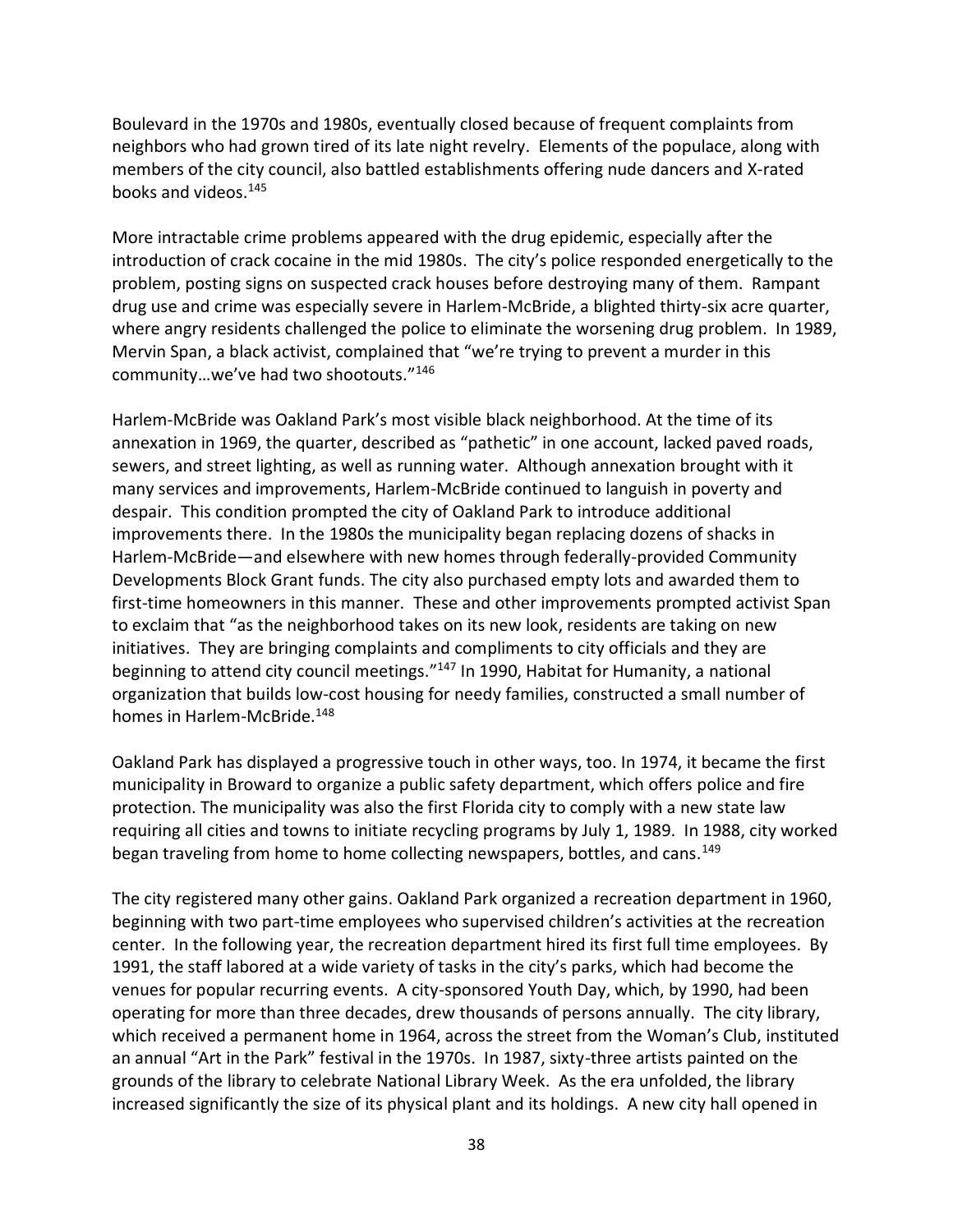Boulevard in the 1970s and 1980s, eventually closed because of frequent complaints from neighbors who had grown tired of its late night revelry. Elements of the populace, along with members of the city council, also battled establishments offering nude dancers and X-rated books and videos.[145]

More intractable crime problems appeared with the drug epidemic, especially after the introduction of crack cocaine in the mid 1980s. The city's police responded energetically to the problem, posting signs on suspected crack houses before destroying many of them. Rampant drug use and crime was especially severe in Harlem-McBride, a blighted thirty-six acre quarter, where angry residents challenged the police to eliminate the worsening drug problem. In 1989, Mervin Span, a black activist, complained that "we're trying to prevent a murder in this community…we've had two shootouts."[146]

Harlem-McBride was Oakland Park's most visible black neighborhood. At the time of its annexation in 1969, the quarter, described as "pathetic" in one account, lacked paved roads, sewers, and street lighting, as well as running water. Although annexation brought with it many services and improvements, Harlem-McBride continued to languish in poverty and despair. This condition prompted the city of Oakland Park to introduce additional improvements there. In the 1980s the municipality began replacing dozens of shacks in Harlem-McBride—and elsewhere with new homes through federally-provided Community Developments Block Grant funds. The city also purchased empty lots and awarded them to first-time homeowners in this manner. These and other improvements prompted activist Span to exclaim that "as the neighborhood takes on its new look, residents are taking on new initiatives. They are bringing complaints and compliments to city officials and they are beginning to attend city council meetings."[147] In 1990, Habitat for Humanity, a national organization that builds low-cost housing for needy families, constructed a small number of homes in Harlem-McBride.[148]

Oakland Park has displayed a progressive touch in other ways, too. In 1974, it became the first municipality in Broward to organize a public safety department, which offers police and fire protection. The municipality was also the first Florida city to comply with a new state law requiring all cities and towns to initiate recycling programs by July 1, 1989. In 1988, city worked began traveling from home to home collecting newspapers, bottles, and cans.[149]

The city registered many other gains. Oakland Park organized a recreation department in 1960, beginning with two part-time employees who supervised children's activities at the recreation center. In the following year, the recreation department hired its first full time employees. By 1991, the staff labored at a wide variety of tasks in the city's parks, which had become the venues for popular recurring events. A city-sponsored Youth Day, which, by 1990, had been operating for more than three decades, drew thousands of persons annually. The city library, which received a permanent home in 1964, across the street from the Woman's Club, instituted an annual "Art in the Park" festival in the 1970s. In 1987, sixty-three artists painted on the grounds of the library to celebrate National Library Week. As the era unfolded, the library increased significantly the size of its physical plant and its holdings. A new city hall opened in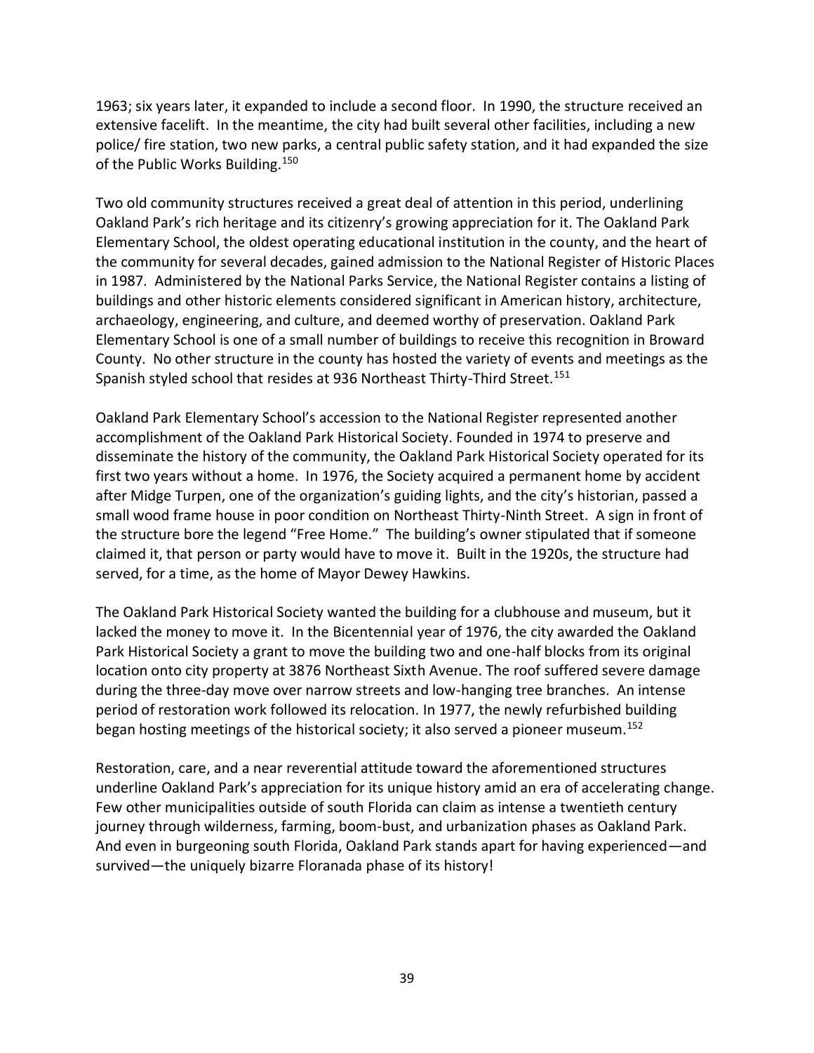1963; six years later, it expanded to include a second floor. In 1990, the structure received an extensive facelift. In the meantime, the city had built several other facilities, including a new police/ fire station, two new parks, a central public safety station, and it had expanded the size of the Public Works Building.[150]

Two old community structures received a great deal of attention in this period, underlining Oakland Park's rich heritage and its citizenry's growing appreciation for it. The Oakland Park Elementary School, the oldest operating educational institution in the county, and the heart of the community for several decades, gained admission to the National Register of Historic Places in 1987. Administered by the National Parks Service, the National Register contains a listing of buildings and other historic elements considered significant in American history, architecture, archaeology, engineering, and culture, and deemed worthy of preservation. Oakland Park Elementary School is one of a small number of buildings to receive this recognition in Broward County. No other structure in the county has hosted the variety of events and meetings as the Spanish styled school that resides at 936 Northeast Thirty-Third Street.[151]

Oakland Park Elementary School's accession to the National Register represented another accomplishment of the Oakland Park Historical Society. Founded in 1974 to preserve and disseminate the history of the community, the Oakland Park Historical Society operated for its first two years without a home. In 1976, the Society acquired a permanent home by accident after Midge Turpen, one of the organization's guiding lights, and the city's historian, passed a small wood frame house in poor condition on Northeast Thirty-Ninth Street. A sign in front of the structure bore the legend "Free Home." The building's owner stipulated that if someone claimed it, that person or party would have to move it. Built in the 1920s, the structure had served, for a time, as the home of Mayor Dewey Hawkins.

The Oakland Park Historical Society wanted the building for a clubhouse and museum, but it lacked the money to move it. In the Bicentennial year of 1976, the city awarded the Oakland Park Historical Society a grant to move the building two and one-half blocks from its original location onto city property at 3876 Northeast Sixth Avenue. The roof suffered severe damage during the three-day move over narrow streets and low-hanging tree branches. An intense period of restoration work followed its relocation. In 1977, the newly refurbished building began hosting meetings of the historical society; it also served a pioneer museum.[152]

Restoration, care, and a near reverential attitude toward the aforementioned structures underline Oakland Park's appreciation for its unique history amid an era of accelerating change. Few other municipalities outside of south Florida can claim as intense a twentieth century journey through wilderness, farming, boom-bust, and urbanization phases as Oakland Park. And even in burgeoning south Florida, Oakland Park stands apart for having experienced—and survived—the uniquely bizarre Floranada phase of its history!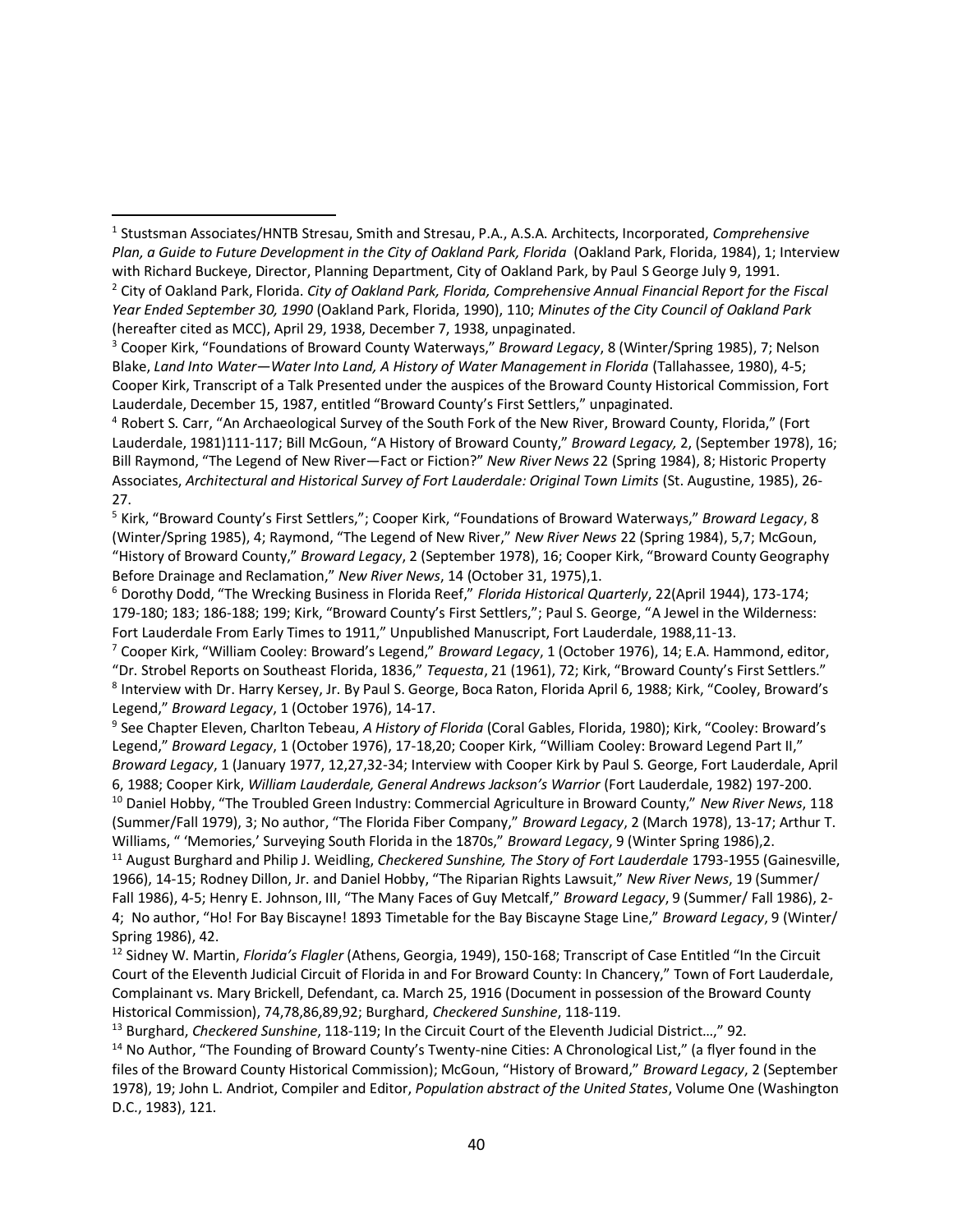[1] Stutsman Associates/HNTB Stresau, Smith and Stresau, P.A., A.S.A. Architects, Incorporated, *Comprehensive Plan, a Guide to Future Development in the City of Oakland Park, Florida* (Oakland Park, Florida, 1984), 1; Interview with Richard Buckeye, Director, Planning Department, City of Oakland Park, by Paul S George July 9, 1991.

[2] City of Oakland Park, Florida. *City of Oakland Park, Florida, Comprehensive Annual Financial Report for the Fiscal Year Ended September 30, 1990* (Oakland Park, Florida, 1990), 110; *Minutes of the City Council of Oakland Park* (hereafter cited as MCC), April 29, 1938, December 7, 1938, unpaginated.

[3] Cooper Kirk, "Foundations of Broward County Waterways," *Broward Legacy*, 8 (Winter/Spring 1985), 7; Nelson Blake, *Land Into Water—Water Into Land, A History of Water Management in Florida* (Tallahassee, 1980), 4-5; Cooper Kirk, Transcript of a Talk Presented under the auspices of the Broward County Historical Commission, Fort Lauderdale, December 15, 1987, entitled "Broward County's First Settlers," unpaginated.

[4] Robert S. Carr, "An Archaeological Survey of the South Fork of the New River, Broward County, Florida," (Fort Lauderdale, 1981)111-117; Bill McGoun, "A History of Broward County," *Broward Legacy*, 2, (September 1978), 16; Bill Raymond, "The Legend of New River—Fact or Fiction?" *New River News* 22 (Spring 1984), 8; Historic Property Associates, *Architectural and Historical Survey of Fort Lauderdale: Original Town Limits* (St. Augustine, 1985), 26-27.

[5] Kirk, "Broward County's First Settlers,"; Cooper Kirk, "Foundations of Broward Waterways," *Broward Legacy*, 8 (Winter/Spring 1985), 4; Raymond, "The Legend of New River," *New River News* 22 (Spring 1984), 5,7; McGoun, "History of Broward County," *Broward Legacy*, 2 (September 1978), 16; Cooper Kirk, "Broward County Geography Before Drainage and Reclamation," *New River News*, 14 (October 31, 1975),1.

[6] Dorothy Dodd, "The Wrecking Business in Florida Reef," *Florida Historical Quarterly*, 22(April 1944), 173-174; 179-180; 183; 186-188; 199; Kirk, "Broward County's First Settlers,"; Paul S. George, "A Jewel in the Wilderness: Fort Lauderdale From Early Times to 1911," Unpublished Manuscript, Fort Lauderdale, 1988,11-13.

[7] Cooper Kirk, "William Cooley: Broward's Legend," *Broward Legacy*, 1 (October 1976), 14; E.A. Hammond, editor, "Dr. Strobel Reports on Southeast Florida, 1836," *Tequesta*, 21 (1961), 72; Kirk, "Broward County's First Settlers."

[8] Interview with Dr. Harry Kersey, Jr. By Paul S. George, Boca Raton, Florida April 6, 1988; Kirk, "Cooley, Broward's Legend," *Broward Legacy*, 1 (October 1976), 14-17.

[9] See Chapter Eleven, Charlton Tebeau, *A History of Florida* (Coral Gables, Florida, 1980); Kirk, "Cooley: Broward's Legend," *Broward Legacy*, 1 (October 1976), 17-18,20; Cooper Kirk, "William Cooley: Broward Legend Part II," *Broward Legacy*, 1 (January 1977, 12,27,32-34; Interview with Cooper Kirk by Paul S. George, Fort Lauderdale, April 6, 1988; Cooper Kirk, *William Lauderdale, General Andrews Jackson's Warrior* (Fort Lauderdale, 1982) 197-200.

[10] Daniel Hobby, "The Troubled Green Industry: Commercial Agriculture in Broward County," *New River News*, 118 (Summer/Fall 1979), 3; No author, "The Florida Fiber Company," *Broward Legacy*, 2 (March 1978), 13-17; Arthur T. Williams, " 'Memories,' Surveying South Florida in the 1870s," *Broward Legacy*, 9 (Winter Spring 1986),2.

[11] August Burghard and Philip J. Weidling, *Checkered Sunshine, The Story of Fort Lauderdale* 1793-1955 (Gainesville, 1966), 14-15; Rodney Dillon, Jr. and Daniel Hobby, "The Riparian Rights Lawsuit," *New River News*, 19 (Summer/ Fall 1986), 4-5; Henry E. Johnson, III, "The Many Faces of Guy Metcalf," *Broward Legacy*, 9 (Summer/ Fall 1986), 2-4; No author, "Ho! For Bay Biscayne! 1893 Timetable for the Bay Biscayne Stage Line," *Broward Legacy*, 9 (Winter/ Spring 1986), 42.

[12] Sidney W. Martin, *Florida's Flagler* (Athens, Georgia, 1949), 150-168; Transcript of Case Entitled "In the Circuit Court of the Eleventh Judicial Circuit of Florida in and For Broward County: In Chancery," Town of Fort Lauderdale, Complainant vs. Mary Brickell, Defendant, ca. March 25, 1916 (Document in possession of the Broward County Historical Commission), 74,78,86,89,92; Burghard, *Checkered Sunshine*, 118-119.

[13] Burghard, *Checkered Sunshine*, 118-119; In the Circuit Court of the Eleventh Judicial District…," 92.

[14] No Author, "The Founding of Broward County's Twenty-nine Cities: A Chronological List," (a flyer found in the files of the Broward County Historical Commission); McGoun, "History of Broward," *Broward Legacy*, 2 (September 1978), 19; John L. Andriot, Compiler and Editor, *Population abstract of the United States*, Volume One (Washington D.C., 1983), 121.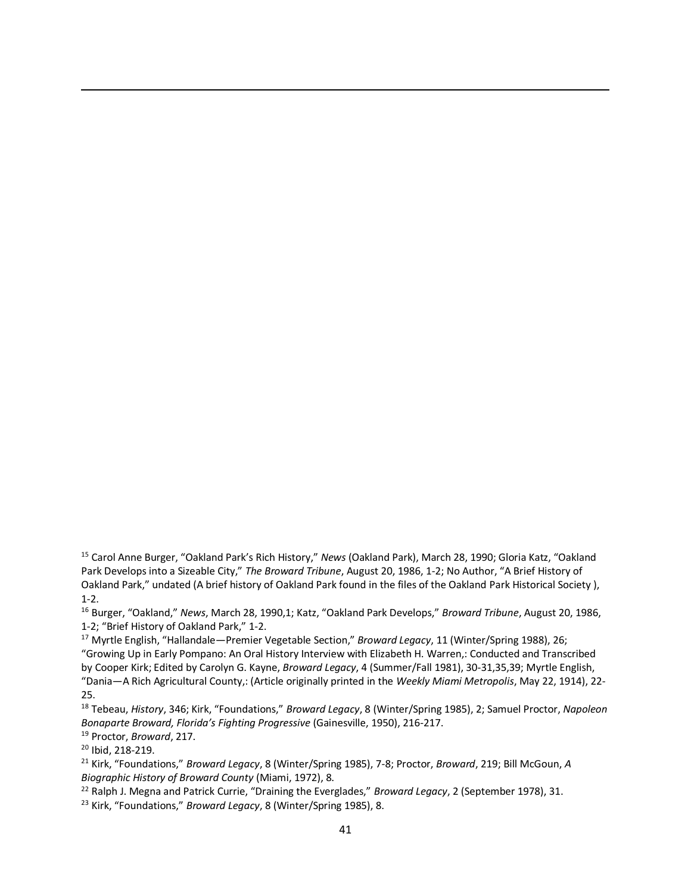[15] Carol Anne Burger, "Oakland Park's Rich History," *News* (Oakland Park), March 28, 1990; Gloria Katz, "Oakland Park Develops into a Sizeable City," *The Broward Tribune*, August 20, 1986, 1-2; No Author, "A Brief History of Oakland Park," undated (A brief history of Oakland Park found in the files of the Oakland Park Historical Society ), 1-2.

[16] Burger, "Oakland," *News*, March 28, 1990,1; Katz, "Oakland Park Develops," *Broward Tribune*, August 20, 1986, 1-2; "Brief History of Oakland Park," 1-2.

[17] Myrtle English, "Hallandale—Premier Vegetable Section," *Broward Legacy*, 11 (Winter/Spring 1988), 26; "Growing Up in Early Pompano: An Oral History Interview with Elizabeth H. Warren,: Conducted and Transcribed by Cooper Kirk; Edited by Carolyn G. Kayne, *Broward Legacy*, 4 (Summer/Fall 1981), 30-31,35,39; Myrtle English, "Dania—A Rich Agricultural County,: (Article originally printed in the *Weekly Miami Metropolis*, May 22, 1914), 22-25.

[18] Tebeau, *History*, 346; Kirk, "Foundations," *Broward Legacy*, 8 (Winter/Spring 1985), 2; Samuel Proctor, *Napoleon Bonaparte Broward, Florida's Fighting Progressive* (Gainesville, 1950), 216-217.

[19] Proctor, *Broward*, 217.

[20] Ibid, 218-219.

[21] Kirk, "Foundations," *Broward Legacy*, 8 (Winter/Spring 1985), 7-8; Proctor, *Broward*, 219; Bill McGoun, *A Biographic History of Broward County* (Miami, 1972), 8.

[22] Ralph J. Megna and Patrick Currie, "Draining the Everglades," *Broward Legacy*, 2 (September 1978), 31.

[23] Kirk, "Foundations," *Broward Legacy*, 8 (Winter/Spring 1985), 8.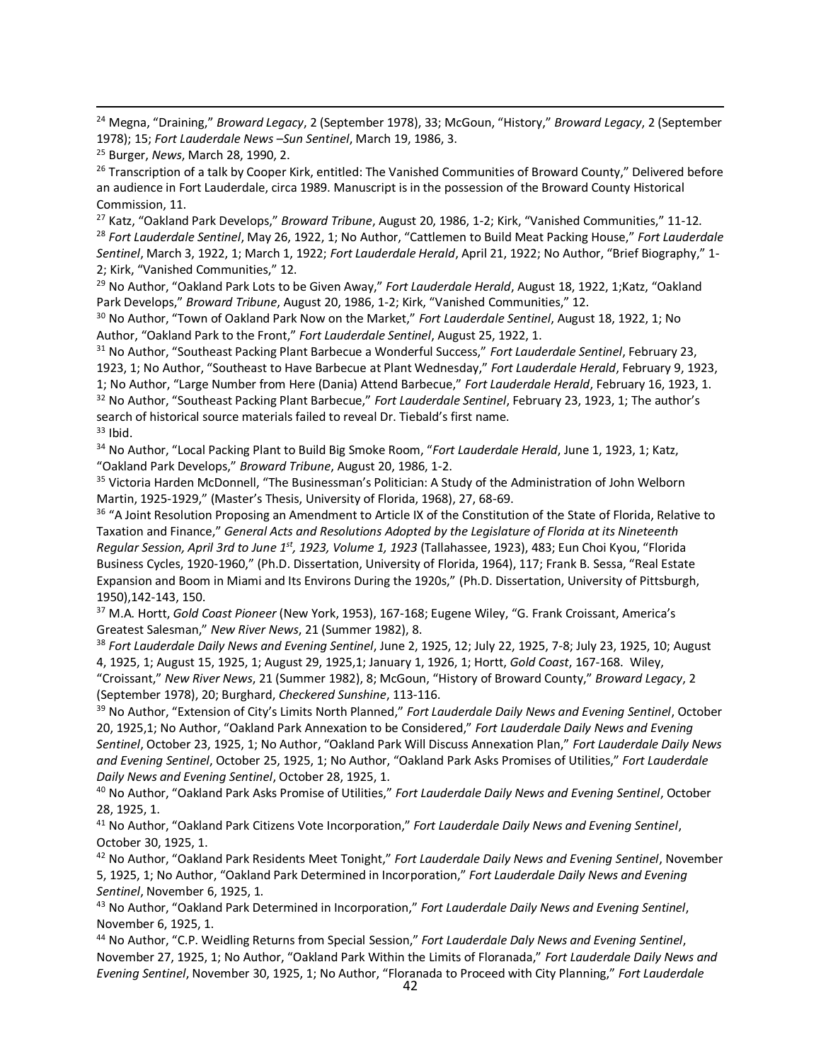[24] Megna, "Draining," *Broward Legacy*, 2 (September 1978), 33; McGoun, "History," *Broward Legacy*, 2 (September 1978); 15; *Fort Lauderdale News –Sun Sentinel*, March 19, 1986, 3.

[25] Burger, *News*, March 28, 1990, 2.

[26] Transcription of a talk by Cooper Kirk, entitled: The Vanished Communities of Broward County," Delivered before an audience in Fort Lauderdale, circa 1989. Manuscript is in the possession of the Broward County Historical Commission, 11.

[27] Katz, "Oakland Park Develops," *Broward Tribune*, August 20, 1986, 1-2; Kirk, "Vanished Communities," 11-12.

[28] *Fort Lauderdale Sentinel*, May 26, 1922, 1; No Author, "Cattlemen to Build Meat Packing House," *Fort Lauderdale Sentinel*, March 3, 1922, 1; March 1, 1922; *Fort Lauderdale Herald*, April 21, 1922; No Author, "Brief Biography," 1-2; Kirk, "Vanished Communities," 12.

[29] No Author, "Oakland Park Lots to be Given Away," *Fort Lauderdale Herald*, August 18, 1922, 1;Katz, "Oakland Park Develops," *Broward Tribune*, August 20, 1986, 1-2; Kirk, "Vanished Communities," 12.

[30] No Author, "Town of Oakland Park Now on the Market," *Fort Lauderdale Sentinel*, August 18, 1922, 1; No Author, "Oakland Park to the Front," *Fort Lauderdale Sentinel*, August 25, 1922, 1.

[31] No Author, "Southeast Packing Plant Barbecue a Wonderful Success," *Fort Lauderdale Sentinel*, February 23, 1923, 1; No Author, "Southeast to Have Barbecue at Plant Wednesday," *Fort Lauderdale Herald*, February 9, 1923, 1; No Author, "Large Number from Here (Dania) Attend Barbecue," *Fort Lauderdale Herald*, February 16, 1923, 1.

[32] No Author, "Southeast Packing Plant Barbecue," *Fort Lauderdale Sentinel*, February 23, 1923, 1; The author's search of historical source materials failed to reveal Dr. Tiebald's first name.

[33] Ibid.

[34] No Author, "Local Packing Plant to Build Big Smoke Room, "*Fort Lauderdale Herald*, June 1, 1923, 1; Katz, "Oakland Park Develops," *Broward Tribune*, August 20, 1986, 1-2.

[35] Victoria Harden McDonnell, "The Businessman's Politician: A Study of the Administration of John Welborn Martin, 1925-1929," (Master's Thesis, University of Florida, 1968), 27, 68-69.

[36] "A Joint Resolution Proposing an Amendment to Article IX of the Constitution of the State of Florida, Relative to Taxation and Finance," *General Acts and Resolutions Adopted by the Legislature of Florida at its Nineteenth Regular Session, April 3rd to June 1st, 1923, Volume 1, 1923* (Tallahassee, 1923), 483; Eun Choi Kyou, "Florida Business Cycles, 1920-1960," (Ph.D. Dissertation, University of Florida, 1964), 117; Frank B. Sessa, "Real Estate Expansion and Boom in Miami and Its Environs During the 1920s," (Ph.D. Dissertation, University of Pittsburgh, 1950),142-143, 150.

[37] M.A. Hortt, *Gold Coast Pioneer* (New York, 1953), 167-168; Eugene Wiley, "G. Frank Croissant, America's Greatest Salesman," *New River News*, 21 (Summer 1982), 8.

[38] *Fort Lauderdale Daily News and Evening Sentinel*, June 2, 1925, 12; July 22, 1925, 7-8; July 23, 1925, 10; August 4, 1925, 1; August 15, 1925, 1; August 29, 1925,1; January 1, 1926, 1; Hortt, *Gold Coast*, 167-168. Wiley, "Croissant," *New River News*, 21 (Summer 1982), 8; McGoun, "History of Broward County," *Broward Legacy*, 2 (September 1978), 20; Burghard, *Checkered Sunshine*, 113-116.

[39] No Author, "Extension of City's Limits North Planned," *Fort Lauderdale Daily News and Evening Sentinel*, October 20, 1925,1; No Author, "Oakland Park Annexation to be Considered," *Fort Lauderdale Daily News and Evening Sentinel*, October 23, 1925, 1; No Author, "Oakland Park Will Discuss Annexation Plan," *Fort Lauderdale Daily News and Evening Sentinel*, October 25, 1925, 1; No Author, "Oakland Park Asks Promises of Utilities," *Fort Lauderdale Daily News and Evening Sentinel*, October 28, 1925, 1.

[40] No Author, "Oakland Park Asks Promise of Utilities," *Fort Lauderdale Daily News and Evening Sentinel*, October 28, 1925, 1.

[41] No Author, "Oakland Park Citizens Vote Incorporation," *Fort Lauderdale Daily News and Evening Sentinel*, October 30, 1925, 1.

[42] No Author, "Oakland Park Residents Meet Tonight," *Fort Lauderdale Daily News and Evening Sentinel*, November 5, 1925, 1; No Author, "Oakland Park Determined in Incorporation," *Fort Lauderdale Daily News and Evening Sentinel*, November 6, 1925, 1.

[43] No Author, "Oakland Park Determined in Incorporation," *Fort Lauderdale Daily News and Evening Sentinel*, November 6, 1925, 1.

[44] No Author, "C.P. Weidling Returns from Special Session," *Fort Lauderdale Daly News and Evening Sentinel*, November 27, 1925, 1; No Author, "Oakland Park Within the Limits of Floranada," *Fort Lauderdale Daily News and Evening Sentinel*, November 30, 1925, 1; No Author, "Floranada to Proceed with City Planning," *Fort Lauderdale*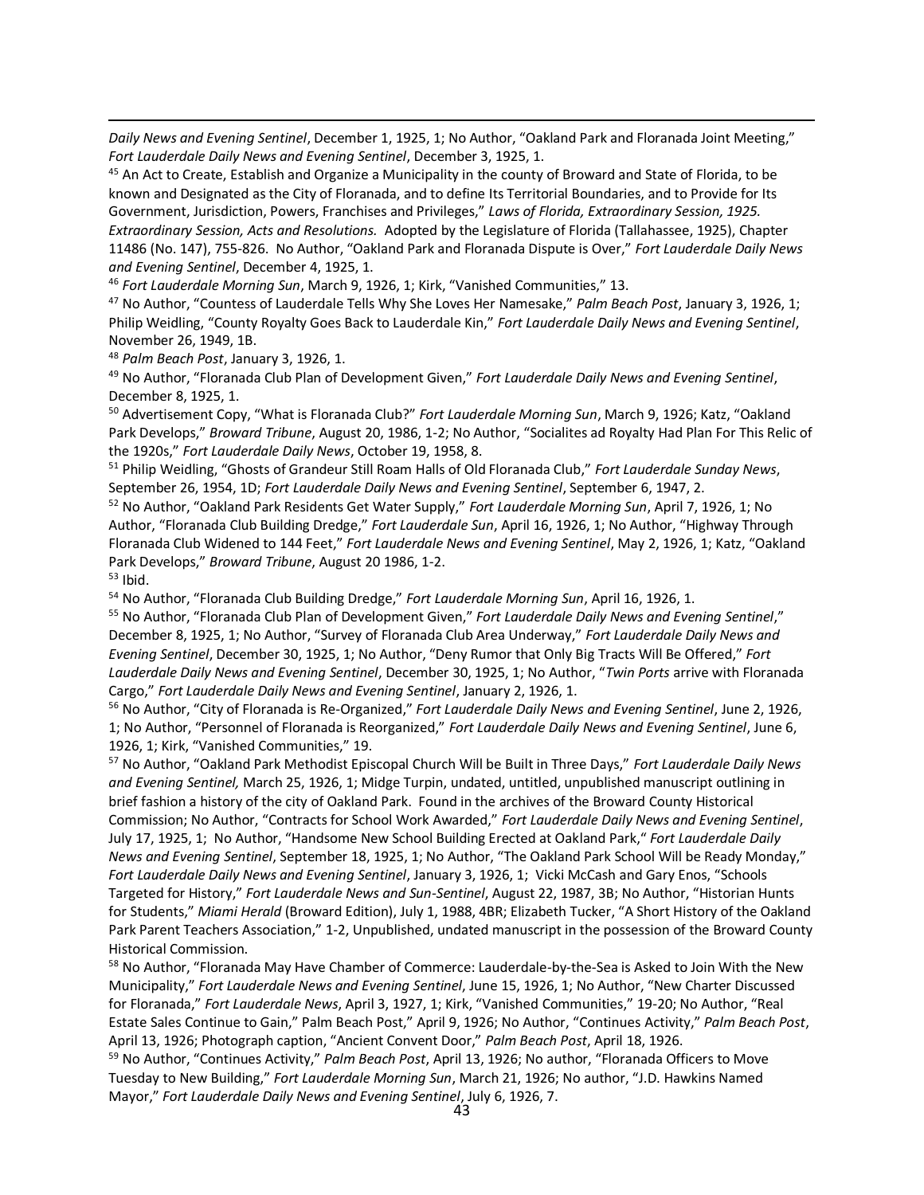*Daily News and Evening Sentinel*, December 1, 1925, 1; No Author, "Oakland Park and Floranada Joint Meeting," *Fort Lauderdale Daily News and Evening Sentinel*, December 3, 1925, 1.

[45] An Act to Create, Establish and Organize a Municipality in the county of Broward and State of Florida, to be known and Designated as the City of Floranada, and to define Its Territorial Boundaries, and to Provide for Its Government, Jurisdiction, Powers, Franchises and Privileges," *Laws of Florida, Extraordinary Session, 1925. Extraordinary Session, Acts and Resolutions.* Adopted by the Legislature of Florida (Tallahassee, 1925), Chapter 11486 (No. 147), 755-826. No Author, "Oakland Park and Floranada Dispute is Over," *Fort Lauderdale Daily News and Evening Sentinel*, December 4, 1925, 1.

[46] *Fort Lauderdale Morning Sun*, March 9, 1926, 1; Kirk, "Vanished Communities," 13.

[47] No Author, "Countess of Lauderdale Tells Why She Loves Her Namesake," *Palm Beach Post*, January 3, 1926, 1; Philip Weidling, "County Royalty Goes Back to Lauderdale Kin," *Fort Lauderdale Daily News and Evening Sentinel*, November 26, 1949, 1B.

[48] *Palm Beach Post*, January 3, 1926, 1.

[49] No Author, "Floranada Club Plan of Development Given," *Fort Lauderdale Daily News and Evening Sentinel*, December 8, 1925, 1.

[50] Advertisement Copy, "What is Floranada Club?" *Fort Lauderdale Morning Sun*, March 9, 1926; Katz, "Oakland Park Develops," *Broward Tribune*, August 20, 1986, 1-2; No Author, "Socialites ad Royalty Had Plan For This Relic of the 1920s," *Fort Lauderdale Daily News*, October 19, 1958, 8.

[51] Philip Weidling, "Ghosts of Grandeur Still Roam Halls of Old Floranada Club," *Fort Lauderdale Sunday News*, September 26, 1954, 1D; *Fort Lauderdale Daily News and Evening Sentinel*, September 6, 1947, 2.

[52] No Author, "Oakland Park Residents Get Water Supply," *Fort Lauderdale Morning Sun*, April 7, 1926, 1; No Author, "Floranada Club Building Dredge," *Fort Lauderdale Sun*, April 16, 1926, 1; No Author, "Highway Through Floranada Club Widened to 144 Feet," *Fort Lauderdale News and Evening Sentinel*, May 2, 1926, 1; Katz, "Oakland Park Develops," *Broward Tribune*, August 20 1986, 1-2.

[53] Ibid.

[54] No Author, "Floranada Club Building Dredge," *Fort Lauderdale Morning Sun*, April 16, 1926, 1.

[55] No Author, "Floranada Club Plan of Development Given," *Fort Lauderdale Daily News and Evening Sentinel*," December 8, 1925, 1; No Author, "Survey of Floranada Club Area Underway," *Fort Lauderdale Daily News and Evening Sentinel*, December 30, 1925, 1; No Author, "Deny Rumor that Only Big Tracts Will Be Offered," *Fort Lauderdale Daily News and Evening Sentinel*, December 30, 1925, 1; No Author, "*Twin Ports* arrive with Floranada Cargo," *Fort Lauderdale Daily News and Evening Sentinel*, January 2, 1926, 1.

[56] No Author, "City of Floranada is Re-Organized," *Fort Lauderdale Daily News and Evening Sentinel*, June 2, 1926, 1; No Author, "Personnel of Floranada is Reorganized," *Fort Lauderdale Daily News and Evening Sentinel*, June 6, 1926, 1; Kirk, "Vanished Communities," 19.

[57] No Author, "Oakland Park Methodist Episcopal Church Will be Built in Three Days," *Fort Lauderdale Daily News and Evening Sentinel,* March 25, 1926, 1; Midge Turpin, undated, untitled, unpublished manuscript outlining in brief fashion a history of the city of Oakland Park. Found in the archives of the Broward County Historical Commission; No Author, "Contracts for School Work Awarded," *Fort Lauderdale Daily News and Evening Sentinel*, July 17, 1925, 1; No Author, "Handsome New School Building Erected at Oakland Park," *Fort Lauderdale Daily News and Evening Sentinel*, September 18, 1925, 1; No Author, "The Oakland Park School Will be Ready Monday," *Fort Lauderdale Daily News and Evening Sentinel*, January 3, 1926, 1; Vicki McCash and Gary Enos, "Schools Targeted for History," *Fort Lauderdale News and Sun-Sentinel*, August 22, 1987, 3B; No Author, "Historian Hunts for Students," *Miami Herald* (Broward Edition), July 1, 1988, 4BR; Elizabeth Tucker, "A Short History of the Oakland Park Parent Teachers Association," 1-2, Unpublished, undated manuscript in the possession of the Broward County Historical Commission.

[58] No Author, "Floranada May Have Chamber of Commerce: Lauderdale-by-the-Sea is Asked to Join With the New Municipality," *Fort Lauderdale News and Evening Sentinel*, June 15, 1926, 1; No Author, "New Charter Discussed for Floranada," *Fort Lauderdale News*, April 3, 1927, 1; Kirk, "Vanished Communities," 19-20; No Author, "Real Estate Sales Continue to Gain," Palm Beach Post," April 9, 1926; No Author, "Continues Activity," *Palm Beach Post*, April 13, 1926; Photograph caption, "Ancient Convent Door," *Palm Beach Post*, April 18, 1926.

[59] No Author, "Continues Activity," *Palm Beach Post*, April 13, 1926; No author, "Floranada Officers to Move Tuesday to New Building," *Fort Lauderdale Morning Sun*, March 21, 1926; No author, "J.D. Hawkins Named Mayor," *Fort Lauderdale Daily News and Evening Sentinel*, July 6, 1926, 7.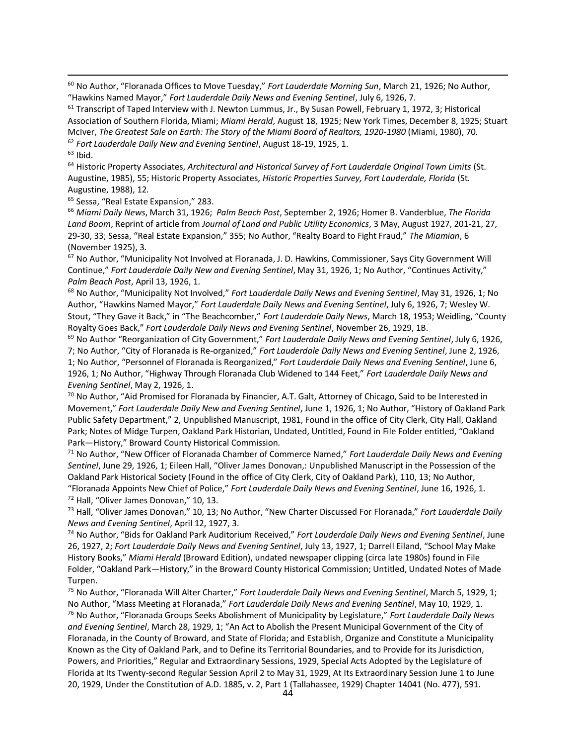[60] No Author, “Floranada Offices to Move Tuesday,” *Fort Lauderdale Morning Sun*, March 21, 1926; No Author, “Hawkins Named Mayor,” *Fort Lauderdale Daily News and Evening Sentinel*, July 6, 1926, 7.

[61] Transcript of Taped Interview with J. Newton Lummus, Jr., By Susan Powell, February 1, 1972, 3; Historical Association of Southern Florida, Miami; *Miami Herald*, August 18, 1925; New York Times, December 8, 1925; Stuart McIver, *The Greatest Sale on Earth: The Story of the Miami Board of Realtors, 1920-1980* (Miami, 1980), 70.

[62] *Fort Lauderdale Daily New and Evening Sentinel*, August 18-19, 1925, 1.

[63] Ibid.

[64] Historic Property Associates, *Architectural and Historical Survey of Fort Lauderdale Original Town Limits* (St. Augustine, 1985), 55; Historic Property Associates, *Historic Properties Survey, Fort Lauderdale, Florida* (St. Augustine, 1988), 12.

[65] Sessa, “Real Estate Expansion,” 283.

[66] *Miami Daily News*, March 31, 1926; *Palm Beach Post*, September 2, 1926; Homer B. Vanderblue, *The Florida Land Boom*, Reprint of article from *Journal of Land and Public Utility Economics*, 3 May, August 1927, 201-21, 27, 29-30, 33; Sessa, “Real Estate Expansion,” 355; No Author, “Realty Board to Fight Fraud,” *The Miamian*, 6 (November 1925), 3.

[67] No Author, “Municipality Not Involved at Floranada, J. D. Hawkins, Commissioner, Says City Government Will Continue,” *Fort Lauderdale Daily New and Evening Sentinel*, May 31, 1926, 1; No Author, “Continues Activity,” *Palm Beach Post*, April 13, 1926, 1.

[68] No Author, “Municipality Not Involved,” *Fort Lauderdale Daily News and Evening Sentinel*, May 31, 1926, 1; No Author, “Hawkins Named Mayor,” *Fort Lauderdale Daily News and Evening Sentinel*, July 6, 1926, 7; Wesley W. Stout, “They Gave it Back,” in “The Beachcomber,” *Fort Lauderdale Daily News*, March 18, 1953; Weidling, “County Royalty Goes Back,” *Fort Lauderdale Daily News and Evening Sentinel*, November 26, 1929, 1B.

[69] No Author “Reorganization of City Government,” *Fort Lauderdale Daily News and Evening Sentinel*, July 6, 1926, 7; No Author, “City of Floranada is Re-organized,” *Fort Lauderdale Daily News and Evening Sentinel*, June 2, 1926, 1; No Author, “Personnel of Floranada is Reorganized,” *Fort Lauderdale Daily News and Evening Sentinel*, June 6, 1926, 1; No Author, “Highway Through Floranada Club Widened to 144 Feet,” *Fort Lauderdale Daily News and Evening Sentinel*, May 2, 1926, 1.

[70] No Author, “Aid Promised for Floranada by Financier, A.T. Galt, Attorney of Chicago, Said to be Interested in Movement,” *Fort Lauderdale Daily New and Evening Sentinel*, June 1, 1926, 1; No Author, “History of Oakland Park Public Safety Department,” 2, Unpublished Manuscript, 1981, Found in the office of City Clerk, City Hall, Oakland Park; Notes of Midge Turpen, Oakland Park Historian, Undated, Untitled, Found in File Folder entitled, “Oakland Park—History,” Broward County Historical Commission.

[71] No Author, “New Officer of Floranada Chamber of Commerce Named,” *Fort Lauderdale Daily News and Evening Sentinel*, June 29, 1926, 1; Eileen Hall, “Oliver James Donovan,: Unpublished Manuscript in the Possession of the Oakland Park Historical Society (Found in the office of City Clerk, City of Oakland Park), 110, 13; No Author, “Floranada Appoints New Chief of Police,” *Fort Lauderdale Daily News and Evening Sentinel*, June 16, 1926, 1.

[72] Hall, “Oliver James Donovan,” 10, 13.

[73] Hall, “Oliver James Donovan,” 10, 13; No Author, “New Charter Discussed For Floranada,” *Fort Lauderdale Daily News and Evening Sentinel*, April 12, 1927, 3.

[74] No Author, “Bids for Oakland Park Auditorium Received,” *Fort Lauderdale Daily News and Evening Sentinel*, June 26, 1927, 2; *Fort Lauderdale Daily News and Evening Sentinel*, July 13, 1927, 1; Darrell Eiland, “School May Make History Books,” *Miami Herald* (Broward Edition), undated newspaper clipping (circa late 1980s) found in File Folder, “Oakland Park—History,” in the Broward County Historical Commission; Untitled, Undated Notes of Made Turpen.

[75] No Author, “Floranada Will Alter Charter,” *Fort Lauderdale Daily News and Evening Sentinel*, March 5, 1929, 1; No Author, “Mass Meeting at Floranada,” *Fort Lauderdale Daily News and Evening Sentinel*, May 10, 1929, 1.

[76] No Author, “Floranada Groups Seeks Abolishment of Municipality by Legislature,” *Fort Lauderdale Daily News and Evening Sentinel*, March 28, 1929, 1; “An Act to Abolish the Present Municipal Government of the City of Floranada, in the County of Broward, and State of Florida; and Establish, Organize and Constitute a Municipality Known as the City of Oakland Park, and to Define its Territorial Boundaries, and to Provide for its Jurisdiction, Powers, and Priorities,” Regular and Extraordinary Sessions, 1929, Special Acts Adopted by the Legislature of Florida at Its Twenty-second Regular Session April 2 to May 31, 1929, At Its Extraordinary Session June 1 to June 20, 1929, Under the Constitution of A.D. 1885, v. 2, Part 1 (Tallahassee, 1929) Chapter 14041 (No. 477), 591.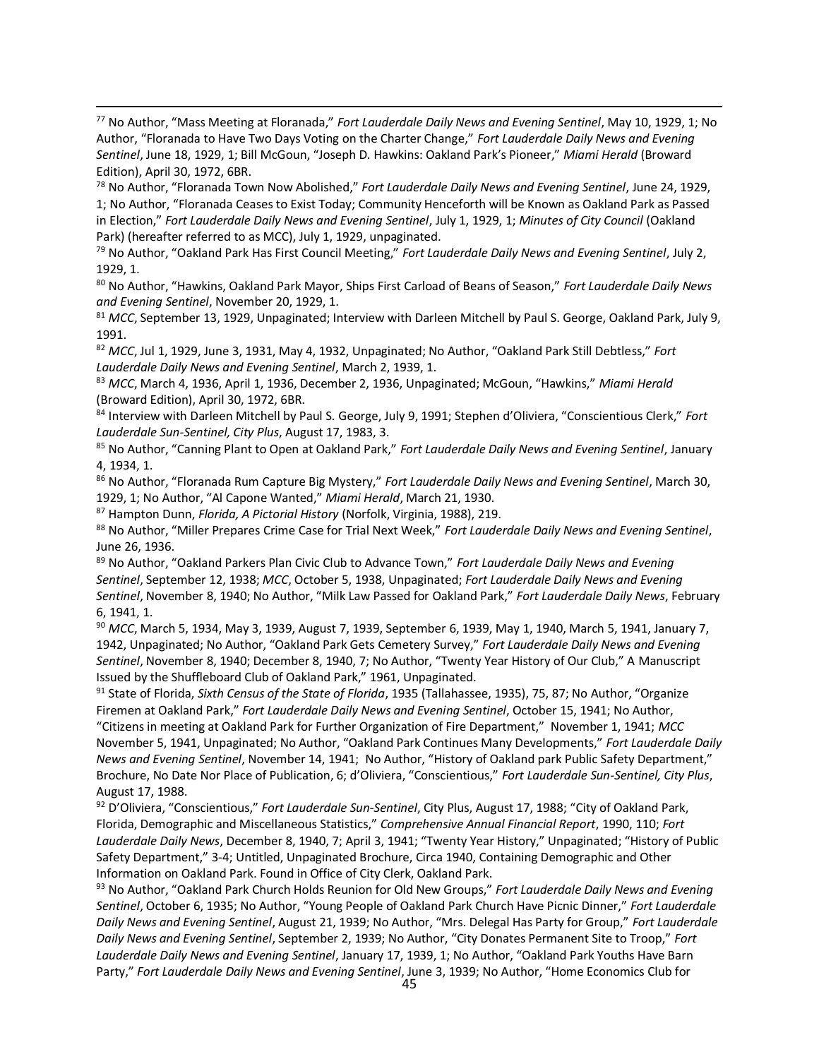[77] No Author, "Mass Meeting at Floranada," *Fort Lauderdale Daily News and Evening Sentinel*, May 10, 1929, 1; No Author, "Floranada to Have Two Days Voting on the Charter Change," *Fort Lauderdale Daily News and Evening Sentinel*, June 18, 1929, 1; Bill McGoun, "Joseph D. Hawkins: Oakland Park's Pioneer," *Miami Herald* (Broward Edition), April 30, 1972, 6BR.

[78] No Author, "Floranada Town Now Abolished," *Fort Lauderdale Daily News and Evening Sentinel*, June 24, 1929, 1; No Author, "Floranada Ceases to Exist Today; Community Henceforth will be Known as Oakland Park as Passed in Election," *Fort Lauderdale Daily News and Evening Sentinel*, July 1, 1929, 1; *Minutes of City Council* (Oakland Park) (hereafter referred to as MCC), July 1, 1929, unpaginated.

[79] No Author, "Oakland Park Has First Council Meeting," *Fort Lauderdale Daily News and Evening Sentinel*, July 2, 1929, 1.

[80] No Author, "Hawkins, Oakland Park Mayor, Ships First Carload of Beans of Season," *Fort Lauderdale Daily News and Evening Sentinel*, November 20, 1929, 1.

[81] *MCC*, September 13, 1929, Unpaginated; Interview with Darleen Mitchell by Paul S. George, Oakland Park, July 9, 1991.

[82] *MCC*, Jul 1, 1929, June 3, 1931, May 4, 1932, Unpaginated; No Author, "Oakland Park Still Debtless," *Fort Lauderdale Daily News and Evening Sentinel*, March 2, 1939, 1.

[83] *MCC*, March 4, 1936, April 1, 1936, December 2, 1936, Unpaginated; McGoun, "Hawkins," *Miami Herald* (Broward Edition), April 30, 1972, 6BR.

[84] Interview with Darleen Mitchell by Paul S. George, July 9, 1991; Stephen d'Oliviera, "Conscientious Clerk," *Fort Lauderdale Sun-Sentinel, City Plus*, August 17, 1983, 3.

[85] No Author, "Canning Plant to Open at Oakland Park," *Fort Lauderdale Daily News and Evening Sentinel*, January 4, 1934, 1.

[86] No Author, "Floranada Rum Capture Big Mystery," *Fort Lauderdale Daily News and Evening Sentinel*, March 30, 1929, 1; No Author, "Al Capone Wanted," *Miami Herald*, March 21, 1930.

[87] Hampton Dunn, *Florida, A Pictorial History* (Norfolk, Virginia, 1988), 219.

[88] No Author, "Miller Prepares Crime Case for Trial Next Week," *Fort Lauderdale Daily News and Evening Sentinel*, June 26, 1936.

[89] No Author, "Oakland Parkers Plan Civic Club to Advance Town," *Fort Lauderdale Daily News and Evening Sentinel*, September 12, 1938; *MCC*, October 5, 1938, Unpaginated; *Fort Lauderdale Daily News and Evening Sentinel*, November 8, 1940; No Author, "Milk Law Passed for Oakland Park," *Fort Lauderdale Daily News*, February 6, 1941, 1.

[90] *MCC*, March 5, 1934, May 3, 1939, August 7, 1939, September 6, 1939, May 1, 1940, March 5, 1941, January 7, 1942, Unpaginated; No Author, "Oakland Park Gets Cemetery Survey," *Fort Lauderdale Daily News and Evening Sentinel*, November 8, 1940; December 8, 1940, 7; No Author, "Twenty Year History of Our Club," A Manuscript Issued by the Shuffleboard Club of Oakland Park," 1961, Unpaginated.

[91] State of Florida, *Sixth Census of the State of Florida*, 1935 (Tallahassee, 1935), 75, 87; No Author, "Organize Firemen at Oakland Park," *Fort Lauderdale Daily News and Evening Sentinel*, October 15, 1941; No Author, "Citizens in meeting at Oakland Park for Further Organization of Fire Department," November 1, 1941; *MCC* November 5, 1941, Unpaginated; No Author, "Oakland Park Continues Many Developments," *Fort Lauderdale Daily News and Evening Sentinel*, November 14, 1941; No Author, "History of Oakland park Public Safety Department," Brochure, No Date Nor Place of Publication, 6; d'Oliviera, "Conscientious," *Fort Lauderdale Sun-Sentinel, City Plus*, August 17, 1988.

[92] D'Oliviera, "Conscientious," *Fort Lauderdale Sun-Sentinel*, City Plus, August 17, 1988; "City of Oakland Park, Florida, Demographic and Miscellaneous Statistics," *Comprehensive Annual Financial Report*, 1990, 110; *Fort Lauderdale Daily News*, December 8, 1940, 7; April 3, 1941; "Twenty Year History," Unpaginated; "History of Public Safety Department," 3-4; Untitled, Unpaginated Brochure, Circa 1940, Containing Demographic and Other Information on Oakland Park. Found in Office of City Clerk, Oakland Park.

[93] No Author, "Oakland Park Church Holds Reunion for Old New Groups," *Fort Lauderdale Daily News and Evening Sentinel*, October 6, 1935; No Author, "Young People of Oakland Park Church Have Picnic Dinner," *Fort Lauderdale Daily News and Evening Sentinel*, August 21, 1939; No Author, "Mrs. Delegal Has Party for Group," *Fort Lauderdale Daily News and Evening Sentinel*, September 2, 1939; No Author, "City Donates Permanent Site to Troop," *Fort Lauderdale Daily News and Evening Sentinel*, January 17, 1939, 1; No Author, "Oakland Park Youths Have Barn Party," *Fort Lauderdale Daily News and Evening Sentinel*, June 3, 1939; No Author, "Home Economics Club for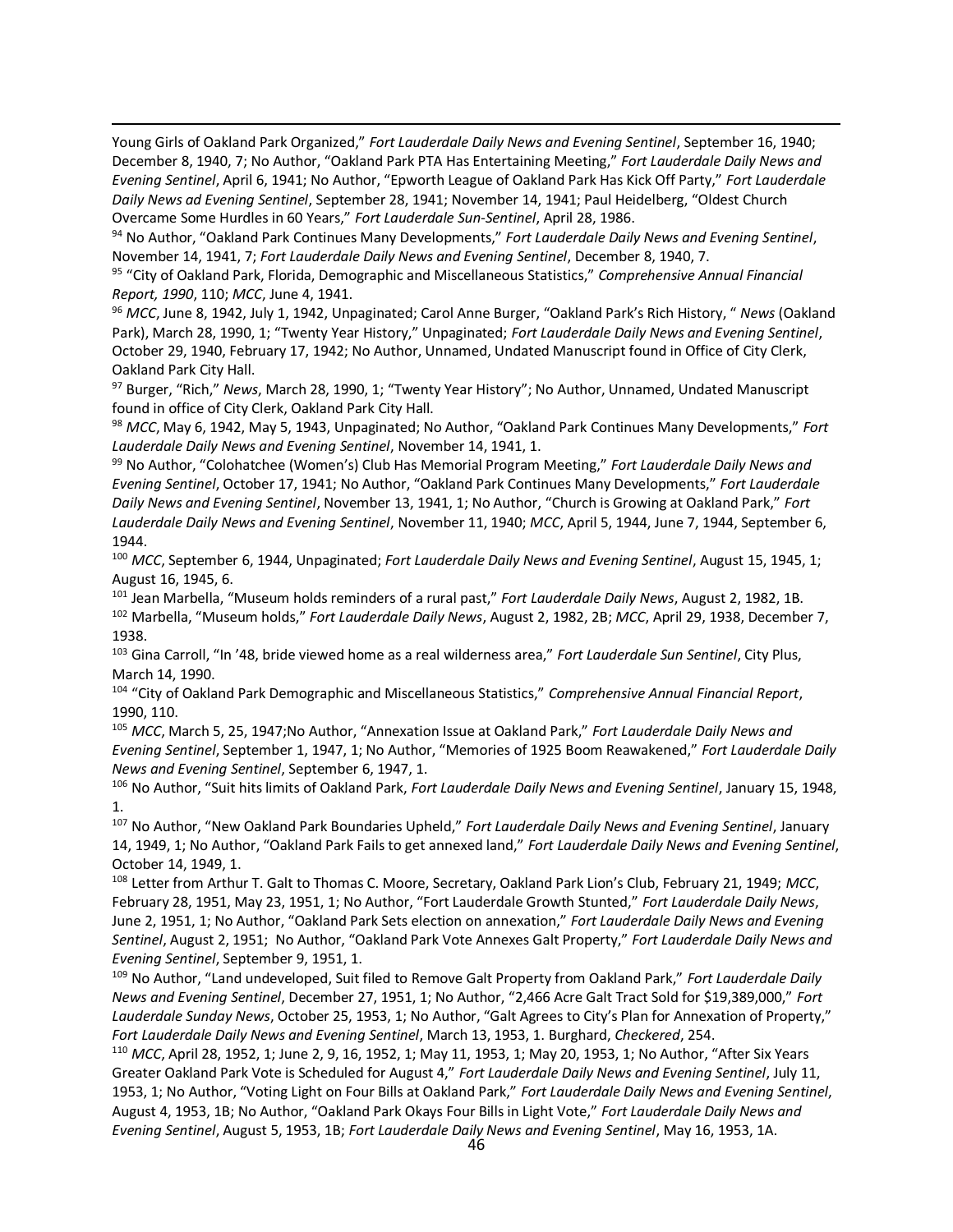Young Girls of Oakland Park Organized," *Fort Lauderdale Daily News and Evening Sentinel*, September 16, 1940; December 8, 1940, 7; No Author, "Oakland Park PTA Has Entertaining Meeting," *Fort Lauderdale Daily News and Evening Sentinel*, April 6, 1941; No Author, "Epworth League of Oakland Park Has Kick Off Party," *Fort Lauderdale Daily News ad Evening Sentinel*, September 28, 1941; November 14, 1941; Paul Heidelberg, "Oldest Church Overcame Some Hurdles in 60 Years," *Fort Lauderdale Sun-Sentinel*, April 28, 1986.

[94] No Author, "Oakland Park Continues Many Developments," *Fort Lauderdale Daily News and Evening Sentinel*, November 14, 1941, 7; *Fort Lauderdale Daily News and Evening Sentinel*, December 8, 1940, 7.

[95] "City of Oakland Park, Florida, Demographic and Miscellaneous Statistics," *Comprehensive Annual Financial Report, 1990*, 110; *MCC*, June 4, 1941.

[96] *MCC*, June 8, 1942, July 1, 1942, Unpaginated; Carol Anne Burger, "Oakland Park's Rich History, " *News* (Oakland Park), March 28, 1990, 1; "Twenty Year History," Unpaginated; *Fort Lauderdale Daily News and Evening Sentinel*, October 29, 1940, February 17, 1942; No Author, Unnamed, Undated Manuscript found in Office of City Clerk, Oakland Park City Hall.

[97] Burger, "Rich," *News*, March 28, 1990, 1; "Twenty Year History"; No Author, Unnamed, Undated Manuscript found in office of City Clerk, Oakland Park City Hall.

[98] *MCC*, May 6, 1942, May 5, 1943, Unpaginated; No Author, "Oakland Park Continues Many Developments," *Fort Lauderdale Daily News and Evening Sentinel*, November 14, 1941, 1.

[99] No Author, "Colohatchee (Women's) Club Has Memorial Program Meeting," *Fort Lauderdale Daily News and Evening Sentinel*, October 17, 1941; No Author, "Oakland Park Continues Many Developments," *Fort Lauderdale Daily News and Evening Sentinel*, November 13, 1941, 1; No Author, "Church is Growing at Oakland Park," *Fort Lauderdale Daily News and Evening Sentinel*, November 11, 1940; *MCC*, April 5, 1944, June 7, 1944, September 6, 1944.

[100] *MCC*, September 6, 1944, Unpaginated; *Fort Lauderdale Daily News and Evening Sentinel*, August 15, 1945, 1; August 16, 1945, 6.

[101] Jean Marbella, "Museum holds reminders of a rural past," *Fort Lauderdale Daily News*, August 2, 1982, 1B.

[102] Marbella, "Museum holds," *Fort Lauderdale Daily News*, August 2, 1982, 2B; *MCC*, April 29, 1938, December 7, 1938.

[103] Gina Carroll, "In '48, bride viewed home as a real wilderness area," *Fort Lauderdale Sun Sentinel*, City Plus, March 14, 1990.

[104] "City of Oakland Park Demographic and Miscellaneous Statistics," *Comprehensive Annual Financial Report*, 1990, 110.

[105] *MCC*, March 5, 25, 1947;No Author, "Annexation Issue at Oakland Park," *Fort Lauderdale Daily News and Evening Sentinel*, September 1, 1947, 1; No Author, "Memories of 1925 Boom Reawakened," *Fort Lauderdale Daily News and Evening Sentinel*, September 6, 1947, 1.

[106] No Author, "Suit hits limits of Oakland Park, *Fort Lauderdale Daily News and Evening Sentinel*, January 15, 1948, 1.

[107] No Author, "New Oakland Park Boundaries Upheld," *Fort Lauderdale Daily News and Evening Sentinel*, January 14, 1949, 1; No Author, "Oakland Park Fails to get annexed land," *Fort Lauderdale Daily News and Evening Sentinel*, October 14, 1949, 1.

[108] Letter from Arthur T. Galt to Thomas C. Moore, Secretary, Oakland Park Lion's Club, February 21, 1949; *MCC*, February 28, 1951, May 23, 1951, 1; No Author, "Fort Lauderdale Growth Stunted," *Fort Lauderdale Daily News*, June 2, 1951, 1; No Author, "Oakland Park Sets election on annexation," *Fort Lauderdale Daily News and Evening Sentinel*, August 2, 1951; No Author, "Oakland Park Vote Annexes Galt Property," *Fort Lauderdale Daily News and Evening Sentinel*, September 9, 1951, 1.

[109] No Author, "Land undeveloped, Suit filed to Remove Galt Property from Oakland Park," *Fort Lauderdale Daily News and Evening Sentinel*, December 27, 1951, 1; No Author, "2,466 Acre Galt Tract Sold for $19,389,000," *Fort Lauderdale Sunday News*, October 25, 1953, 1; No Author, "Galt Agrees to City's Plan for Annexation of Property," *Fort Lauderdale Daily News and Evening Sentinel*, March 13, 1953, 1. Burghard, *Checkered*, 254.

[110] *MCC*, April 28, 1952, 1; June 2, 9, 16, 1952, 1; May 11, 1953, 1; May 20, 1953, 1; No Author, "After Six Years Greater Oakland Park Vote is Scheduled for August 4," *Fort Lauderdale Daily News and Evening Sentinel*, July 11, 1953, 1; No Author, "Voting Light on Four Bills at Oakland Park," *Fort Lauderdale Daily News and Evening Sentinel*, August 4, 1953, 1B; No Author, "Oakland Park Okays Four Bills in Light Vote," *Fort Lauderdale Daily News and Evening Sentinel*, August 5, 1953, 1B; *Fort Lauderdale Daily News and Evening Sentinel*, May 16, 1953, 1A.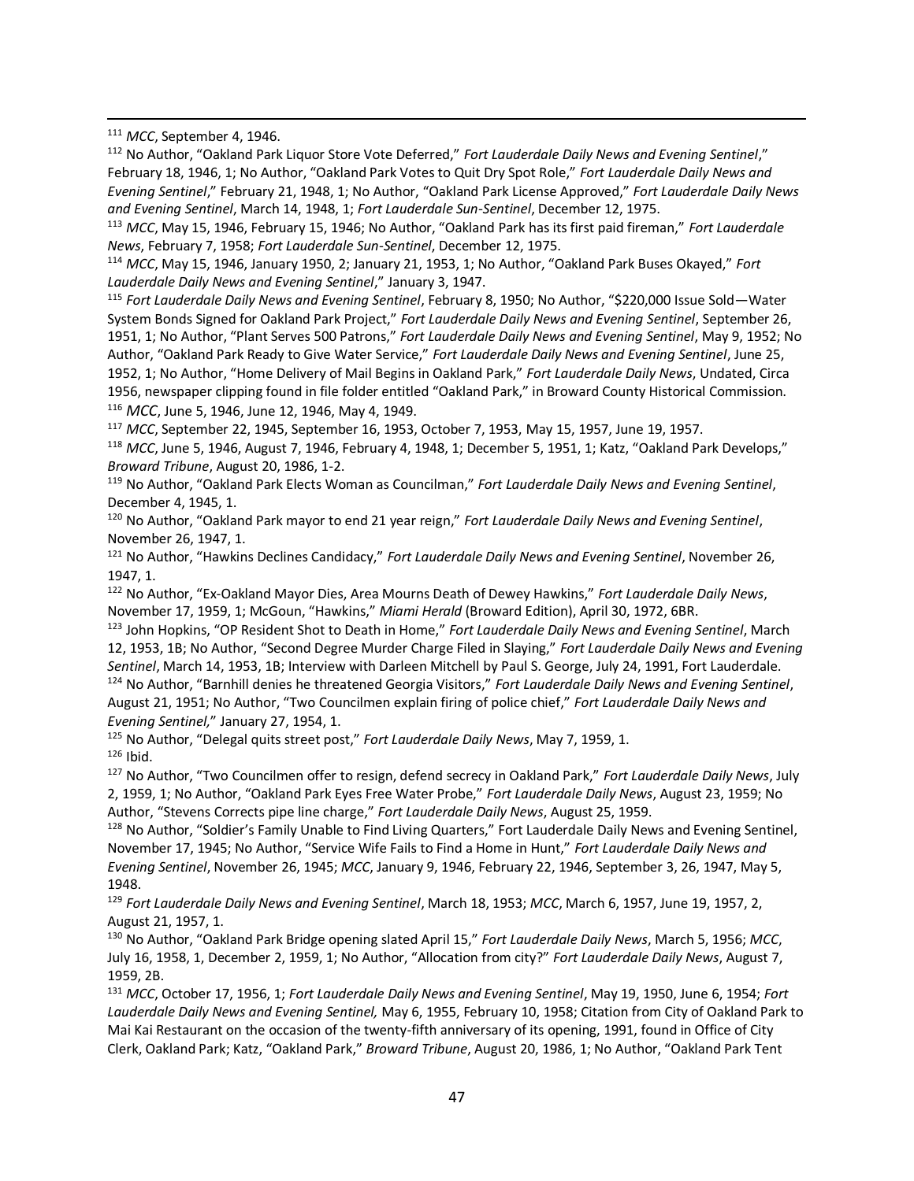[111] *MCC*, September 4, 1946.

[112] No Author, "Oakland Park Liquor Store Vote Deferred," *Fort Lauderdale Daily News and Evening Sentinel*," February 18, 1946, 1; No Author, "Oakland Park Votes to Quit Dry Spot Role," *Fort Lauderdale Daily News and Evening Sentinel*," February 21, 1948, 1; No Author, "Oakland Park License Approved," *Fort Lauderdale Daily News and Evening Sentinel*, March 14, 1948, 1; *Fort Lauderdale Sun-Sentinel*, December 12, 1975.

[113] *MCC*, May 15, 1946, February 15, 1946; No Author, "Oakland Park has its first paid fireman," *Fort Lauderdale News*, February 7, 1958; *Fort Lauderdale Sun-Sentinel*, December 12, 1975.

[114] *MCC*, May 15, 1946, January 1950, 2; January 21, 1953, 1; No Author, "Oakland Park Buses Okayed," *Fort Lauderdale Daily News and Evening Sentinel*," January 3, 1947.

[115] *Fort Lauderdale Daily News and Evening Sentinel*, February 8, 1950; No Author, "$220,000 Issue Sold—Water System Bonds Signed for Oakland Park Project," *Fort Lauderdale Daily News and Evening Sentinel*, September 26, 1951, 1; No Author, "Plant Serves 500 Patrons," *Fort Lauderdale Daily News and Evening Sentinel*, May 9, 1952; No Author, "Oakland Park Ready to Give Water Service," *Fort Lauderdale Daily News and Evening Sentinel*, June 25, 1952, 1; No Author, "Home Delivery of Mail Begins in Oakland Park," *Fort Lauderdale Daily News*, Undated, Circa 1956, newspaper clipping found in file folder entitled "Oakland Park," in Broward County Historical Commission.

[116] *MCC*, June 5, 1946, June 12, 1946, May 4, 1949.

[117] *MCC*, September 22, 1945, September 16, 1953, October 7, 1953, May 15, 1957, June 19, 1957.

[118] *MCC*, June 5, 1946, August 7, 1946, February 4, 1948, 1; December 5, 1951, 1; Katz, "Oakland Park Develops," *Broward Tribune*, August 20, 1986, 1-2.

[119] No Author, "Oakland Park Elects Woman as Councilman," *Fort Lauderdale Daily News and Evening Sentinel*, December 4, 1945, 1.

[120] No Author, "Oakland Park mayor to end 21 year reign," *Fort Lauderdale Daily News and Evening Sentinel*, November 26, 1947, 1.

[121] No Author, "Hawkins Declines Candidacy," *Fort Lauderdale Daily News and Evening Sentinel*, November 26, 1947, 1.

[122] No Author, "Ex-Oakland Mayor Dies, Area Mourns Death of Dewey Hawkins," *Fort Lauderdale Daily News*, November 17, 1959, 1; McGoun, "Hawkins," *Miami Herald* (Broward Edition), April 30, 1972, 6BR.

[123] John Hopkins, "OP Resident Shot to Death in Home," *Fort Lauderdale Daily News and Evening Sentinel*, March 12, 1953, 1B; No Author, "Second Degree Murder Charge Filed in Slaying," *Fort Lauderdale Daily News and Evening Sentinel*, March 14, 1953, 1B; Interview with Darleen Mitchell by Paul S. George, July 24, 1991, Fort Lauderdale.

[124] No Author, "Barnhill denies he threatened Georgia Visitors," *Fort Lauderdale Daily News and Evening Sentinel*, August 21, 1951; No Author, "Two Councilmen explain firing of police chief," *Fort Lauderdale Daily News and Evening Sentinel,*" January 27, 1954, 1.

[125] No Author, "Delegal quits street post," *Fort Lauderdale Daily News*, May 7, 1959, 1.

[126] Ibid.

[127] No Author, "Two Councilmen offer to resign, defend secrecy in Oakland Park," *Fort Lauderdale Daily News*, July 2, 1959, 1; No Author, "Oakland Park Eyes Free Water Probe," *Fort Lauderdale Daily News*, August 23, 1959; No Author, "Stevens Corrects pipe line charge," *Fort Lauderdale Daily News*, August 25, 1959.

[128] No Author, "Soldier's Family Unable to Find Living Quarters," Fort Lauderdale Daily News and Evening Sentinel, November 17, 1945; No Author, "Service Wife Fails to Find a Home in Hunt," *Fort Lauderdale Daily News and Evening Sentinel*, November 26, 1945; *MCC*, January 9, 1946, February 22, 1946, September 3, 26, 1947, May 5, 1948.

[129] *Fort Lauderdale Daily News and Evening Sentinel*, March 18, 1953; *MCC*, March 6, 1957, June 19, 1957, 2, August 21, 1957, 1.

[130] No Author, "Oakland Park Bridge opening slated April 15," *Fort Lauderdale Daily News*, March 5, 1956; *MCC*, July 16, 1958, 1, December 2, 1959, 1; No Author, "Allocation from city?" *Fort Lauderdale Daily News*, August 7, 1959, 2B.

[131] *MCC*, October 17, 1956, 1; *Fort Lauderdale Daily News and Evening Sentinel*, May 19, 1950, June 6, 1954; *Fort Lauderdale Daily News and Evening Sentinel,* May 6, 1955, February 10, 1958; Citation from City of Oakland Park to Mai Kai Restaurant on the occasion of the twenty-fifth anniversary of its opening, 1991, found in Office of City Clerk, Oakland Park; Katz, "Oakland Park," *Broward Tribune*, August 20, 1986, 1; No Author, "Oakland Park Tent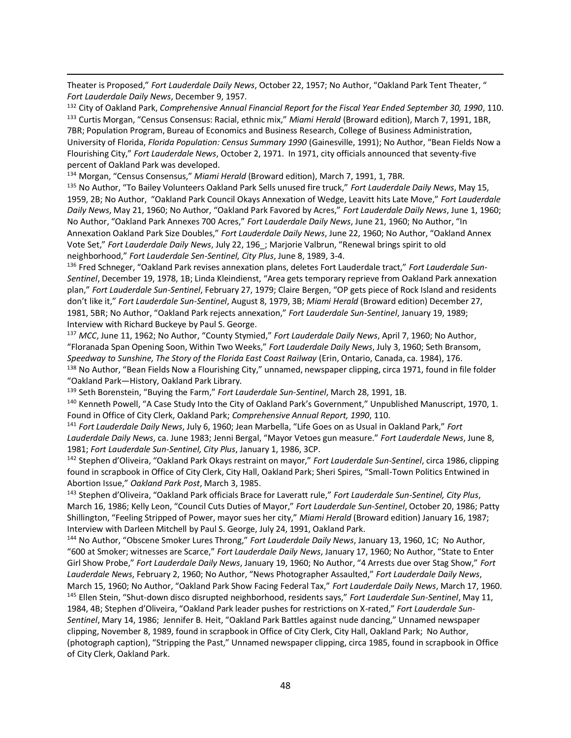Theater is Proposed," *Fort Lauderdale Daily News*, October 22, 1957; No Author, "Oakland Park Tent Theater, " *Fort Lauderdale Daily News*, December 9, 1957.

[132] City of Oakland Park, *Comprehensive Annual Financial Report for the Fiscal Year Ended September 30, 1990*, 110.

[133] Curtis Morgan, "Census Consensus: Racial, ethnic mix," *Miami Herald* (Broward edition), March 7, 1991, 1BR, 7BR; Population Program, Bureau of Economics and Business Research, College of Business Administration, University of Florida, *Florida Population: Census Summary 1990* (Gainesville, 1991); No Author, "Bean Fields Now a Flourishing City," *Fort Lauderdale News*, October 2, 1971. In 1971, city officials announced that seventy-five percent of Oakland Park was developed.

[134] Morgan, "Census Consensus," *Miami Herald* (Broward edition), March 7, 1991, 1, 7BR.

[135] No Author, "To Bailey Volunteers Oakland Park Sells unused fire truck," *Fort Lauderdale Daily News*, May 15, 1959, 2B; No Author, "Oakland Park Council Okays Annexation of Wedge, Leavitt hits Late Move," *Fort Lauderdale Daily News*, May 21, 1960; No Author, "Oakland Park Favored by Acres," *Fort Lauderdale Daily News*, June 1, 1960; No Author, "Oakland Park Annexes 700 Acres," *Fort Lauderdale Daily News*, June 21, 1960; No Author, "In Annexation Oakland Park Size Doubles," *Fort Lauderdale Daily News*, June 22, 1960; No Author, "Oakland Annex Vote Set," *Fort Lauderdale Daily News*, July 22, 196_; Marjorie Valbrun, "Renewal brings spirit to old neighborhood," *Fort Lauderdale Sen-Sentinel, City Plus*, June 8, 1989, 3-4.

[136] Fred Schneger, "Oakland Park revises annexation plans, deletes Fort Lauderdale tract," *Fort Lauderdale Sun-Sentinel*, December 19, 1978, 1B; Linda Kleindienst, "Area gets temporary reprieve from Oakland Park annexation plan," *Fort Lauderdale Sun-Sentinel*, February 27, 1979; Claire Bergen, "OP gets piece of Rock Island and residents don't like it," *Fort Lauderdale Sun-Sentinel*, August 8, 1979, 3B; *Miami Herald* (Broward edition) December 27, 1981, 5BR; No Author, "Oakland Park rejects annexation," *Fort Lauderdale Sun-Sentinel*, January 19, 1989; Interview with Richard Buckeye by Paul S. George.

[137] *MCC*, June 11, 1962; No Author, "County Stymied," *Fort Lauderdale Daily News*, April 7, 1960; No Author, "Floranada Span Opening Soon, Within Two Weeks," *Fort Lauderdale Daily News*, July 3, 1960; Seth Bransom, *Speedway to Sunshine, The Story of the Florida East Coast Railway* (Erin, Ontario, Canada, ca. 1984), 176.

[138] No Author, "Bean Fields Now a Flourishing City," unnamed, newspaper clipping, circa 1971, found in file folder "Oakland Park—History, Oakland Park Library.

[139] Seth Borenstein, "Buying the Farm," *Fort Lauderdale Sun-Sentinel*, March 28, 1991, 1B.

[140] Kenneth Powell, "A Case Study Into the City of Oakland Park's Government," Unpublished Manuscript, 1970, 1. Found in Office of City Clerk, Oakland Park; *Comprehensive Annual Report, 1990*, 110.

[141] *Fort Lauderdale Daily News*, July 6, 1960; Jean Marbella, "Life Goes on as Usual in Oakland Park," *Fort Lauderdale Daily News*, ca. June 1983; Jenni Bergal, "Mayor Vetoes gun measure." *Fort Lauderdale News*, June 8, 1981; *Fort Lauderdale Sun-Sentinel, City Plus*, January 1, 1986, 3CP.

[142] Stephen d'Oliveira, "Oakland Park Okays restraint on mayor," *Fort Lauderdale Sun-Sentinel*, circa 1986, clipping found in scrapbook in Office of City Clerk, City Hall, Oakland Park; Sheri Spires, "Small-Town Politics Entwined in Abortion Issue," *Oakland Park Post*, March 3, 1985.

[143] Stephen d'Oliveira, "Oakland Park officials Brace for Laveratt rule," *Fort Lauderdale Sun-Sentinel, City Plus*, March 16, 1986; Kelly Leon, "Council Cuts Duties of Mayor," *Fort Lauderdale Sun-Sentinel*, October 20, 1986; Patty Shillington, "Feeling Stripped of Power, mayor sues her city," *Miami Herald* (Broward edition) January 16, 1987; Interview with Darleen Mitchell by Paul S. George, July 24, 1991, Oakland Park.

[144] No Author, "Obscene Smoker Lures Throng," *Fort Lauderdale Daily News*, January 13, 1960, 1C; No Author, "600 at Smoker; witnesses are Scarce," *Fort Lauderdale Daily News*, January 17, 1960; No Author, "State to Enter Girl Show Probe," *Fort Lauderdale Daily News*, January 19, 1960; No Author, "4 Arrests due over Stag Show," *Fort Lauderdale News*, February 2, 1960; No Author, "News Photographer Assaulted," *Fort Lauderdale Daily News*, March 15, 1960; No Author, "Oakland Park Show Facing Federal Tax," *Fort Lauderdale Daily News*, March 17, 1960.

[145] Ellen Stein, "Shut-down disco disrupted neighborhood, residents says," *Fort Lauderdale Sun-Sentinel*, May 11, 1984, 4B; Stephen d'Oliveira, "Oakland Park leader pushes for restrictions on X-rated," *Fort Lauderdale Sun-Sentinel*, Mary 14, 1986; Jennifer B. Heit, "Oakland Park Battles against nude dancing," Unnamed newspaper clipping, November 8, 1989, found in scrapbook in Office of City Clerk, City Hall, Oakland Park; No Author, (photograph caption), "Stripping the Past," Unnamed newspaper clipping, circa 1985, found in scrapbook in Office of City Clerk, Oakland Park.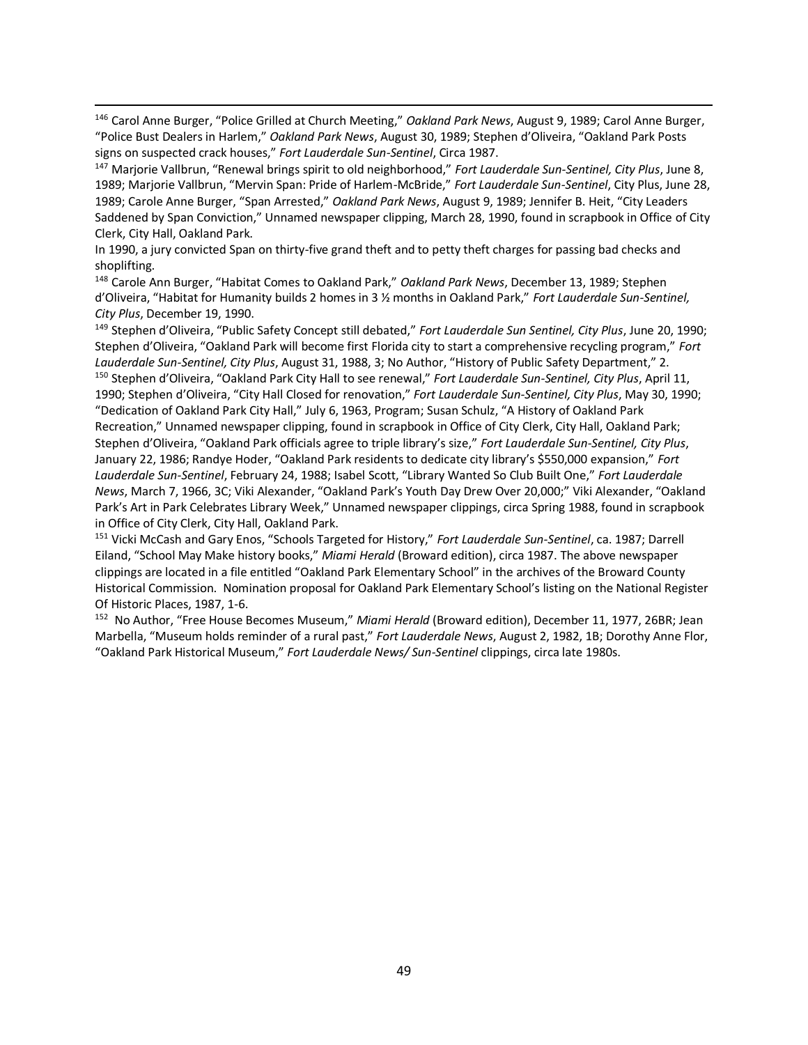[146] Carol Anne Burger, "Police Grilled at Church Meeting," *Oakland Park News*, August 9, 1989; Carol Anne Burger, "Police Bust Dealers in Harlem," *Oakland Park News*, August 30, 1989; Stephen d'Oliveira, "Oakland Park Posts signs on suspected crack houses," *Fort Lauderdale Sun-Sentinel*, Circa 1987.

[147] Marjorie Vallbrun, "Renewal brings spirit to old neighborhood," *Fort Lauderdale Sun-Sentinel, City Plus*, June 8, 1989; Marjorie Vallbrun, "Mervin Span: Pride of Harlem-McBride," *Fort Lauderdale Sun-Sentinel*, City Plus, June 28, 1989; Carole Anne Burger, "Span Arrested," *Oakland Park News*, August 9, 1989; Jennifer B. Heit, "City Leaders Saddened by Span Conviction," Unnamed newspaper clipping, March 28, 1990, found in scrapbook in Office of City Clerk, City Hall, Oakland Park.
In 1990, a jury convicted Span on thirty-five grand theft and to petty theft charges for passing bad checks and shoplifting.

[148] Carole Ann Burger, "Habitat Comes to Oakland Park," *Oakland Park News*, December 13, 1989; Stephen d'Oliveira, "Habitat for Humanity builds 2 homes in 3 ½ months in Oakland Park," *Fort Lauderdale Sun-Sentinel, City Plus*, December 19, 1990.

[149] Stephen d'Oliveira, "Public Safety Concept still debated," *Fort Lauderdale Sun Sentinel, City Plus*, June 20, 1990; Stephen d'Oliveira, "Oakland Park will become first Florida city to start a comprehensive recycling program," *Fort Lauderdale Sun-Sentinel, City Plus*, August 31, 1988, 3; No Author, "History of Public Safety Department," 2.

[150] Stephen d'Oliveira, "Oakland Park City Hall to see renewal," *Fort Lauderdale Sun-Sentinel, City Plus*, April 11, 1990; Stephen d'Oliveira, "City Hall Closed for renovation," *Fort Lauderdale Sun-Sentinel, City Plus*, May 30, 1990; "Dedication of Oakland Park City Hall," July 6, 1963, Program; Susan Schulz, "A History of Oakland Park Recreation," Unnamed newspaper clipping, found in scrapbook in Office of City Clerk, City Hall, Oakland Park; Stephen d'Oliveira, "Oakland Park officials agree to triple library's size," *Fort Lauderdale Sun-Sentinel, City Plus*, January 22, 1986; Randye Hoder, "Oakland Park residents to dedicate city library's $550,000 expansion," *Fort Lauderdale Sun-Sentinel*, February 24, 1988; Isabel Scott, "Library Wanted So Club Built One," *Fort Lauderdale News*, March 7, 1966, 3C; Viki Alexander, "Oakland Park's Youth Day Drew Over 20,000;" Viki Alexander, "Oakland Park's Art in Park Celebrates Library Week," Unnamed newspaper clippings, circa Spring 1988, found in scrapbook in Office of City Clerk, City Hall, Oakland Park.

[151] Vicki McCash and Gary Enos, "Schools Targeted for History," *Fort Lauderdale Sun-Sentinel*, ca. 1987; Darrell Eiland, "School May Make history books," *Miami Herald* (Broward edition), circa 1987. The above newspaper clippings are located in a file entitled "Oakland Park Elementary School" in the archives of the Broward County Historical Commission. Nomination proposal for Oakland Park Elementary School's listing on the National Register Of Historic Places, 1987, 1-6.

[152] No Author, "Free House Becomes Museum," *Miami Herald* (Broward edition), December 11, 1977, 26BR; Jean Marbella, "Museum holds reminder of a rural past," *Fort Lauderdale News*, August 2, 1982, 1B; Dorothy Anne Flor, "Oakland Park Historical Museum," *Fort Lauderdale News/ Sun-Sentinel* clippings, circa late 1980s.